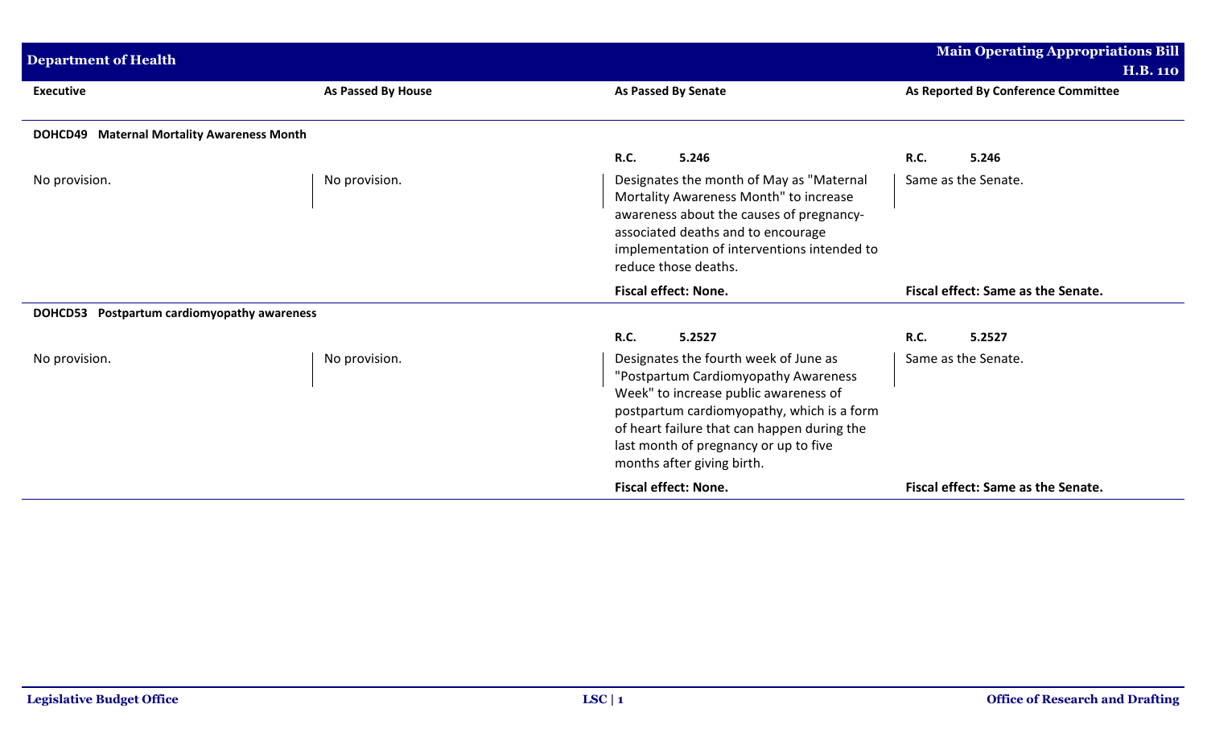## Department of Health

**Main Operating Appropriations Bill H.B. 110**

| Executive | As Passed By House | As Passed By Senate | As Reported By Conference Committee |
|---|---|---|---|
| **DOHCD49 Maternal Mortality Awareness Month** | | | |
| | | **R.C. 5.246** | **R.C. 5.246** |
| No provision. | No provision. | Designates the month of May as "Maternal Mortality Awareness Month" to increase awareness about the causes of pregnancy-associated deaths and to encourage implementation of interventions intended to reduce those deaths. | Same as the Senate. |
| | | **Fiscal effect: None.** | **Fiscal effect: Same as the Senate.** |
| **DOHCD53 Postpartum cardiomyopathy awareness** | | | |
| | | **R.C. 5.2527** | **R.C. 5.2527** |
| No provision. | No provision. | Designates the fourth week of June as "Postpartum Cardiomyopathy Awareness Week" to increase public awareness of postpartum cardiomyopathy, which is a form of heart failure that can happen during the last month of pregnancy or up to five months after giving birth. | Same as the Senate. |
| | | **Fiscal effect: None.** | **Fiscal effect: Same as the Senate.** |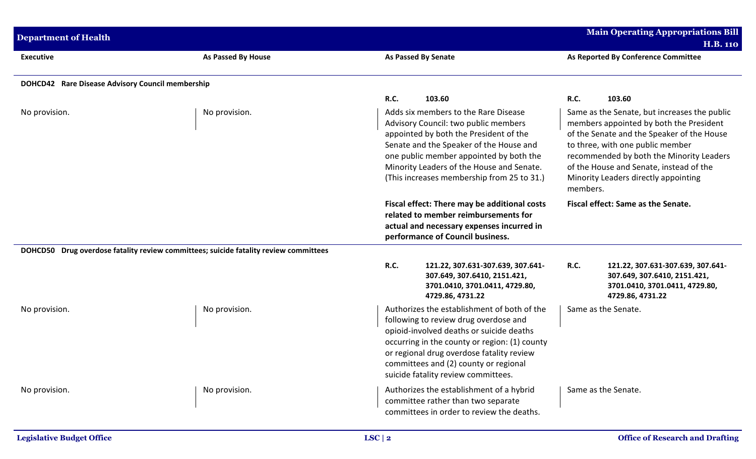| Executive | As Passed By House | As Passed By Senate | As Reported By Conference Committee |
|---|---|---|---|
| **DOHCD42 Rare Disease Advisory Council membership** | | | |
| | | **R.C.** 103.60 | **R.C.** 103.60 |
| No provision. | No provision. | Adds six members to the Rare Disease Advisory Council: two public members appointed by both the President of the Senate and the Speaker of the House and one public member appointed by both the Minority Leaders of the House and Senate. (This increases membership from 25 to 31.) | Same as the Senate, but increases the public members appointed by both the President of the Senate and the Speaker of the House to three, with one public member recommended by both the Minority Leaders of the House and Senate, instead of the Minority Leaders directly appointing members. |
| | | **Fiscal effect: There may be additional costs related to member reimbursements for actual and necessary expenses incurred in performance of Council business.** | **Fiscal effect: Same as the Senate.** |
| **DOHCD50 Drug overdose fatality review committees; suicide fatality review committees** | | | |
| | | **R.C.** **121.22, 307.631-307.639, 307.641-307.649, 307.6410, 2151.421, 3701.0410, 3701.0411, 4729.80, 4729.86, 4731.22** | **R.C.** **121.22, 307.631-307.639, 307.641-307.649, 307.6410, 2151.421, 3701.0410, 3701.0411, 4729.80, 4729.86, 4731.22** |
| No provision. | No provision. | Authorizes the establishment of both of the following to review drug overdose and opioid-involved deaths or suicide deaths occurring in the county or region: (1) county or regional drug overdose fatality review committees and (2) county or regional suicide fatality review committees. | Same as the Senate. |
| No provision. | No provision. | Authorizes the establishment of a hybrid committee rather than two separate committees in order to review the deaths. | Same as the Senate. |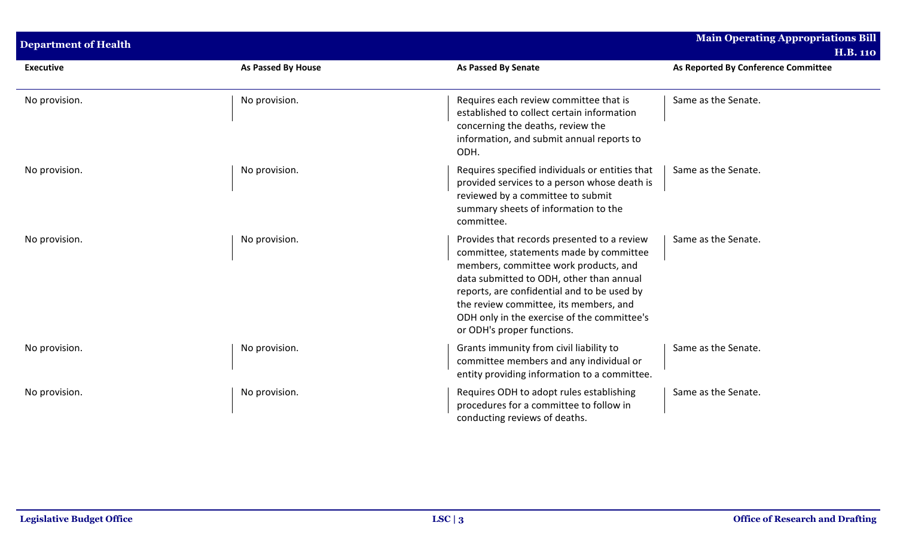## Department of Health

| Executive | As Passed By House | As Passed By Senate | As Reported By Conference Committee |
|---|---|---|---|
| No provision. | No provision. | Requires each review committee that is established to collect certain information concerning the deaths, review the information, and submit annual reports to ODH. | Same as the Senate. |
| No provision. | No provision. | Requires specified individuals or entities that provided services to a person whose death is reviewed by a committee to submit summary sheets of information to the committee. | Same as the Senate. |
| No provision. | No provision. | Provides that records presented to a review committee, statements made by committee members, committee work products, and data submitted to ODH, other than annual reports, are confidential and to be used by the review committee, its members, and ODH only in the exercise of the committee's or ODH's proper functions. | Same as the Senate. |
| No provision. | No provision. | Grants immunity from civil liability to committee members and any individual or entity providing information to a committee. | Same as the Senate. |
| No provision. | No provision. | Requires ODH to adopt rules establishing procedures for a committee to follow in conducting reviews of deaths. | Same as the Senate. |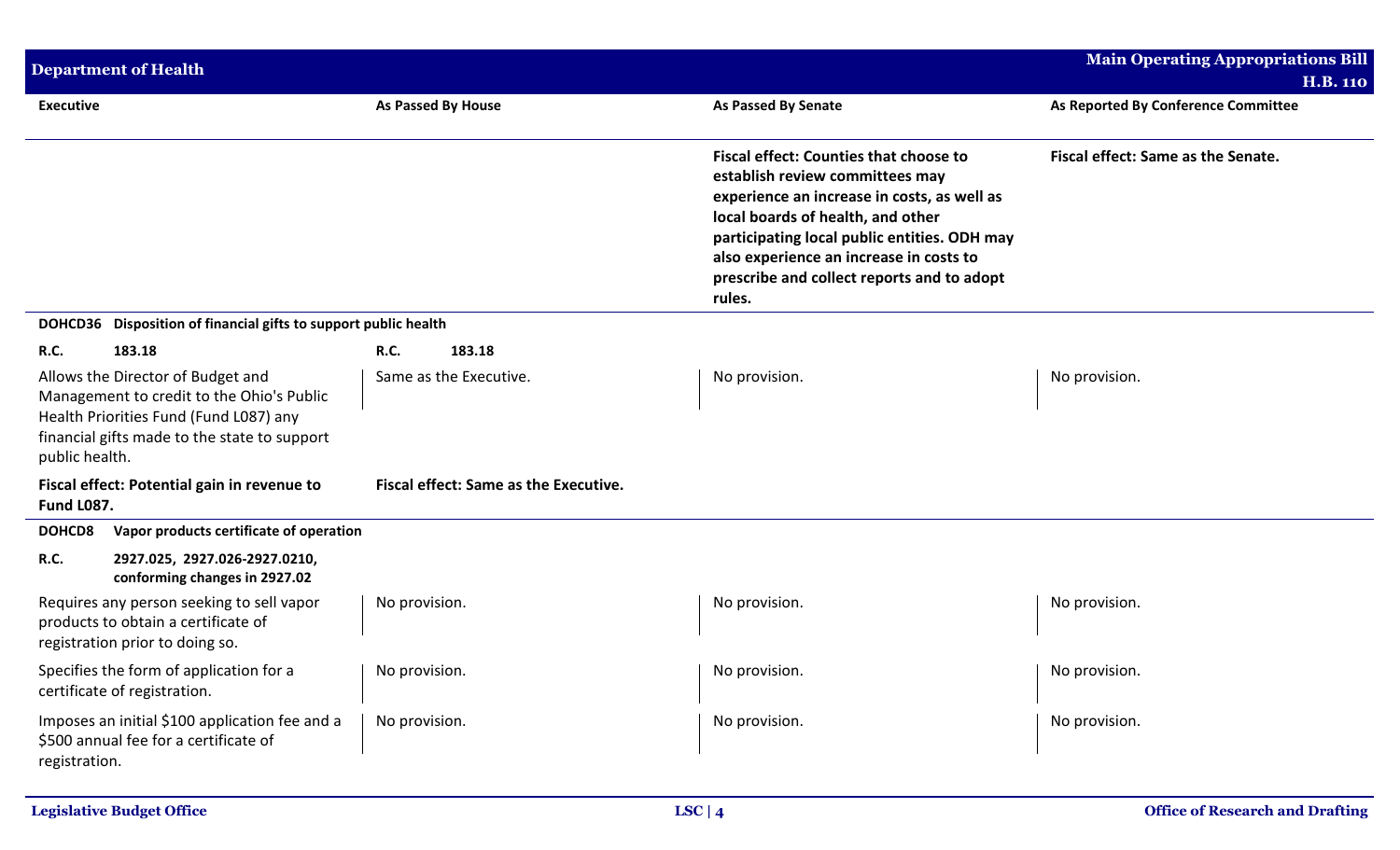| Executive | As Passed By House | As Passed By Senate | As Reported By Conference Committee |
|---|---|---|---|
| | | **Fiscal effect: Counties that choose to establish review committees may experience an increase in costs, as well as local boards of health, and other participating local public entities. ODH may also experience an increase in costs to prescribe and collect reports and to adopt rules.** | **Fiscal effect: Same as the Senate.** |
| **DOHCD36 Disposition of financial gifts to support public health** | | | |
| **R.C. 183.18** | **R.C. 183.18** | | |
| Allows the Director of Budget and Management to credit to the Ohio's Public Health Priorities Fund (Fund L087) any financial gifts made to the state to support public health. | Same as the Executive. | No provision. | No provision. |
| **Fiscal effect: Potential gain in revenue to Fund L087.** | **Fiscal effect: Same as the Executive.** | | |
| **DOHCD8 Vapor products certificate of operation** | | | |
| **R.C. 2927.025, 2927.026-2927.0210, conforming changes in 2927.02** | | | |
| Requires any person seeking to sell vapor products to obtain a certificate of registration prior to doing so. | No provision. | No provision. | No provision. |
| Specifies the form of application for a certificate of registration. | No provision. | No provision. | No provision. |
| Imposes an initial $100 application fee and a $500 annual fee for a certificate of registration. | No provision. | No provision. | No provision. |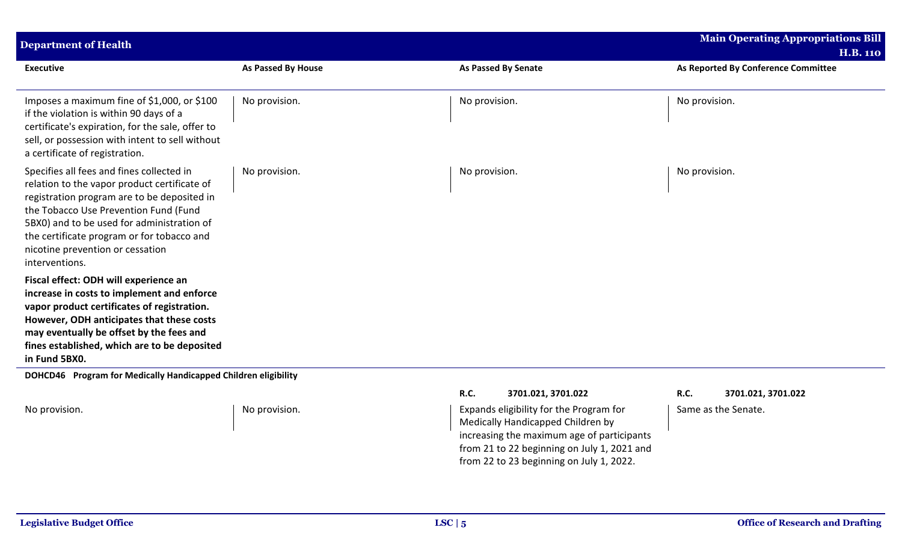| Executive | As Passed By House | As Passed By Senate | As Reported By Conference Committee |
|---|---|---|---|
| Imposes a maximum fine of $1,000, or $100 if the violation is within 90 days of a certificate's expiration, for the sale, offer to sell, or possession with intent to sell without a certificate of registration. | No provision. | No provision. | No provision. |
| Specifies all fees and fines collected in relation to the vapor product certificate of registration program are to be deposited in the Tobacco Use Prevention Fund (Fund 5BX0) and to be used for administration of the certificate program or for tobacco and nicotine prevention or cessation interventions. | No provision. | No provision. | No provision. |
| **Fiscal effect: ODH will experience an increase in costs to implement and enforce vapor product certificates of registration. However, ODH anticipates that these costs may eventually be offset by the fees and fines established, which are to be deposited in Fund 5BX0.** | | | |
| **DOHCD46 Program for Medically Handicapped Children eligibility** | | | |
| | | **R.C. 3701.021, 3701.022** | **R.C. 3701.021, 3701.022** |
| No provision. | No provision. | Expands eligibility for the Program for Medically Handicapped Children by increasing the maximum age of participants from 21 to 22 beginning on July 1, 2021 and from 22 to 23 beginning on July 1, 2022. | Same as the Senate. |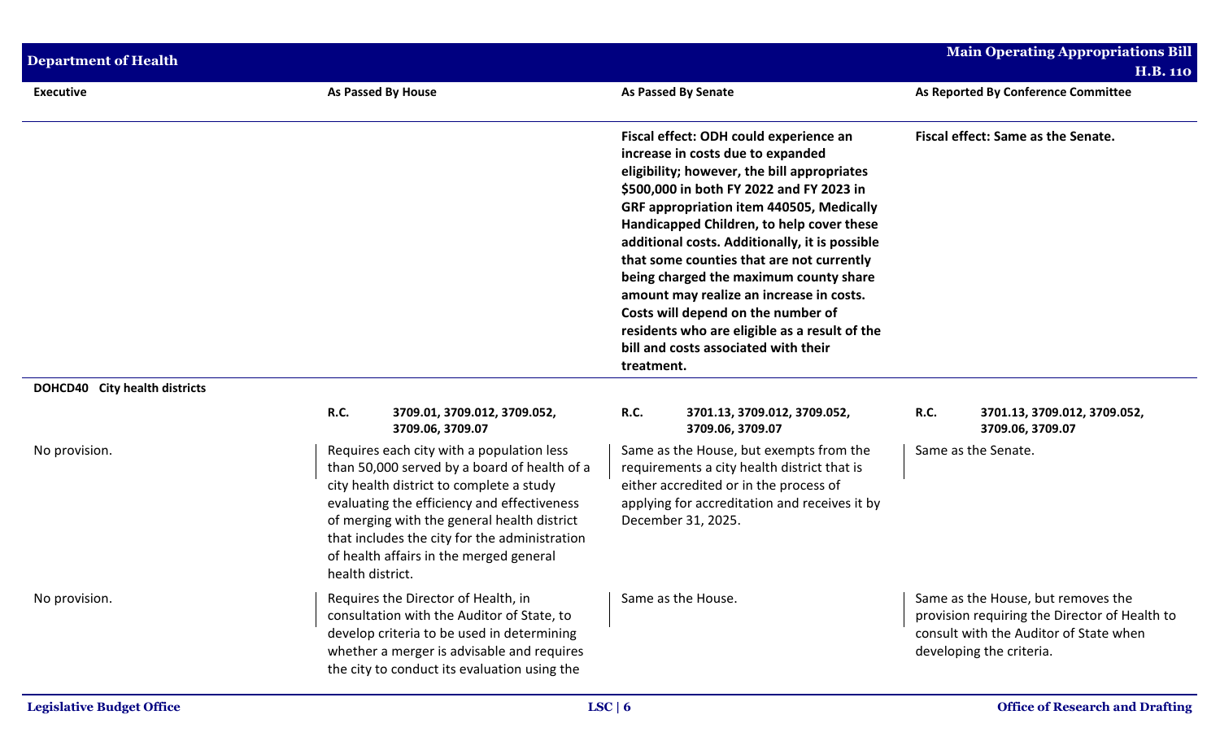| Executive | As Passed By House | As Passed By Senate | As Reported By Conference Committee |
|---|---|---|---|
| | | **Fiscal effect: ODH could experience an increase in costs due to expanded eligibility; however, the bill appropriates $500,000 in both FY 2022 and FY 2023 in GRF appropriation item 440505, Medically Handicapped Children, to help cover these additional costs. Additionally, it is possible that some counties that are not currently being charged the maximum county share amount may realize an increase in costs. Costs will depend on the number of residents who are eligible as a result of the bill and costs associated with their treatment.** | **Fiscal effect: Same as the Senate.** |
| **DOHCD40 City health districts** | | | |
| | **R.C. 3709.01, 3709.012, 3709.052, 3709.06, 3709.07** | **R.C. 3701.13, 3709.012, 3709.052, 3709.06, 3709.07** | **R.C. 3701.13, 3709.012, 3709.052, 3709.06, 3709.07** |
| No provision. | Requires each city with a population less than 50,000 served by a board of health of a city health district to complete a study evaluating the efficiency and effectiveness of merging with the general health district that includes the city for the administration of health affairs in the merged general health district. | Same as the House, but exempts from the requirements a city health district that is either accredited or in the process of applying for accreditation and receives it by December 31, 2025. | Same as the Senate. |
| No provision. | Requires the Director of Health, in consultation with the Auditor of State, to develop criteria to be used in determining whether a merger is advisable and requires the city to conduct its evaluation using the | Same as the House. | Same as the House, but removes the provision requiring the Director of Health to consult with the Auditor of State when developing the criteria. |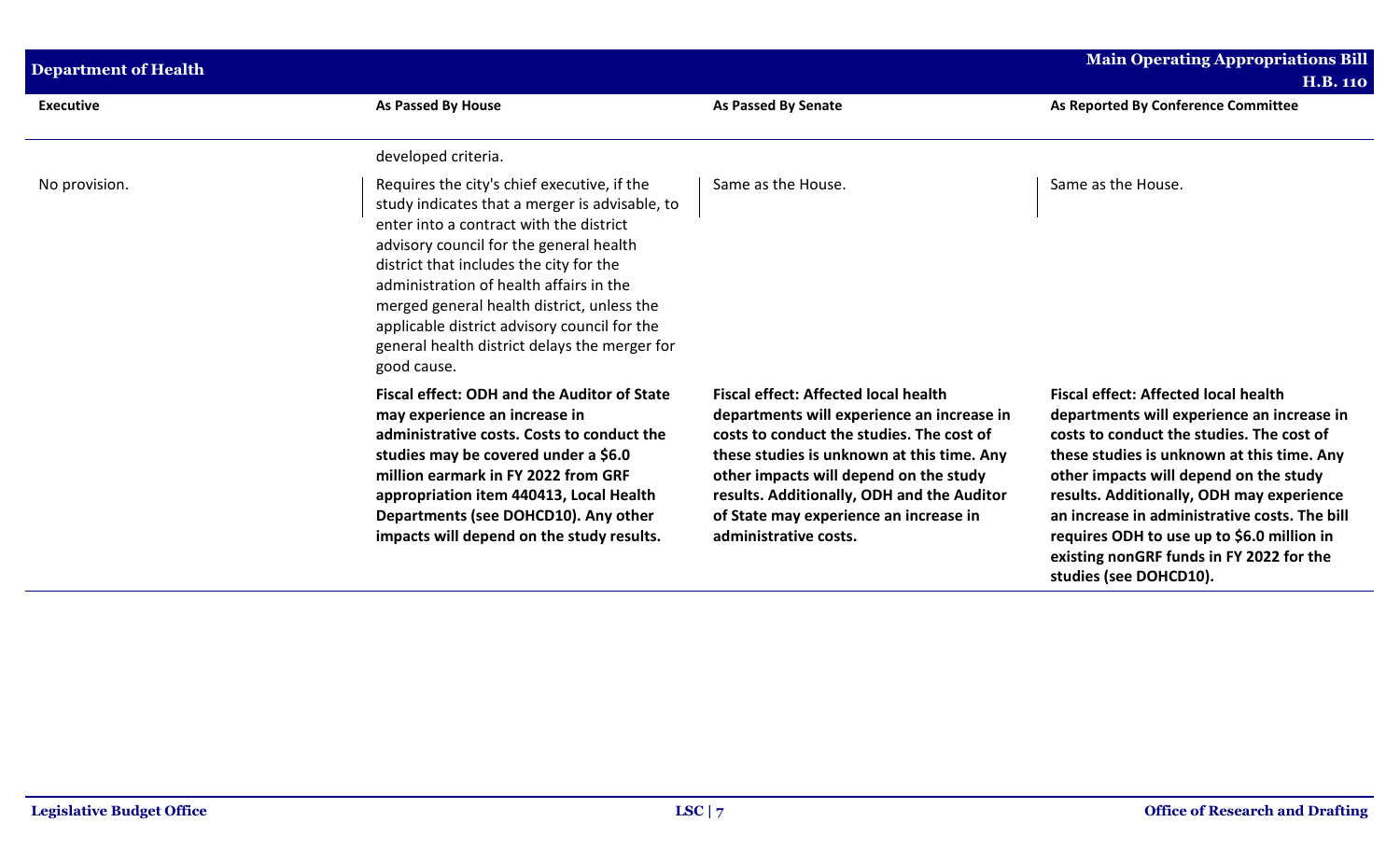| Executive | As Passed By House | As Passed By Senate | As Reported By Conference Committee |
|---|---|---|---|
| | developed criteria. | | |
| No provision. | Requires the city's chief executive, if the study indicates that a merger is advisable, to enter into a contract with the district advisory council for the general health district that includes the city for the administration of health affairs in the merged general health district, unless the applicable district advisory council for the general health district delays the merger for good cause. | Same as the House. | Same as the House. |
| | **Fiscal effect: ODH and the Auditor of State may experience an increase in administrative costs. Costs to conduct the studies may be covered under a $6.0 million earmark in FY 2022 from GRF appropriation item 440413, Local Health Departments (see DOHCD10). Any other impacts will depend on the study results.** | **Fiscal effect: Affected local health departments will experience an increase in costs to conduct the studies. The cost of these studies is unknown at this time. Any other impacts will depend on the study results. Additionally, ODH and the Auditor of State may experience an increase in administrative costs.** | **Fiscal effect: Affected local health departments will experience an increase in costs to conduct the studies. The cost of these studies is unknown at this time. Any other impacts will depend on the study results. Additionally, ODH may experience an increase in administrative costs. The bill requires ODH to use up to $6.0 million in existing nonGRF funds in FY 2022 for the studies (see DOHCD10).** |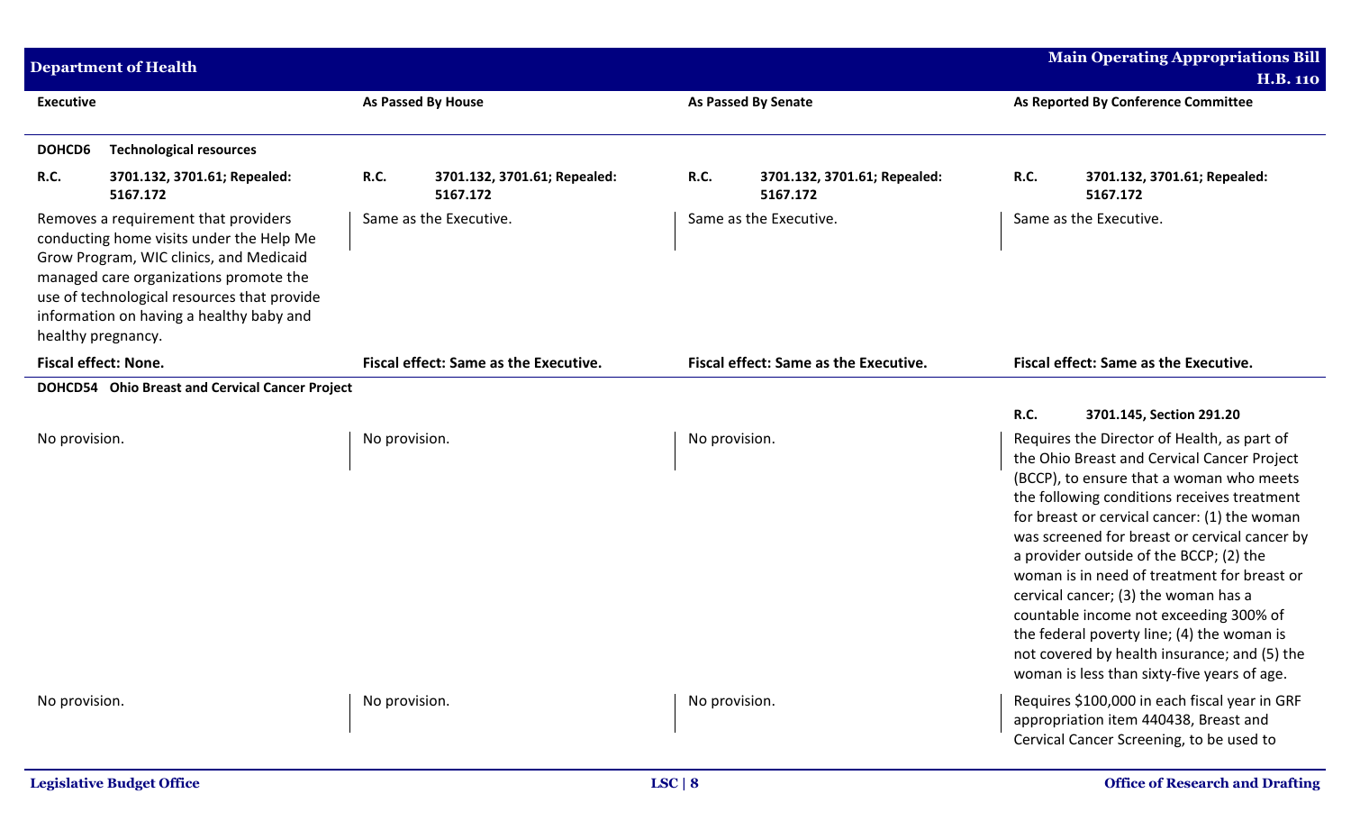| Executive | As Passed By House | As Passed By Senate | As Reported By Conference Committee |
|---|---|---|---|
| **DOHCD6 Technological resources** | | | |
| **R.C. 3701.132, 3701.61; Repealed: 5167.172** | **R.C. 3701.132, 3701.61; Repealed: 5167.172** | **R.C. 3701.132, 3701.61; Repealed: 5167.172** | **R.C. 3701.132, 3701.61; Repealed: 5167.172** |
| Removes a requirement that providers conducting home visits under the Help Me Grow Program, WIC clinics, and Medicaid managed care organizations promote the use of technological resources that provide information on having a healthy baby and healthy pregnancy. | Same as the Executive. | Same as the Executive. | Same as the Executive. |
| **Fiscal effect: None.** | **Fiscal effect: Same as the Executive.** | **Fiscal effect: Same as the Executive.** | **Fiscal effect: Same as the Executive.** |
| **DOHCD54 Ohio Breast and Cervical Cancer Project** | | | |
| | | | **R.C. 3701.145, Section 291.20** |
| No provision. | No provision. | No provision. | Requires the Director of Health, as part of the Ohio Breast and Cervical Cancer Project (BCCP), to ensure that a woman who meets the following conditions receives treatment for breast or cervical cancer: (1) the woman was screened for breast or cervical cancer by a provider outside of the BCCP; (2) the woman is in need of treatment for breast or cervical cancer; (3) the woman has a countable income not exceeding 300% of the federal poverty line; (4) the woman is not covered by health insurance; and (5) the woman is less than sixty-five years of age. |
| No provision. | No provision. | No provision. | Requires $100,000 in each fiscal year in GRF appropriation item 440438, Breast and Cervical Cancer Screening, to be used to |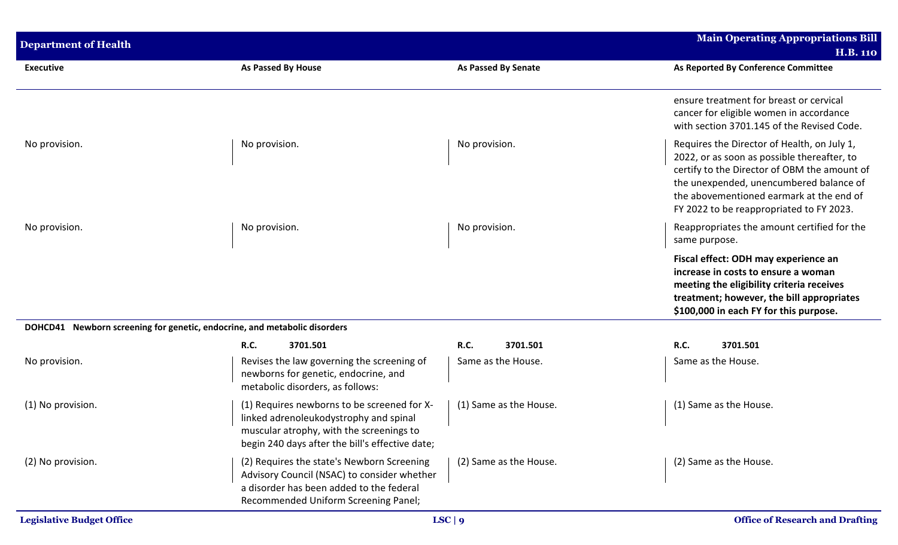| Executive | As Passed By House | As Passed By Senate | As Reported By Conference Committee |
|---|---|---|---|
| | | | ensure treatment for breast or cervical cancer for eligible women in accordance with section 3701.145 of the Revised Code. |
| No provision. | No provision. | No provision. | Requires the Director of Health, on July 1, 2022, or as soon as possible thereafter, to certify to the Director of OBM the amount of the unexpended, unencumbered balance of the abovementioned earmark at the end of FY 2022 to be reappropriated to FY 2023. |
| No provision. | No provision. | No provision. | Reappropriates the amount certified for the same purpose. |
| | | | **Fiscal effect: ODH may experience an increase in costs to ensure a woman meeting the eligibility criteria receives treatment; however, the bill appropriates $100,000 in each FY for this purpose.** |
| **DOHCD41 Newborn screening for genetic, endocrine, and metabolic disorders** | | | |
| | **R.C. 3701.501** | **R.C. 3701.501** | **R.C. 3701.501** |
| No provision. | Revises the law governing the screening of newborns for genetic, endocrine, and metabolic disorders, as follows: | Same as the House. | Same as the House. |
| (1) No provision. | (1) Requires newborns to be screened for X-linked adrenoleukodystrophy and spinal muscular atrophy, with the screenings to begin 240 days after the bill's effective date; | (1) Same as the House. | (1) Same as the House. |
| (2) No provision. | (2) Requires the state's Newborn Screening Advisory Council (NSAC) to consider whether a disorder has been added to the federal Recommended Uniform Screening Panel; | (2) Same as the House. | (2) Same as the House. |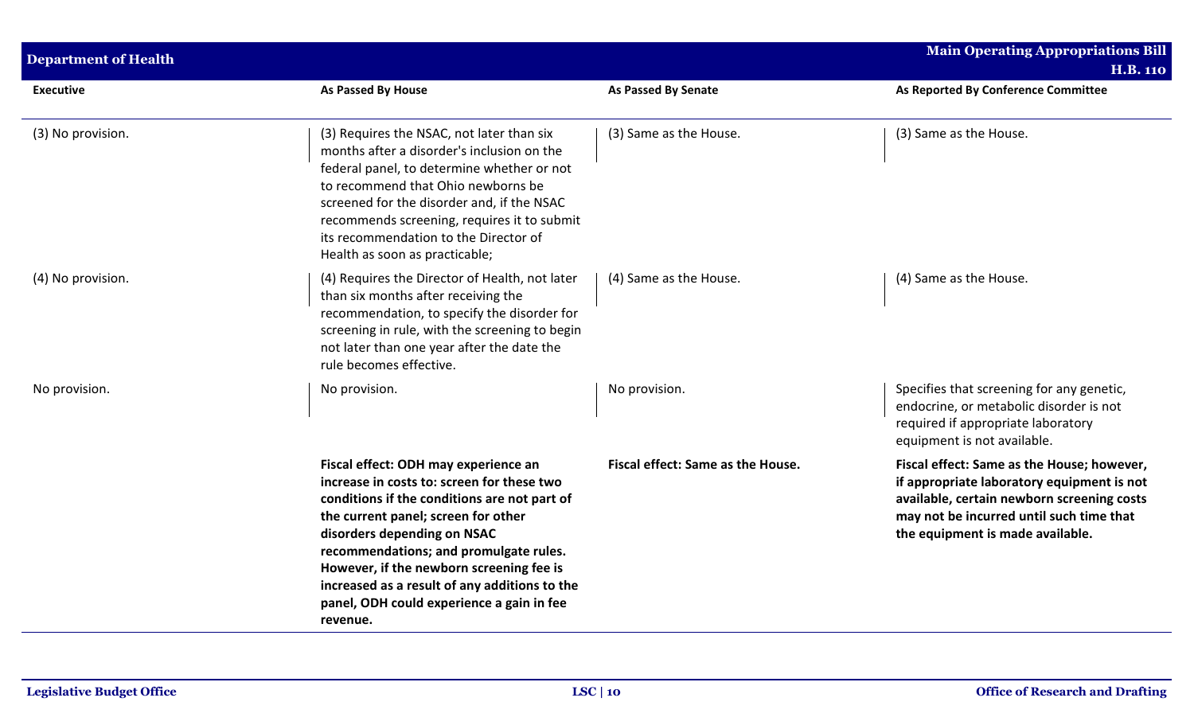| Executive | As Passed By House | As Passed By Senate | As Reported By Conference Committee |
|---|---|---|---|
| (3) No provision. | (3) Requires the NSAC, not later than six months after a disorder's inclusion on the federal panel, to determine whether or not to recommend that Ohio newborns be screened for the disorder and, if the NSAC recommends screening, requires it to submit its recommendation to the Director of Health as soon as practicable; | (3) Same as the House. | (3) Same as the House. |
| (4) No provision. | (4) Requires the Director of Health, not later than six months after receiving the recommendation, to specify the disorder for screening in rule, with the screening to begin not later than one year after the date the rule becomes effective. | (4) Same as the House. | (4) Same as the House. |
| No provision. | No provision. | No provision. | Specifies that screening for any genetic, endocrine, or metabolic disorder is not required if appropriate laboratory equipment is not available. |
| | **Fiscal effect: ODH may experience an increase in costs to: screen for these two conditions if the conditions are not part of the current panel; screen for other disorders depending on NSAC recommendations; and promulgate rules. However, if the newborn screening fee is increased as a result of any additions to the panel, ODH could experience a gain in fee revenue.** | **Fiscal effect: Same as the House.** | **Fiscal effect: Same as the House; however, if appropriate laboratory equipment is not available, certain newborn screening costs may not be incurred until such time that the equipment is made available.** |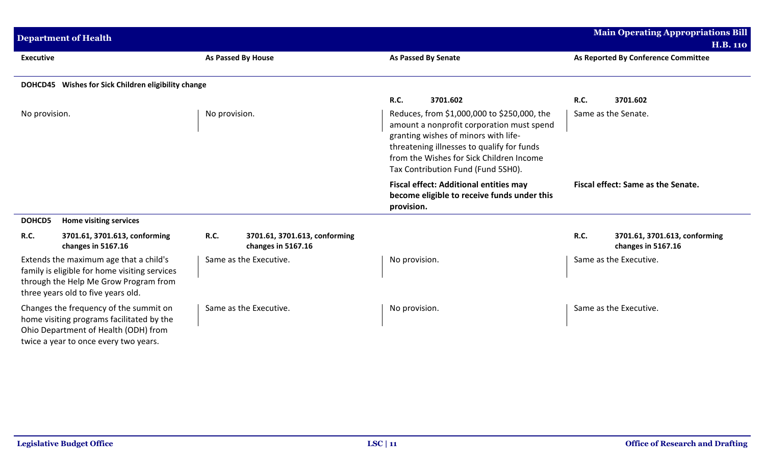| Executive | As Passed By House | As Passed By Senate | As Reported By Conference Committee |
|---|---|---|---|
| **DOHCD45 Wishes for Sick Children eligibility change** | | | |
| | | **R.C. 3701.602** | **R.C. 3701.602** |
| No provision. | No provision. | Reduces, from $1,000,000 to $250,000, the amount a nonprofit corporation must spend granting wishes of minors with life-threatening illnesses to qualify for funds from the Wishes for Sick Children Income Tax Contribution Fund (Fund 5SH0). | Same as the Senate. |
| | | **Fiscal effect: Additional entities may become eligible to receive funds under this provision.** | **Fiscal effect: Same as the Senate.** |
| **DOHCD5 Home visiting services** | | | |
| **R.C. 3701.61, 3701.613, conforming changes in 5167.16** | **R.C. 3701.61, 3701.613, conforming changes in 5167.16** | | **R.C. 3701.61, 3701.613, conforming changes in 5167.16** |
| Extends the maximum age that a child's family is eligible for home visiting services through the Help Me Grow Program from three years old to five years old. | Same as the Executive. | No provision. | Same as the Executive. |
| Changes the frequency of the summit on home visiting programs facilitated by the Ohio Department of Health (ODH) from twice a year to once every two years. | Same as the Executive. | No provision. | Same as the Executive. |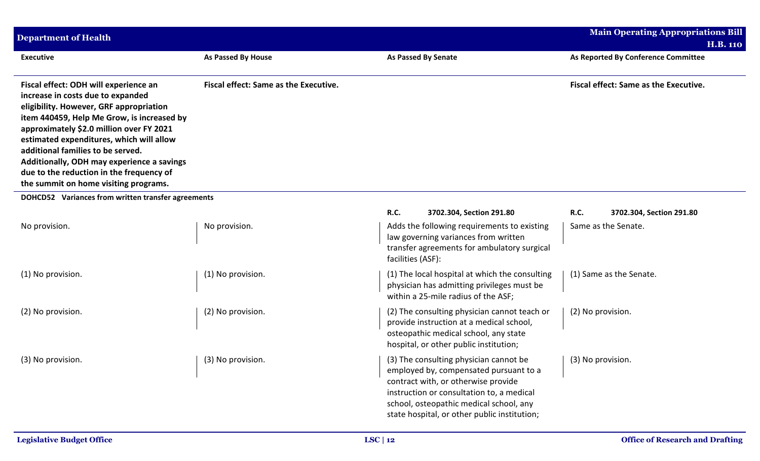| Executive | As Passed By House | As Passed By Senate | As Reported By Conference Committee |
|---|---|---|---|
| **Fiscal effect: ODH will experience an increase in costs due to expanded eligibility. However, GRF appropriation item 440459, Help Me Grow, is increased by approximately $2.0 million over FY 2021 estimated expenditures, which will allow additional families to be served. Additionally, ODH may experience a savings due to the reduction in the frequency of the summit on home visiting programs.** | **Fiscal effect: Same as the Executive.** | | **Fiscal effect: Same as the Executive.** |
| **DOHCD52 Variances from written transfer agreements** | | | |
| | | **R.C. 3702.304, Section 291.80** | **R.C. 3702.304, Section 291.80** |
| No provision. | No provision. | Adds the following requirements to existing law governing variances from written transfer agreements for ambulatory surgical facilities (ASF): | Same as the Senate. |
| (1) No provision. | (1) No provision. | (1) The local hospital at which the consulting physician has admitting privileges must be within a 25-mile radius of the ASF; | (1) Same as the Senate. |
| (2) No provision. | (2) No provision. | (2) The consulting physician cannot teach or provide instruction at a medical school, osteopathic medical school, any state hospital, or other public institution; | (2) No provision. |
| (3) No provision. | (3) No provision. | (3) The consulting physician cannot be employed by, compensated pursuant to a contract with, or otherwise provide instruction or consultation to, a medical school, osteopathic medical school, any state hospital, or other public institution; | (3) No provision. |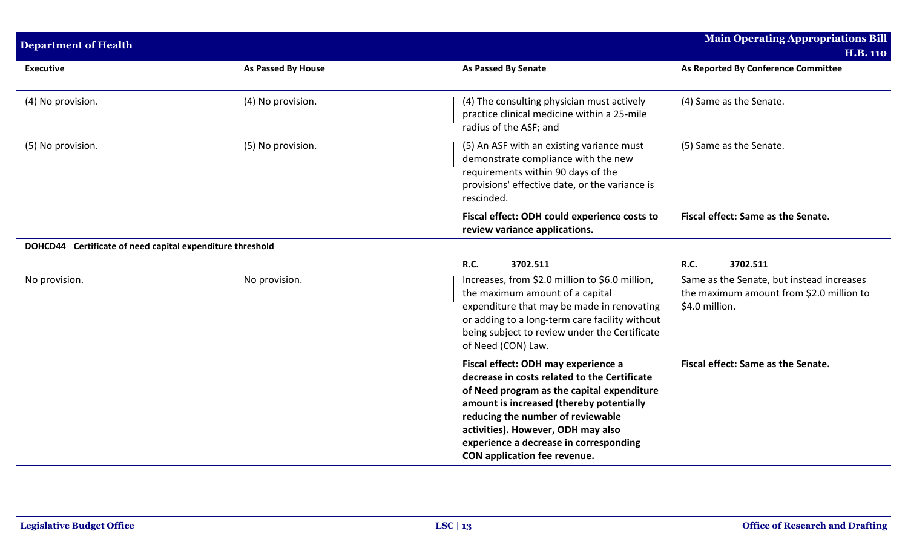| Executive | As Passed By House | As Passed By Senate | As Reported By Conference Committee |
|---|---|---|---|
| (4) No provision. | (4) No provision. | (4) The consulting physician must actively practice clinical medicine within a 25-mile radius of the ASF; and | (4) Same as the Senate. |
| (5) No provision. | (5) No provision. | (5) An ASF with an existing variance must demonstrate compliance with the new requirements within 90 days of the provisions' effective date, or the variance is rescinded. | (5) Same as the Senate. |
| | | **Fiscal effect: ODH could experience costs to review variance applications.** | **Fiscal effect: Same as the Senate.** |
| **DOHCD44 Certificate of need capital expenditure threshold** | | | |
| | | **R.C. 3702.511** | **R.C. 3702.511** |
| No provision. | No provision. | Increases, from \$2.0 million to \$6.0 million, the maximum amount of a capital expenditure that may be made in renovating or adding to a long-term care facility without being subject to review under the Certificate of Need (CON) Law. | Same as the Senate, but instead increases the maximum amount from \$2.0 million to \$4.0 million. |
| | | **Fiscal effect: ODH may experience a decrease in costs related to the Certificate of Need program as the capital expenditure amount is increased (thereby potentially reducing the number of reviewable activities). However, ODH may also experience a decrease in corresponding CON application fee revenue.** | **Fiscal effect: Same as the Senate.** |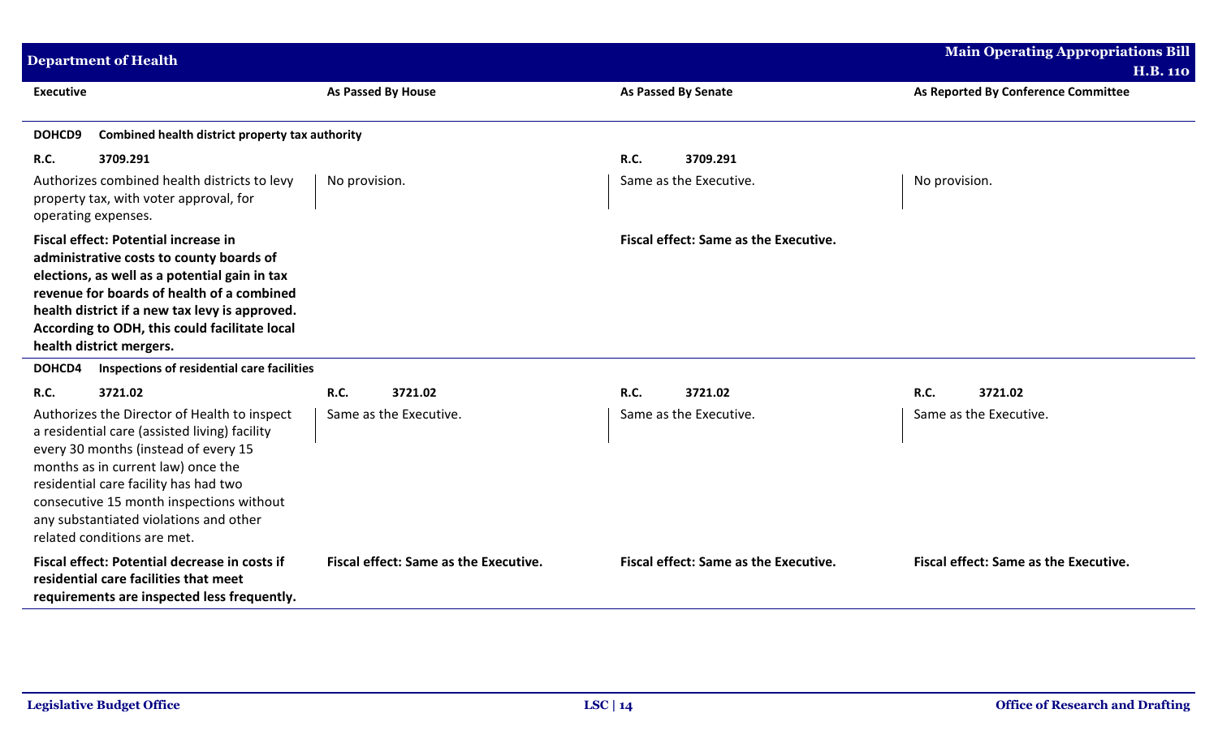| Executive | As Passed By House | As Passed By Senate | As Reported By Conference Committee |
|---|---|---|---|
| **DOHCD9 Combined health district property tax authority** | | | |
| **R.C. 3709.291** | | **R.C. 3709.291** | |
| Authorizes combined health districts to levy property tax, with voter approval, for operating expenses. | No provision. | Same as the Executive. | No provision. |
| **Fiscal effect: Potential increase in administrative costs to county boards of elections, as well as a potential gain in tax revenue for boards of health of a combined health district if a new tax levy is approved. According to ODH, this could facilitate local health district mergers.** | | **Fiscal effect: Same as the Executive.** | |
| **DOHCD4 Inspections of residential care facilities** | | | |
| **R.C. 3721.02** | **R.C. 3721.02** | **R.C. 3721.02** | **R.C. 3721.02** |
| Authorizes the Director of Health to inspect a residential care (assisted living) facility every 30 months (instead of every 15 months as in current law) once the residential care facility has had two consecutive 15 month inspections without any substantiated violations and other related conditions are met. | Same as the Executive. | Same as the Executive. | Same as the Executive. |
| **Fiscal effect: Potential decrease in costs if residential care facilities that meet requirements are inspected less frequently.** | **Fiscal effect: Same as the Executive.** | **Fiscal effect: Same as the Executive.** | **Fiscal effect: Same as the Executive.** |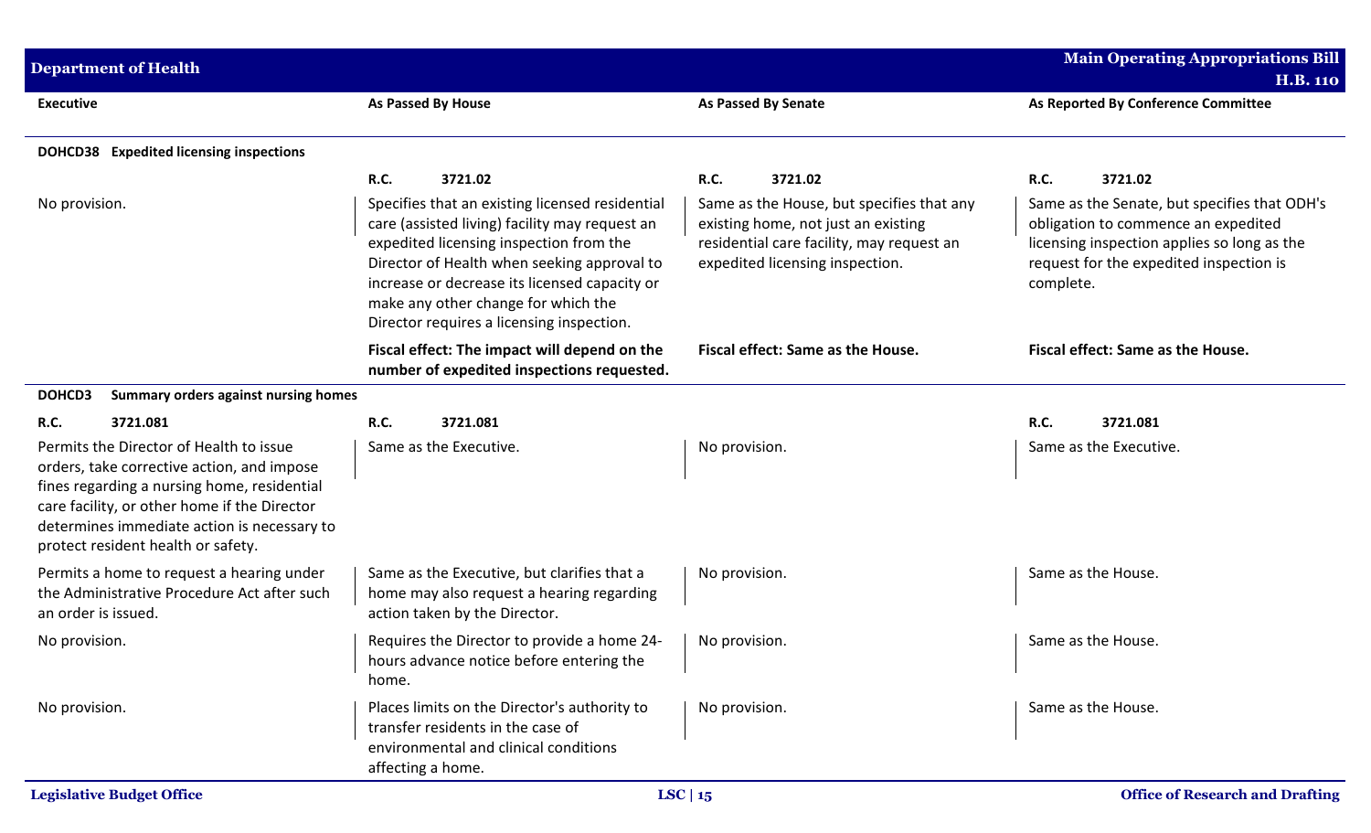| Executive | As Passed By House | As Passed By Senate | As Reported By Conference Committee |
|---|---|---|---|
| **DOHCD38 Expedited licensing inspections** | | | |
| | **R.C. 3721.02** | **R.C. 3721.02** | **R.C. 3721.02** |
| No provision. | Specifies that an existing licensed residential care (assisted living) facility may request an expedited licensing inspection from the Director of Health when seeking approval to increase or decrease its licensed capacity or make any other change for which the Director requires a licensing inspection. | Same as the House, but specifies that any existing home, not just an existing residential care facility, may request an expedited licensing inspection. | Same as the Senate, but specifies that ODH's obligation to commence an expedited licensing inspection applies so long as the request for the expedited inspection is complete. |
| | **Fiscal effect: The impact will depend on the number of expedited inspections requested.** | **Fiscal effect: Same as the House.** | **Fiscal effect: Same as the House.** |
| **DOHCD3 Summary orders against nursing homes** | | | |
| **R.C. 3721.081** | **R.C. 3721.081** | | **R.C. 3721.081** |
| Permits the Director of Health to issue orders, take corrective action, and impose fines regarding a nursing home, residential care facility, or other home if the Director determines immediate action is necessary to protect resident health or safety. | Same as the Executive. | No provision. | Same as the Executive. |
| Permits a home to request a hearing under the Administrative Procedure Act after such an order is issued. | Same as the Executive, but clarifies that a home may also request a hearing regarding action taken by the Director. | No provision. | Same as the House. |
| No provision. | Requires the Director to provide a home 24-hours advance notice before entering the home. | No provision. | Same as the House. |
| No provision. | Places limits on the Director's authority to transfer residents in the case of environmental and clinical conditions affecting a home. | No provision. | Same as the House. |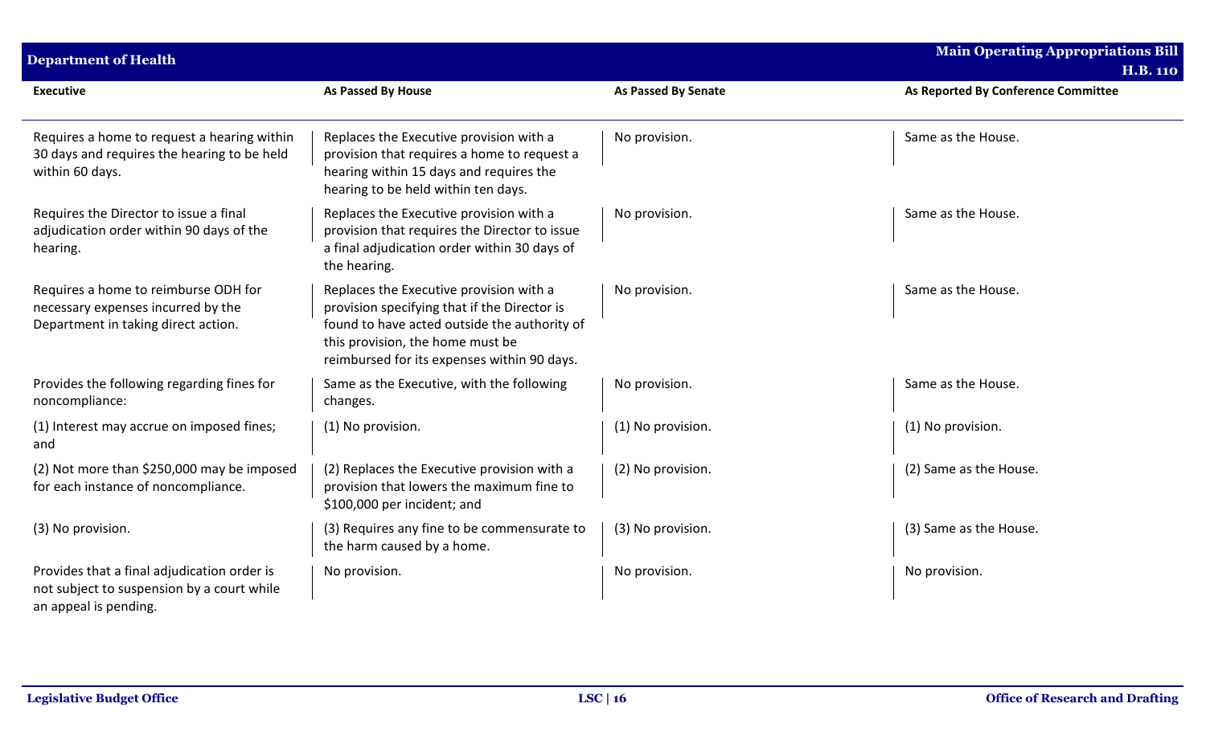| Executive | As Passed By House | As Passed By Senate | As Reported By Conference Committee |
|---|---|---|---|
| Requires a home to request a hearing within 30 days and requires the hearing to be held within 60 days. | Replaces the Executive provision with a provision that requires a home to request a hearing within 15 days and requires the hearing to be held within ten days. | No provision. | Same as the House. |
| Requires the Director to issue a final adjudication order within 90 days of the hearing. | Replaces the Executive provision with a provision that requires the Director to issue a final adjudication order within 30 days of the hearing. | No provision. | Same as the House. |
| Requires a home to reimburse ODH for necessary expenses incurred by the Department in taking direct action. | Replaces the Executive provision with a provision specifying that if the Director is found to have acted outside the authority of this provision, the home must be reimbursed for its expenses within 90 days. | No provision. | Same as the House. |
| Provides the following regarding fines for noncompliance: | Same as the Executive, with the following changes. | No provision. | Same as the House. |
| (1) Interest may accrue on imposed fines; and | (1) No provision. | (1) No provision. | (1) No provision. |
| (2) Not more than $250,000 may be imposed for each instance of noncompliance. | (2) Replaces the Executive provision with a provision that lowers the maximum fine to $100,000 per incident; and | (2) No provision. | (2) Same as the House. |
| (3) No provision. | (3) Requires any fine to be commensurate to the harm caused by a home. | (3) No provision. | (3) Same as the House. |
| Provides that a final adjudication order is not subject to suspension by a court while an appeal is pending. | No provision. | No provision. | No provision. |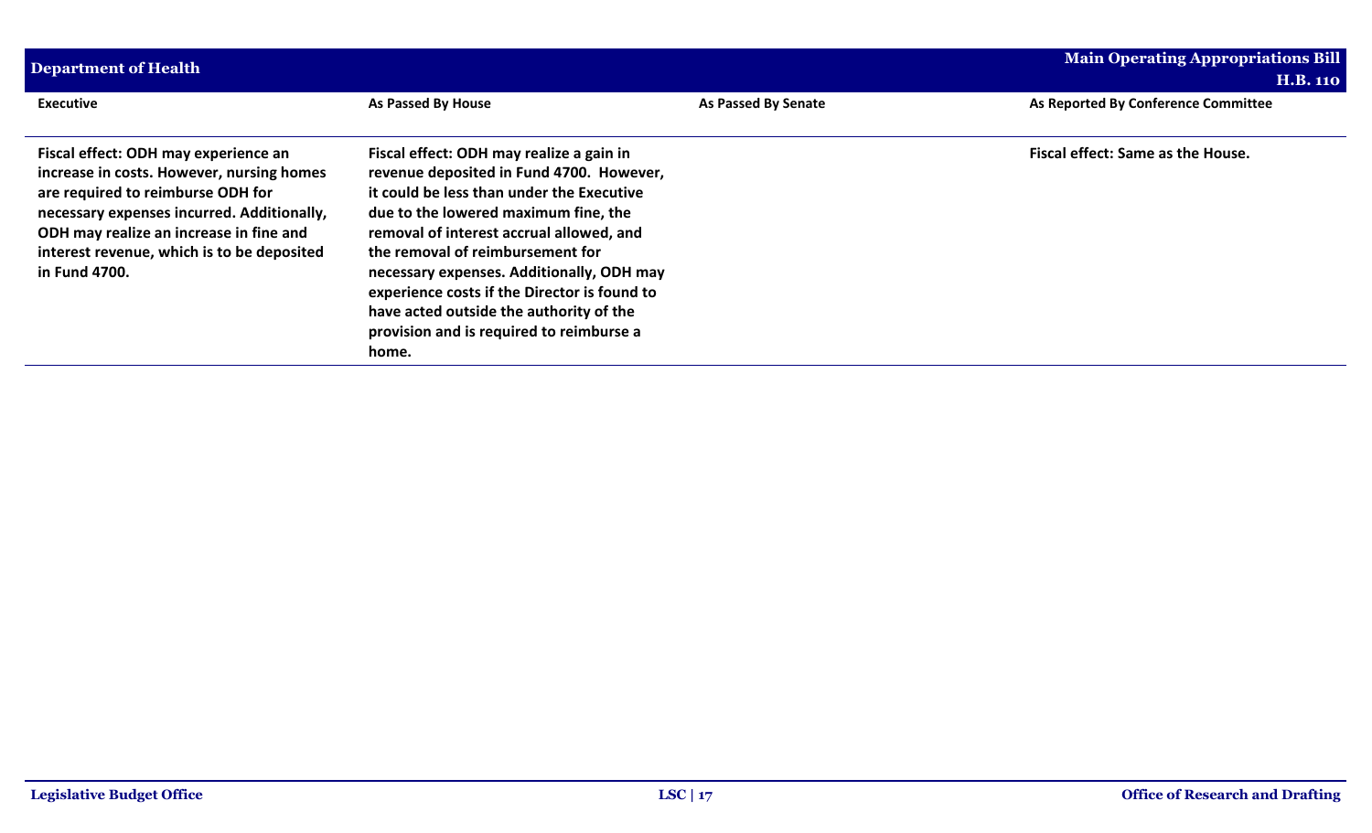| Executive | As Passed By House | As Passed By Senate | As Reported By Conference Committee |
|---|---|---|---|
| **Fiscal effect: ODH may experience an increase in costs. However, nursing homes are required to reimburse ODH for necessary expenses incurred. Additionally, ODH may realize an increase in fine and interest revenue, which is to be deposited in Fund 4700.** | **Fiscal effect: ODH may realize a gain in revenue deposited in Fund 4700. However, it could be less than under the Executive due to the lowered maximum fine, the removal of interest accrual allowed, and the removal of reimbursement for necessary expenses. Additionally, ODH may experience costs if the Director is found to have acted outside the authority of the provision and is required to reimburse a home.** | | **Fiscal effect: Same as the House.** |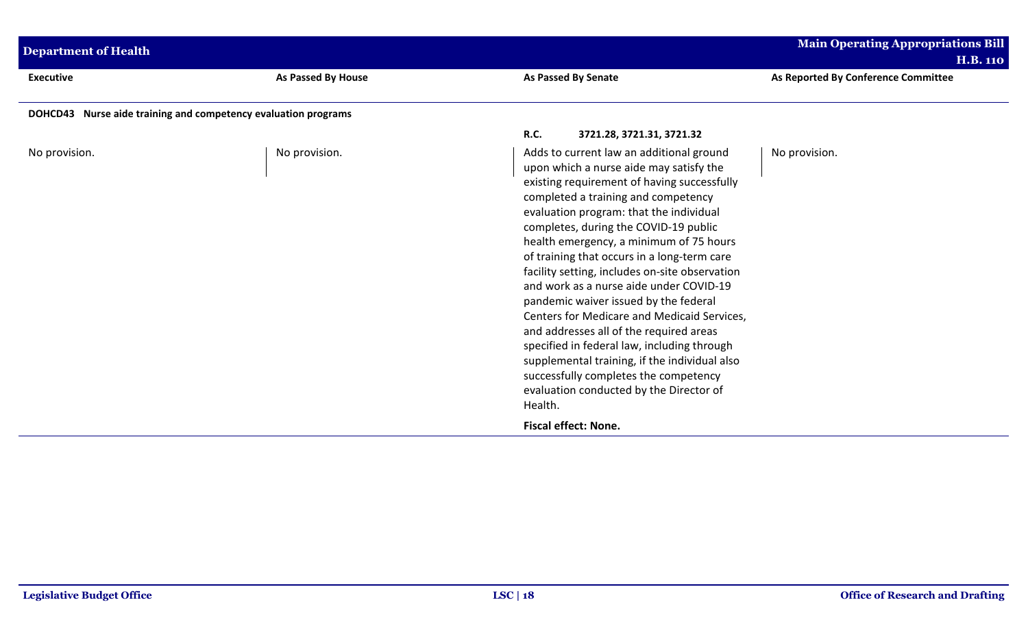| Executive | As Passed By House | As Passed By Senate | As Reported By Conference Committee |
|---|---|---|---|
| **DOHCD43 Nurse aide training and competency evaluation programs** | | | |
| | | **R.C. 3721.28, 3721.31, 3721.32** | |
| No provision. | No provision. | Adds to current law an additional ground upon which a nurse aide may satisfy the existing requirement of having successfully completed a training and competency evaluation program: that the individual completes, during the COVID-19 public health emergency, a minimum of 75 hours of training that occurs in a long-term care facility setting, includes on-site observation and work as a nurse aide under COVID-19 pandemic waiver issued by the federal Centers for Medicare and Medicaid Services, and addresses all of the required areas specified in federal law, including through supplemental training, if the individual also successfully completes the competency evaluation conducted by the Director of Health. | No provision. |
| | | **Fiscal effect: None.** | |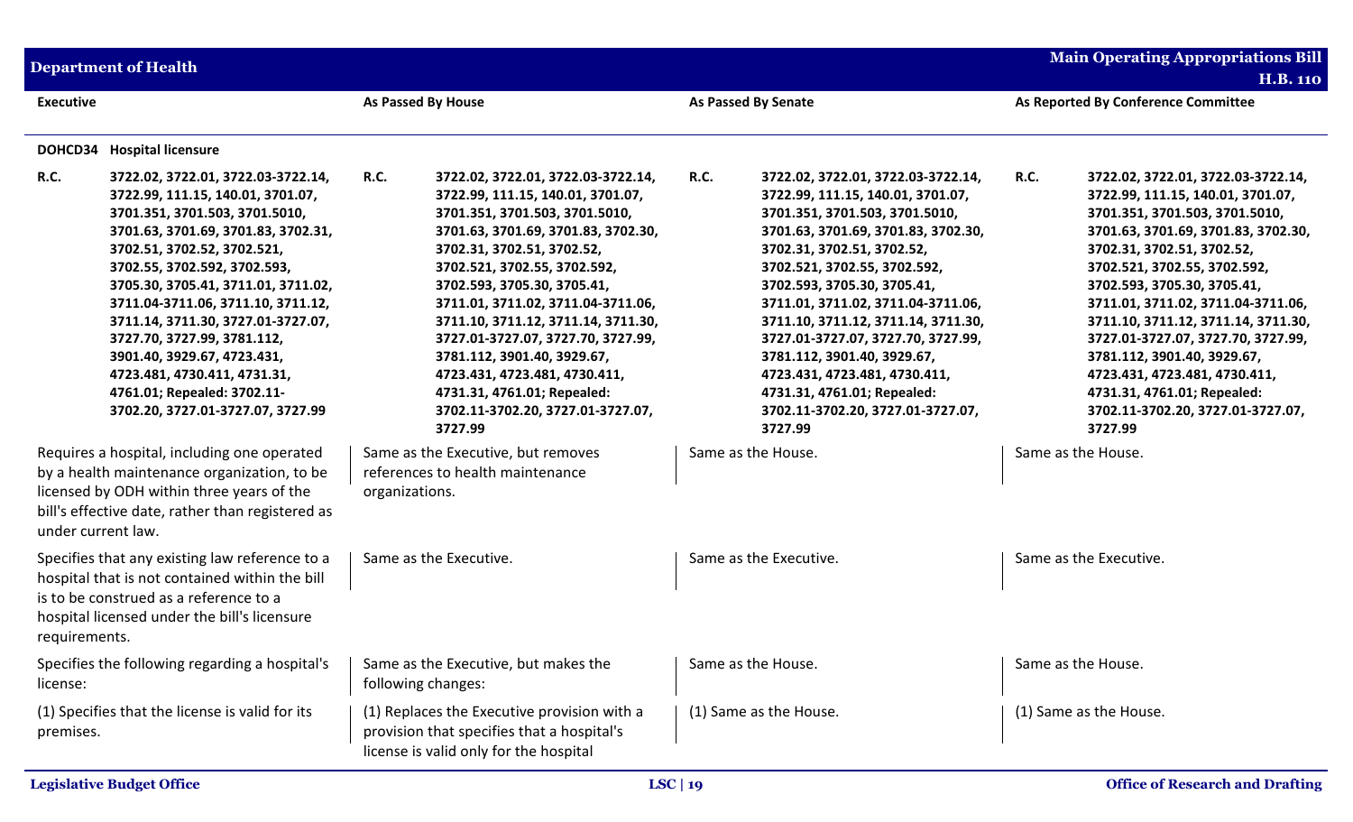| Executive | As Passed By House | As Passed By Senate | As Reported By Conference Committee |
|---|---|---|---|
| **DOHCD34 Hospital licensure** | | | |
| **R.C.** **3722.02, 3722.01, 3722.03-3722.14, 3722.99, 111.15, 140.01, 3701.07, 3701.351, 3701.503, 3701.5010, 3701.63, 3701.69, 3701.83, 3702.31, 3702.51, 3702.52, 3702.521, 3702.55, 3702.592, 3702.593, 3705.30, 3705.41, 3711.01, 3711.02, 3711.04-3711.06, 3711.10, 3711.12, 3711.14, 3711.30, 3727.01-3727.07, 3727.70, 3727.99, 3781.112, 3901.40, 3929.67, 4723.431, 4723.481, 4730.411, 4731.31, 4761.01; Repealed: 3702.11-3702.20, 3727.01-3727.07, 3727.99** | **R.C.** **3722.02, 3722.01, 3722.03-3722.14, 3722.99, 111.15, 140.01, 3701.07, 3701.351, 3701.503, 3701.5010, 3701.63, 3701.69, 3701.83, 3702.30, 3702.31, 3702.51, 3702.52, 3702.521, 3702.55, 3702.592, 3702.593, 3705.30, 3705.41, 3711.01, 3711.02, 3711.04-3711.06, 3711.10, 3711.12, 3711.14, 3711.30, 3727.01-3727.07, 3727.70, 3727.99, 3781.112, 3901.40, 3929.67, 4723.431, 4723.481, 4730.411, 4731.31, 4761.01; Repealed: 3702.11-3702.20, 3727.01-3727.07, 3727.99** | **R.C.** **3722.02, 3722.01, 3722.03-3722.14, 3722.99, 111.15, 140.01, 3701.07, 3701.351, 3701.503, 3701.5010, 3701.63, 3701.69, 3701.83, 3702.30, 3702.31, 3702.51, 3702.52, 3702.521, 3702.55, 3702.592, 3702.593, 3705.30, 3705.41, 3711.01, 3711.02, 3711.04-3711.06, 3711.10, 3711.12, 3711.14, 3711.30, 3727.01-3727.07, 3727.70, 3727.99, 3781.112, 3901.40, 3929.67, 4723.431, 4723.481, 4730.411, 4731.31, 4761.01; Repealed: 3702.11-3702.20, 3727.01-3727.07, 3727.99** | **R.C.** **3722.02, 3722.01, 3722.03-3722.14, 3722.99, 111.15, 140.01, 3701.07, 3701.351, 3701.503, 3701.5010, 3701.63, 3701.69, 3701.83, 3702.30, 3702.31, 3702.51, 3702.52, 3702.521, 3702.55, 3702.592, 3702.593, 3705.30, 3705.41, 3711.01, 3711.02, 3711.04-3711.06, 3711.10, 3711.12, 3711.14, 3711.30, 3727.01-3727.07, 3727.70, 3727.99, 3781.112, 3901.40, 3929.67, 4723.431, 4723.481, 4730.411, 4731.31, 4761.01; Repealed: 3702.11-3702.20, 3727.01-3727.07, 3727.99** |
| Requires a hospital, including one operated by a health maintenance organization, to be licensed by ODH within three years of the bill's effective date, rather than registered as under current law. | Same as the Executive, but removes references to health maintenance organizations. | Same as the House. | Same as the House. |
| Specifies that any existing law reference to a hospital that is not contained within the bill is to be construed as a reference to a hospital licensed under the bill's licensure requirements. | Same as the Executive. | Same as the Executive. | Same as the Executive. |
| Specifies the following regarding a hospital's license: | Same as the Executive, but makes the following changes: | Same as the House. | Same as the House. |
| (1) Specifies that the license is valid for its premises. | (1) Replaces the Executive provision with a provision that specifies that a hospital's license is valid only for the hospital | (1) Same as the House. | (1) Same as the House. |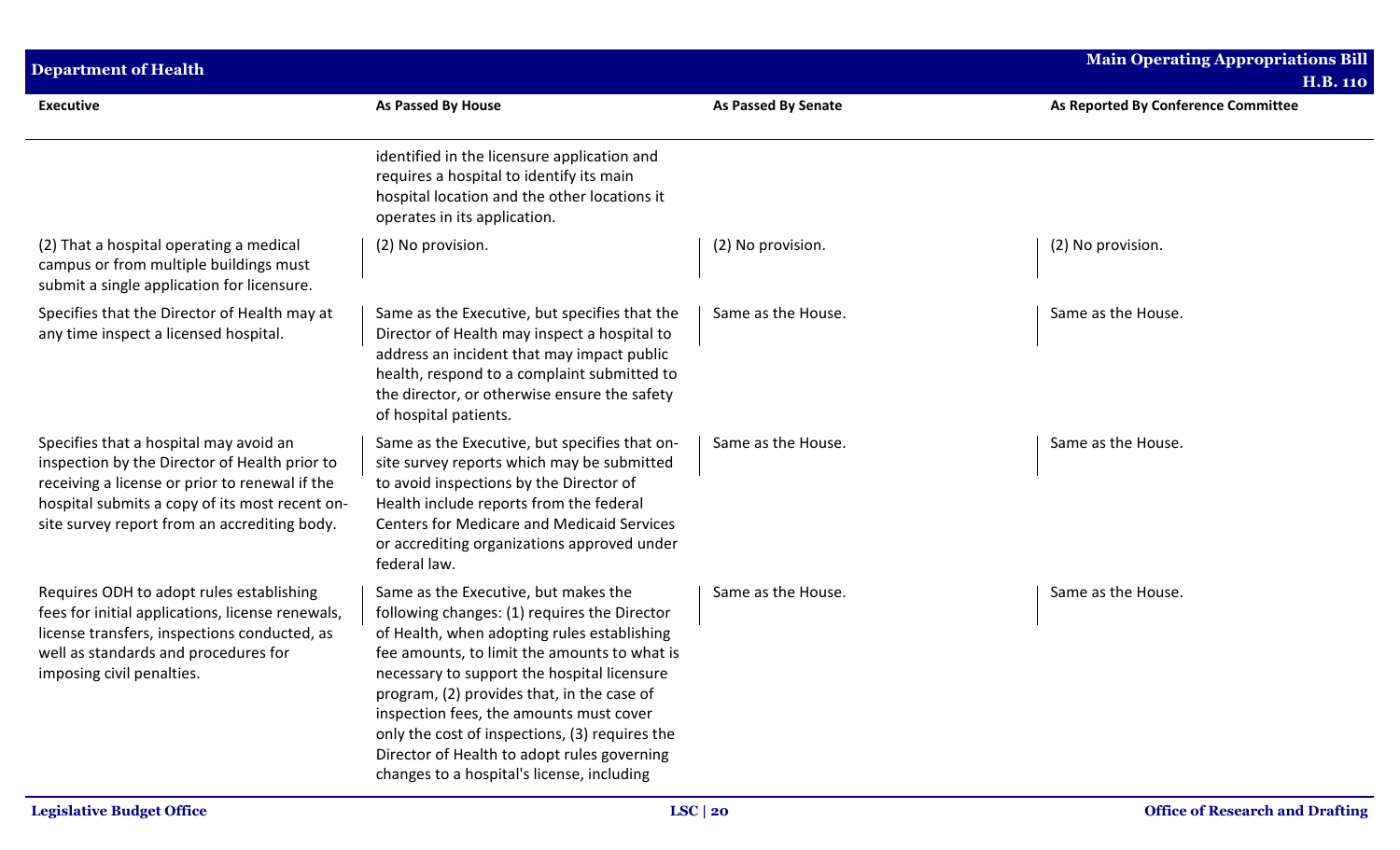| Executive | As Passed By House | As Passed By Senate | As Reported By Conference Committee |
|---|---|---|---|
| | identified in the licensure application and requires a hospital to identify its main hospital location and the other locations it operates in its application. | | |
| (2) That a hospital operating a medical campus or from multiple buildings must submit a single application for licensure. | (2) No provision. | (2) No provision. | (2) No provision. |
| Specifies that the Director of Health may at any time inspect a licensed hospital. | Same as the Executive, but specifies that the Director of Health may inspect a hospital to address an incident that may impact public health, respond to a complaint submitted to the director, or otherwise ensure the safety of hospital patients. | Same as the House. | Same as the House. |
| Specifies that a hospital may avoid an inspection by the Director of Health prior to receiving a license or prior to renewal if the hospital submits a copy of its most recent on-site survey report from an accrediting body. | Same as the Executive, but specifies that on-site survey reports which may be submitted to avoid inspections by the Director of Health include reports from the federal Centers for Medicare and Medicaid Services or accrediting organizations approved under federal law. | Same as the House. | Same as the House. |
| Requires ODH to adopt rules establishing fees for initial applications, license renewals, license transfers, inspections conducted, as well as standards and procedures for imposing civil penalties. | Same as the Executive, but makes the following changes: (1) requires the Director of Health, when adopting rules establishing fee amounts, to limit the amounts to what is necessary to support the hospital licensure program, (2) provides that, in the case of inspection fees, the amounts must cover only the cost of inspections, (3) requires the Director of Health to adopt rules governing changes to a hospital's license, including | Same as the House. | Same as the House. |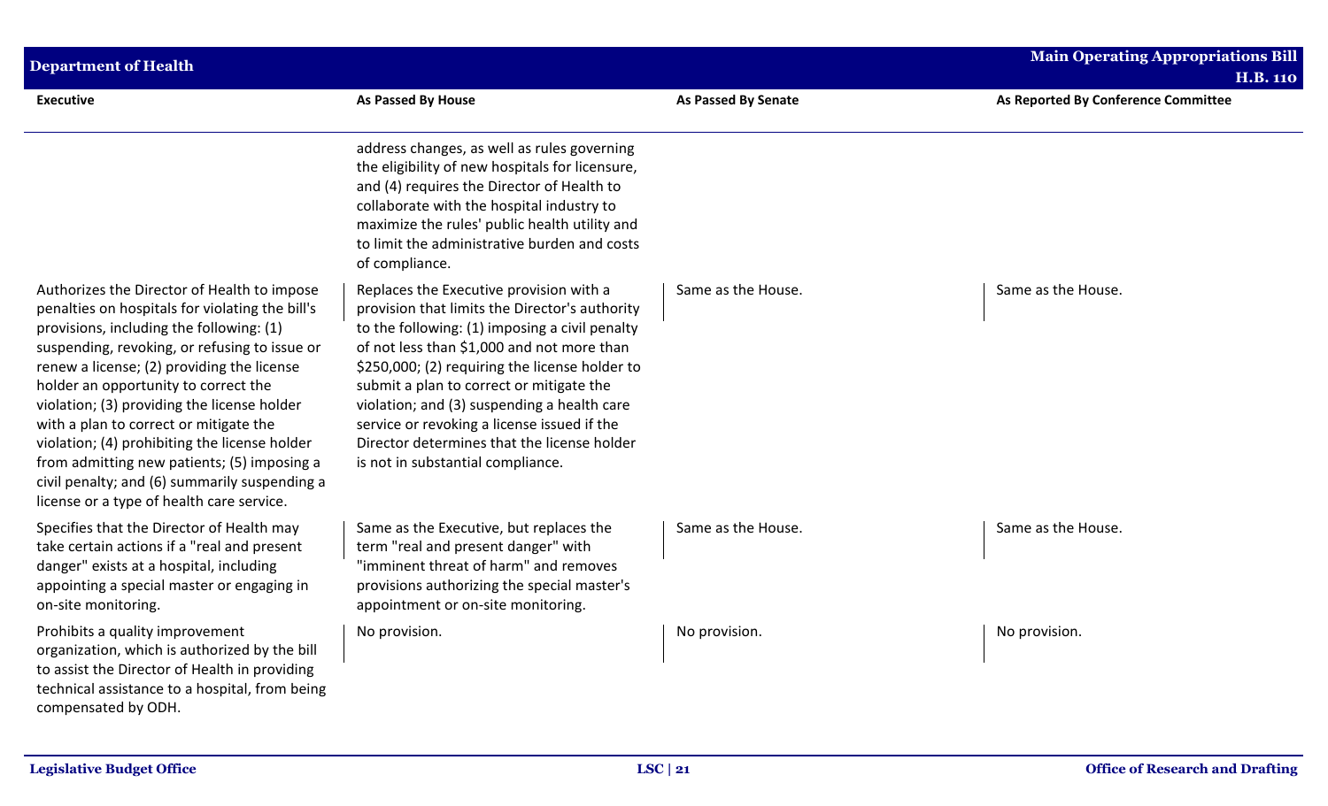| Executive | As Passed By House | As Passed By Senate | As Reported By Conference Committee |
|---|---|---|---|
| | address changes, as well as rules governing the eligibility of new hospitals for licensure, and (4) requires the Director of Health to collaborate with the hospital industry to maximize the rules' public health utility and to limit the administrative burden and costs of compliance. | | |
| Authorizes the Director of Health to impose penalties on hospitals for violating the bill's provisions, including the following: (1) suspending, revoking, or refusing to issue or renew a license; (2) providing the license holder an opportunity to correct the violation; (3) providing the license holder with a plan to correct or mitigate the violation; (4) prohibiting the license holder from admitting new patients; (5) imposing a civil penalty; and (6) summarily suspending a license or a type of health care service. | Replaces the Executive provision with a provision that limits the Director's authority to the following: (1) imposing a civil penalty of not less than $1,000 and not more than $250,000; (2) requiring the license holder to submit a plan to correct or mitigate the violation; and (3) suspending a health care service or revoking a license issued if the Director determines that the license holder is not in substantial compliance. | Same as the House. | Same as the House. |
| Specifies that the Director of Health may take certain actions if a "real and present danger" exists at a hospital, including appointing a special master or engaging in on-site monitoring. | Same as the Executive, but replaces the term "real and present danger" with "imminent threat of harm" and removes provisions authorizing the special master's appointment or on-site monitoring. | Same as the House. | Same as the House. |
| Prohibits a quality improvement organization, which is authorized by the bill to assist the Director of Health in providing technical assistance to a hospital, from being compensated by ODH. | No provision. | No provision. | No provision. |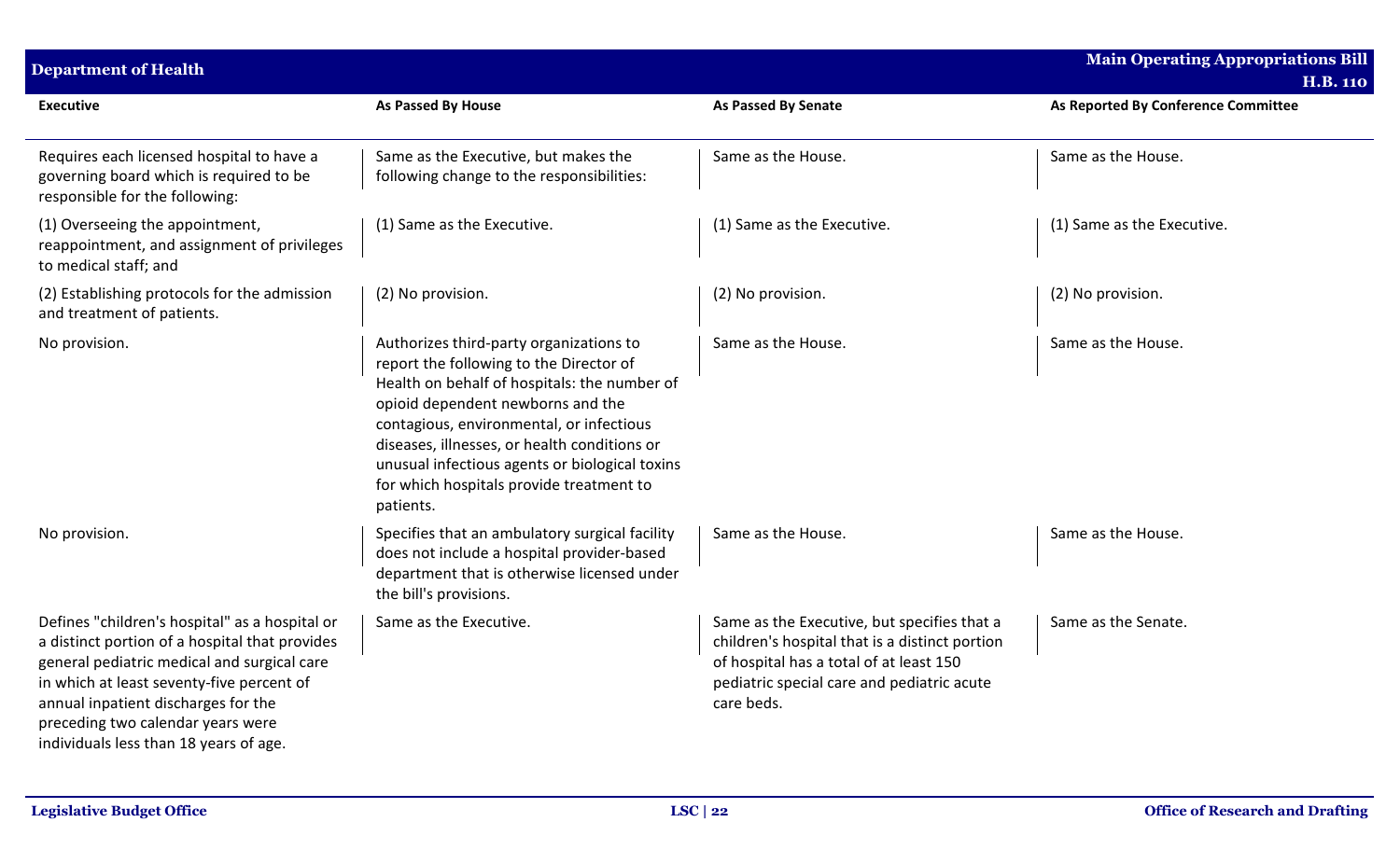| Executive | As Passed By House | As Passed By Senate | As Reported By Conference Committee |
| --- | --- | --- | --- |
| Requires each licensed hospital to have a governing board which is required to be responsible for the following: | Same as the Executive, but makes the following change to the responsibilities: | Same as the House. | Same as the House. |
| (1) Overseeing the appointment, reappointment, and assignment of privileges to medical staff; and | (1) Same as the Executive. | (1) Same as the Executive. | (1) Same as the Executive. |
| (2) Establishing protocols for the admission and treatment of patients. | (2) No provision. | (2) No provision. | (2) No provision. |
| No provision. | Authorizes third-party organizations to report the following to the Director of Health on behalf of hospitals: the number of opioid dependent newborns and the contagious, environmental, or infectious diseases, illnesses, or health conditions or unusual infectious agents or biological toxins for which hospitals provide treatment to patients. | Same as the House. | Same as the House. |
| No provision. | Specifies that an ambulatory surgical facility does not include a hospital provider-based department that is otherwise licensed under the bill's provisions. | Same as the House. | Same as the House. |
| Defines "children's hospital" as a hospital or a distinct portion of a hospital that provides general pediatric medical and surgical care in which at least seventy-five percent of annual inpatient discharges for the preceding two calendar years were individuals less than 18 years of age. | Same as the Executive. | Same as the Executive, but specifies that a children's hospital that is a distinct portion of hospital has a total of at least 150 pediatric special care and pediatric acute care beds. | Same as the Senate. |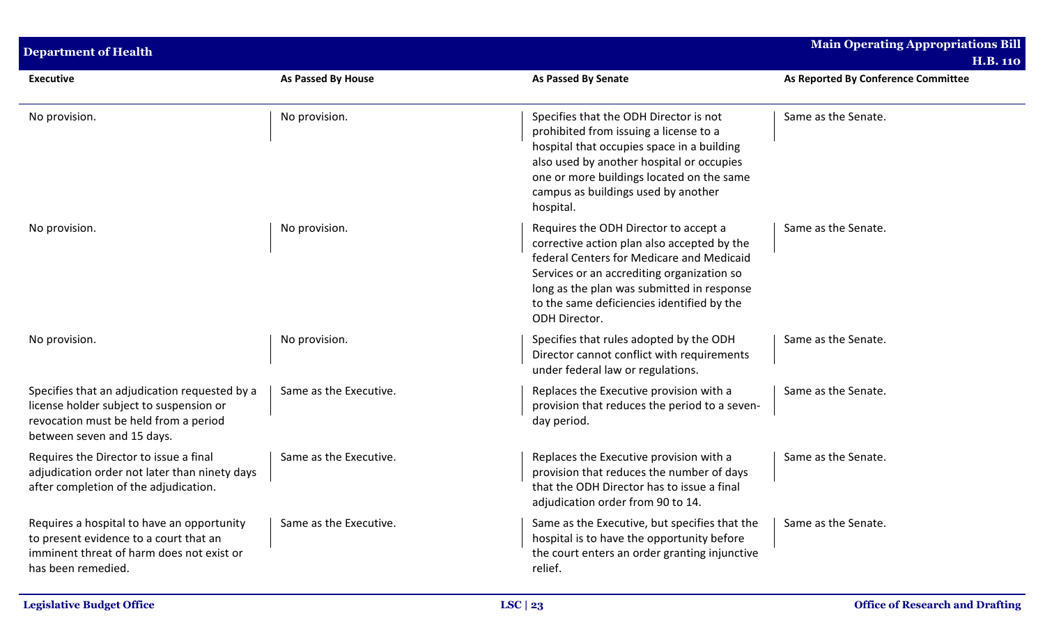| Executive | As Passed By House | As Passed By Senate | As Reported By Conference Committee |
|---|---|---|---|
| No provision. | No provision. | Specifies that the ODH Director is not prohibited from issuing a license to a hospital that occupies space in a building also used by another hospital or occupies one or more buildings located on the same campus as buildings used by another hospital. | Same as the Senate. |
| No provision. | No provision. | Requires the ODH Director to accept a corrective action plan also accepted by the federal Centers for Medicare and Medicaid Services or an accrediting organization so long as the plan was submitted in response to the same deficiencies identified by the ODH Director. | Same as the Senate. |
| No provision. | No provision. | Specifies that rules adopted by the ODH Director cannot conflict with requirements under federal law or regulations. | Same as the Senate. |
| Specifies that an adjudication requested by a license holder subject to suspension or revocation must be held from a period between seven and 15 days. | Same as the Executive. | Replaces the Executive provision with a provision that reduces the period to a seven-day period. | Same as the Senate. |
| Requires the Director to issue a final adjudication order not later than ninety days after completion of the adjudication. | Same as the Executive. | Replaces the Executive provision with a provision that reduces the number of days that the ODH Director has to issue a final adjudication order from 90 to 14. | Same as the Senate. |
| Requires a hospital to have an opportunity to present evidence to a court that an imminent threat of harm does not exist or has been remedied. | Same as the Executive. | Same as the Executive, but specifies that the hospital is to have the opportunity before the court enters an order granting injunctive relief. | Same as the Senate. |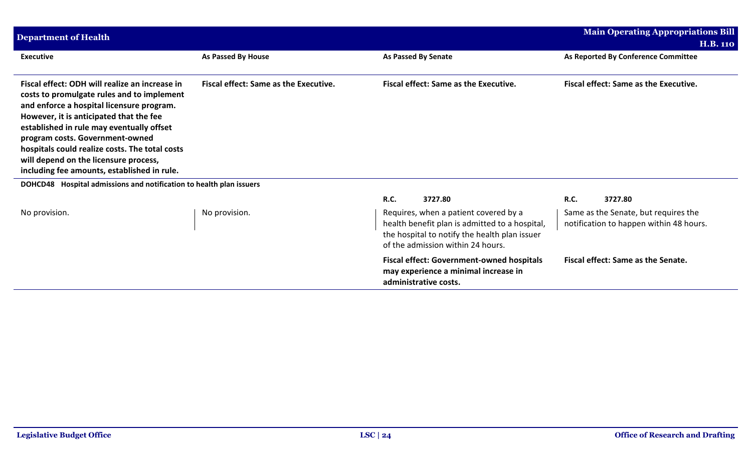| Executive | As Passed By House | As Passed By Senate | As Reported By Conference Committee |
|---|---|---|---|
| **Fiscal effect: ODH will realize an increase in costs to promulgate rules and to implement and enforce a hospital licensure program. However, it is anticipated that the fee established in rule may eventually offset program costs. Government-owned hospitals could realize costs. The total costs will depend on the licensure process, including fee amounts, established in rule.** | **Fiscal effect: Same as the Executive.** | **Fiscal effect: Same as the Executive.** | **Fiscal effect: Same as the Executive.** |
| **DOHCD48 Hospital admissions and notification to health plan issuers** | | | |
| | | **R.C. 3727.80** | **R.C. 3727.80** |
| No provision. | No provision. | Requires, when a patient covered by a health benefit plan is admitted to a hospital, the hospital to notify the health plan issuer of the admission within 24 hours. | Same as the Senate, but requires the notification to happen within 48 hours. |
| | | **Fiscal effect: Government-owned hospitals may experience a minimal increase in administrative costs.** | **Fiscal effect: Same as the Senate.** |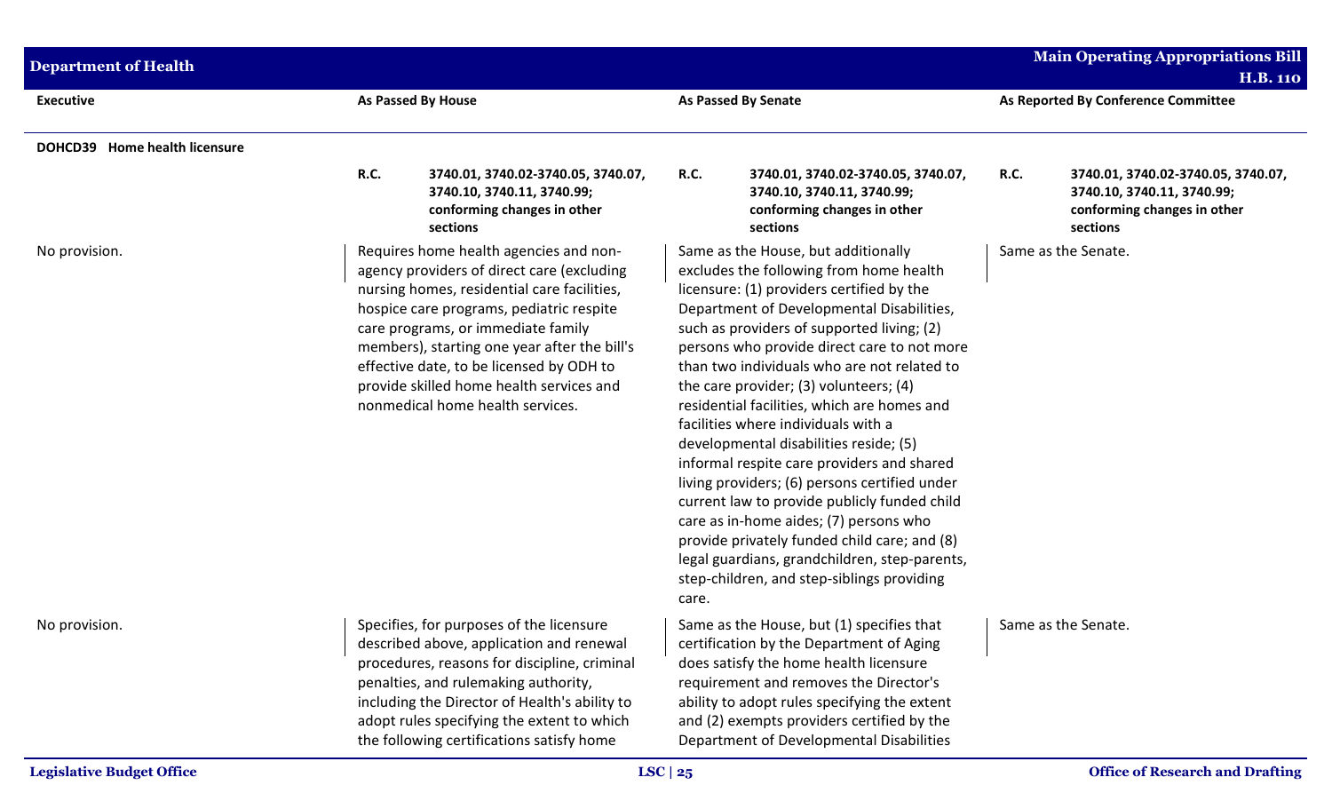| Executive | As Passed By House | As Passed By Senate | As Reported By Conference Committee |
|---|---|---|---|
| **DOHCD39 Home health licensure** | | | |
| | **R.C. 3740.01, 3740.02-3740.05, 3740.07, 3740.10, 3740.11, 3740.99; conforming changes in other sections** | **R.C. 3740.01, 3740.02-3740.05, 3740.07, 3740.10, 3740.11, 3740.99; conforming changes in other sections** | **R.C. 3740.01, 3740.02-3740.05, 3740.07, 3740.10, 3740.11, 3740.99; conforming changes in other sections** |
| No provision. | Requires home health agencies and non-agency providers of direct care (excluding nursing homes, residential care facilities, hospice care programs, pediatric respite care programs, or immediate family members), starting one year after the bill's effective date, to be licensed by ODH to provide skilled home health services and nonmedical home health services. | Same as the House, but additionally excludes the following from home health licensure: (1) providers certified by the Department of Developmental Disabilities, such as providers of supported living; (2) persons who provide direct care to not more than two individuals who are not related to the care provider; (3) volunteers; (4) residential facilities, which are homes and facilities where individuals with a developmental disabilities reside; (5) informal respite care providers and shared living providers; (6) persons certified under current law to provide publicly funded child care as in-home aides; (7) persons who provide privately funded child care; and (8) legal guardians, grandchildren, step-parents, step-children, and step-siblings providing care. | Same as the Senate. |
| No provision. | Specifies, for purposes of the licensure described above, application and renewal procedures, reasons for discipline, criminal penalties, and rulemaking authority, including the Director of Health's ability to adopt rules specifying the extent to which the following certifications satisfy home | Same as the House, but (1) specifies that certification by the Department of Aging does satisfy the home health licensure requirement and removes the Director's ability to adopt rules specifying the extent and (2) exempts providers certified by the Department of Developmental Disabilities | Same as the Senate. |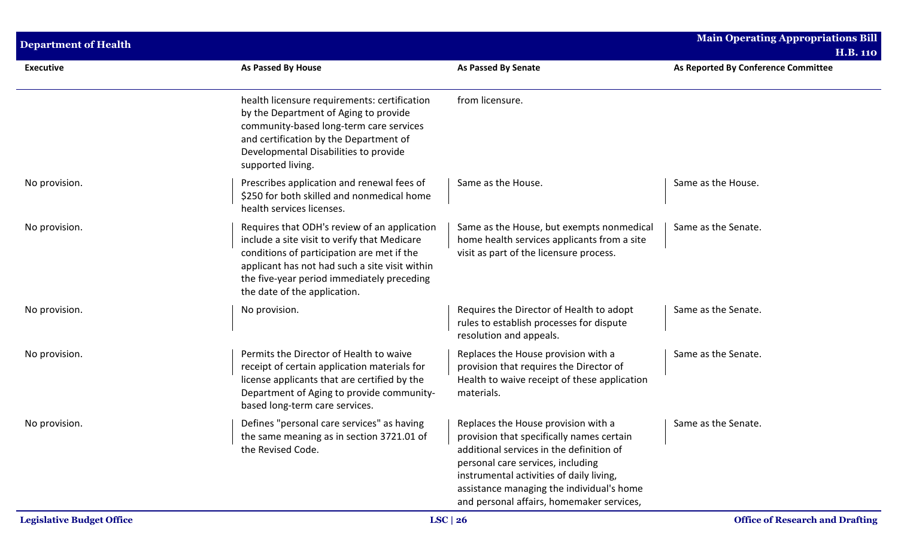| Executive | As Passed By House | As Passed By Senate | As Reported By Conference Committee |
|---|---|---|---|
| | health licensure requirements: certification by the Department of Aging to provide community-based long-term care services and certification by the Department of Developmental Disabilities to provide supported living. | from licensure. | |
| No provision. | Prescribes application and renewal fees of $250 for both skilled and nonmedical home health services licenses. | Same as the House. | Same as the House. |
| No provision. | Requires that ODH's review of an application include a site visit to verify that Medicare conditions of participation are met if the applicant has not had such a site visit within the five-year period immediately preceding the date of the application. | Same as the House, but exempts nonmedical home health services applicants from a site visit as part of the licensure process. | Same as the Senate. |
| No provision. | No provision. | Requires the Director of Health to adopt rules to establish processes for dispute resolution and appeals. | Same as the Senate. |
| No provision. | Permits the Director of Health to waive receipt of certain application materials for license applicants that are certified by the Department of Aging to provide community-based long-term care services. | Replaces the House provision with a provision that requires the Director of Health to waive receipt of these application materials. | Same as the Senate. |
| No provision. | Defines "personal care services" as having the same meaning as in section 3721.01 of the Revised Code. | Replaces the House provision with a provision that specifically names certain additional services in the definition of personal care services, including instrumental activities of daily living, assistance managing the individual's home and personal affairs, homemaker services, | Same as the Senate. |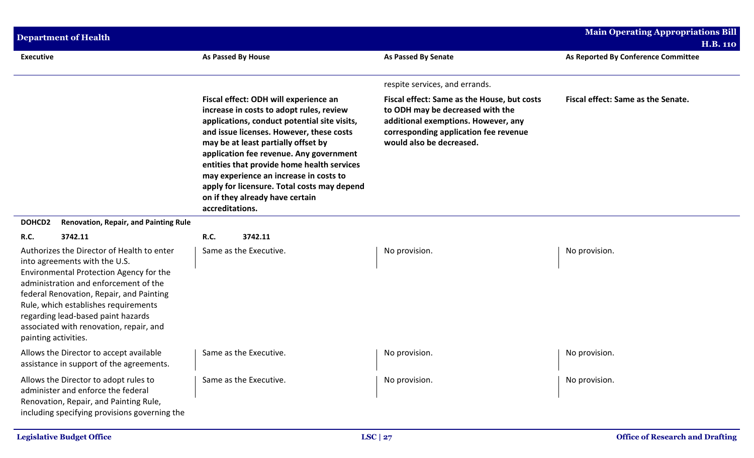| Executive | As Passed By House | As Passed By Senate | As Reported By Conference Committee |
|---|---|---|---|
| | | respite services, and errands. | |
| | **Fiscal effect: ODH will experience an increase in costs to adopt rules, review applications, conduct potential site visits, and issue licenses. However, these costs may be at least partially offset by application fee revenue. Any government entities that provide home health services may experience an increase in costs to apply for licensure. Total costs may depend on if they already have certain accreditations.** | **Fiscal effect: Same as the House, but costs to ODH may be decreased with the additional exemptions. However, any corresponding application fee revenue would also be decreased.** | **Fiscal effect: Same as the Senate.** |
| **DOHCD2 Renovation, Repair, and Painting Rule** | | | |
| **R.C. 3742.11** | **R.C. 3742.11** | | |
| Authorizes the Director of Health to enter into agreements with the U.S. Environmental Protection Agency for the administration and enforcement of the federal Renovation, Repair, and Painting Rule, which establishes requirements regarding lead-based paint hazards associated with renovation, repair, and painting activities. | Same as the Executive. | No provision. | No provision. |
| Allows the Director to accept available assistance in support of the agreements. | Same as the Executive. | No provision. | No provision. |
| Allows the Director to adopt rules to administer and enforce the federal Renovation, Repair, and Painting Rule, including specifying provisions governing the | Same as the Executive. | No provision. | No provision. |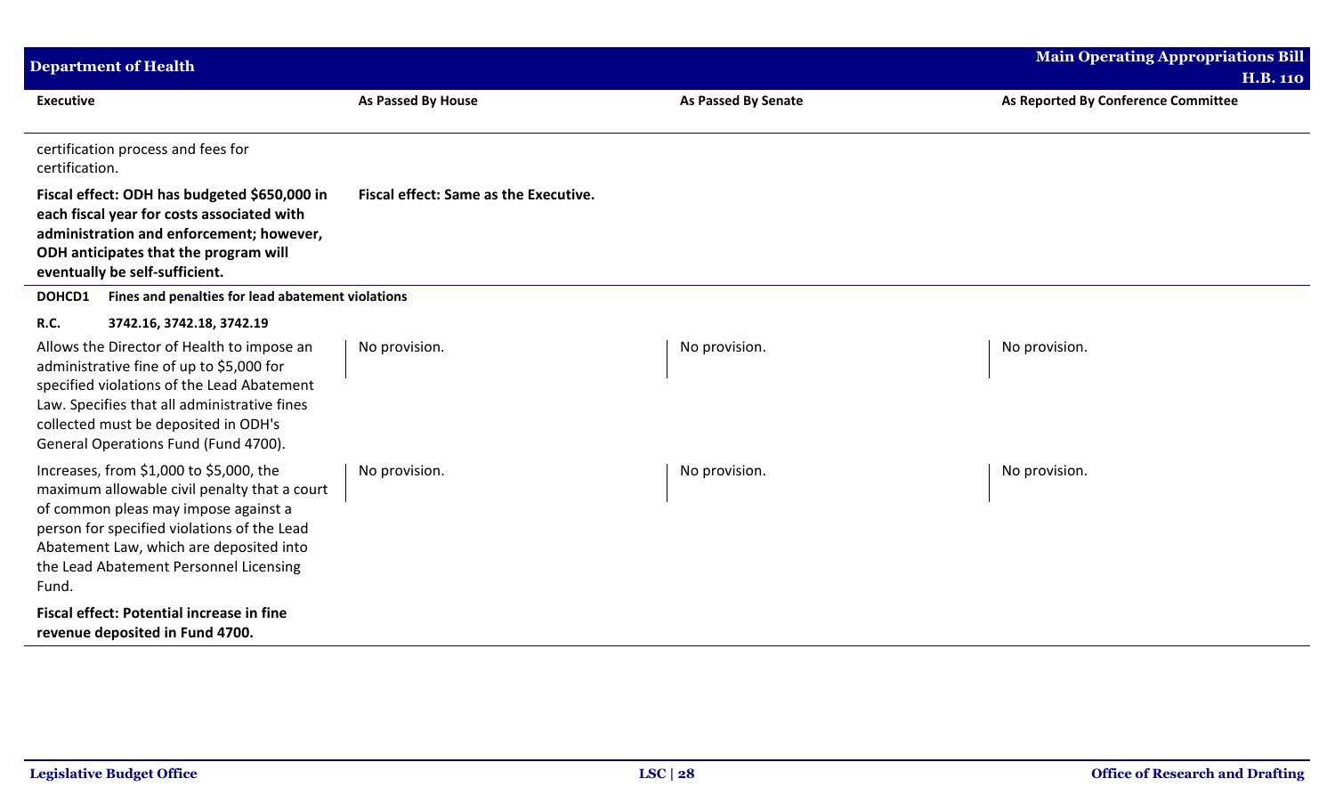| Executive | As Passed By House | As Passed By Senate | As Reported By Conference Committee |
|---|---|---|---|
| certification process and fees for certification. | | | |
| **Fiscal effect: ODH has budgeted $650,000 in each fiscal year for costs associated with administration and enforcement; however, ODH anticipates that the program will eventually be self-sufficient.** | **Fiscal effect: Same as the Executive.** | | |
| **DOHCD1 Fines and penalties for lead abatement violations** | | | |
| **R.C. 3742.16, 3742.18, 3742.19** | | | |
| Allows the Director of Health to impose an administrative fine of up to $5,000 for specified violations of the Lead Abatement Law. Specifies that all administrative fines collected must be deposited in ODH's General Operations Fund (Fund 4700). | No provision. | No provision. | No provision. |
| Increases, from $1,000 to $5,000, the maximum allowable civil penalty that a court of common pleas may impose against a person for specified violations of the Lead Abatement Law, which are deposited into the Lead Abatement Personnel Licensing Fund. | No provision. | No provision. | No provision. |
| **Fiscal effect: Potential increase in fine revenue deposited in Fund 4700.** | | | |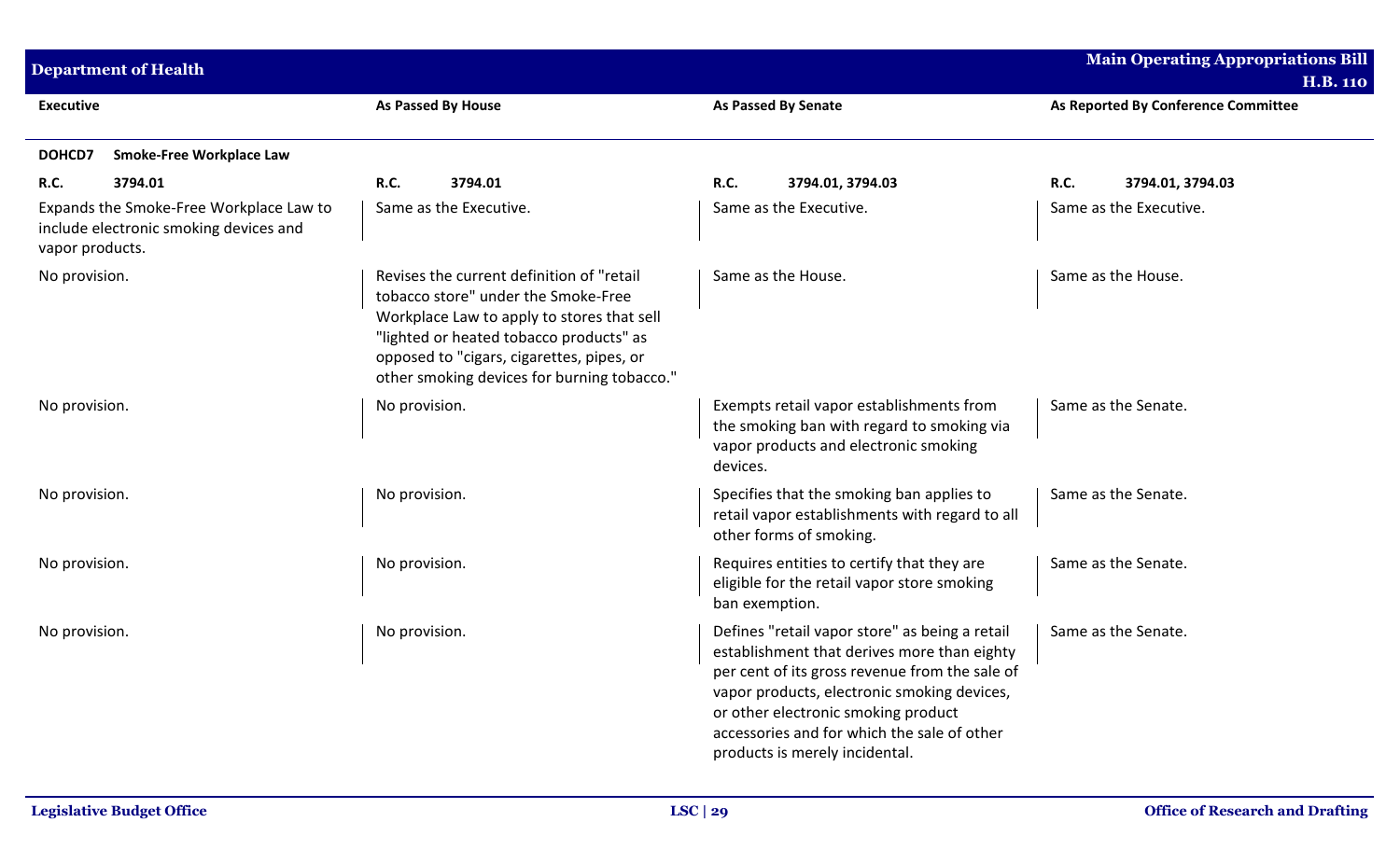| Executive | As Passed By House | As Passed By Senate | As Reported By Conference Committee |
|---|---|---|---|
| **DOHCD7 Smoke-Free Workplace Law** | | | |
| **R.C. 3794.01** | **R.C. 3794.01** | **R.C. 3794.01, 3794.03** | **R.C. 3794.01, 3794.03** |
| Expands the Smoke-Free Workplace Law to include electronic smoking devices and vapor products. | Same as the Executive. | Same as the Executive. | Same as the Executive. |
| No provision. | Revises the current definition of "retail tobacco store" under the Smoke-Free Workplace Law to apply to stores that sell "lighted or heated tobacco products" as opposed to "cigars, cigarettes, pipes, or other smoking devices for burning tobacco." | Same as the House. | Same as the House. |
| No provision. | No provision. | Exempts retail vapor establishments from the smoking ban with regard to smoking via vapor products and electronic smoking devices. | Same as the Senate. |
| No provision. | No provision. | Specifies that the smoking ban applies to retail vapor establishments with regard to all other forms of smoking. | Same as the Senate. |
| No provision. | No provision. | Requires entities to certify that they are eligible for the retail vapor store smoking ban exemption. | Same as the Senate. |
| No provision. | No provision. | Defines "retail vapor store" as being a retail establishment that derives more than eighty per cent of its gross revenue from the sale of vapor products, electronic smoking devices, or other electronic smoking product accessories and for which the sale of other products is merely incidental. | Same as the Senate. |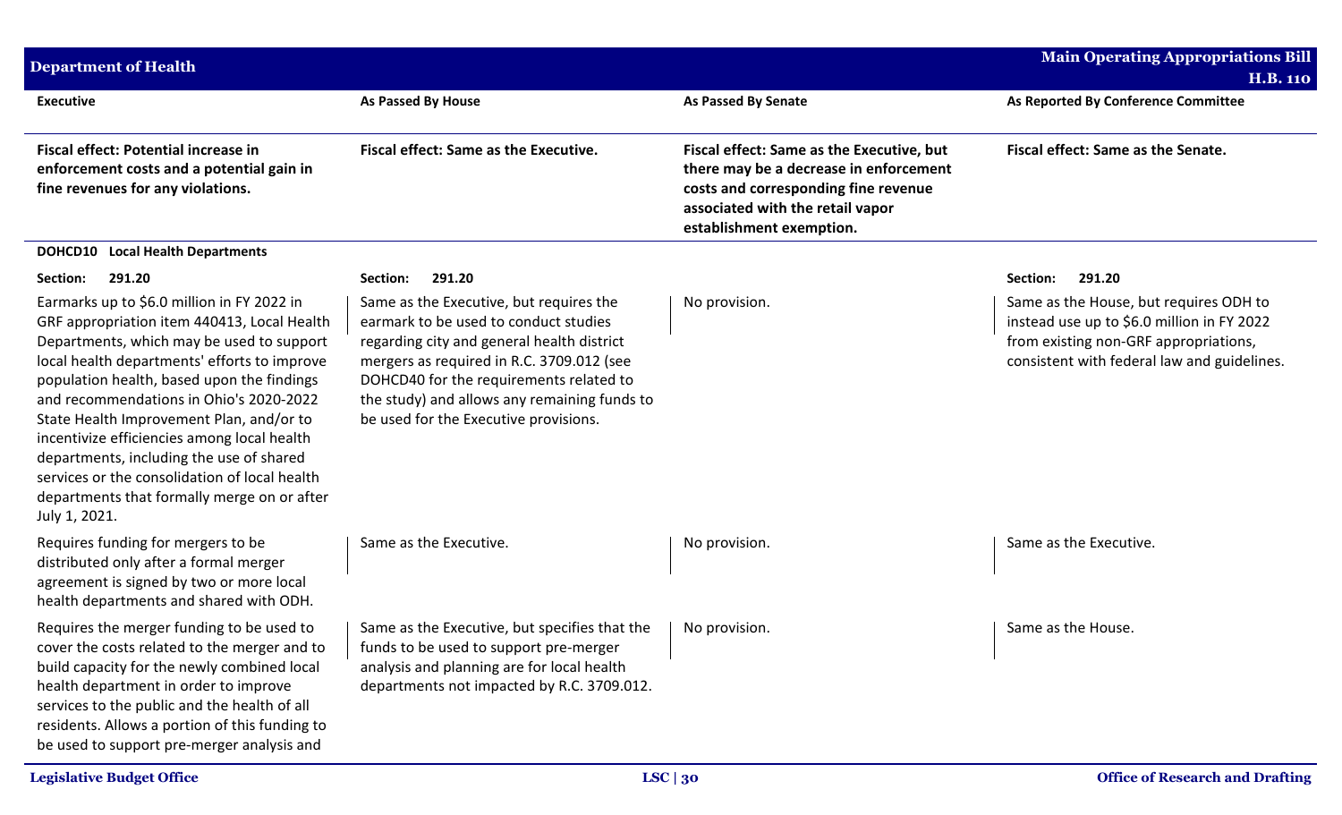| Executive | As Passed By House | As Passed By Senate | As Reported By Conference Committee |
|---|---|---|---|
| **Fiscal effect: Potential increase in enforcement costs and a potential gain in fine revenues for any violations.** | **Fiscal effect: Same as the Executive.** | **Fiscal effect: Same as the Executive, but there may be a decrease in enforcement costs and corresponding fine revenue associated with the retail vapor establishment exemption.** | **Fiscal effect: Same as the Senate.** |
| **DOHCD10 Local Health Departments** | | | |
| **Section: 291.20** | **Section: 291.20** | | **Section: 291.20** |
| Earmarks up to $6.0 million in FY 2022 in GRF appropriation item 440413, Local Health Departments, which may be used to support local health departments' efforts to improve population health, based upon the findings and recommendations in Ohio's 2020-2022 State Health Improvement Plan, and/or to incentivize efficiencies among local health departments, including the use of shared services or the consolidation of local health departments that formally merge on or after July 1, 2021. | Same as the Executive, but requires the earmark to be used to conduct studies regarding city and general health district mergers as required in R.C. 3709.012 (see DOHCD40 for the requirements related to the study) and allows any remaining funds to be used for the Executive provisions. | No provision. | Same as the House, but requires ODH to instead use up to $6.0 million in FY 2022 from existing non-GRF appropriations, consistent with federal law and guidelines. |
| Requires funding for mergers to be distributed only after a formal merger agreement is signed by two or more local health departments and shared with ODH. | Same as the Executive. | No provision. | Same as the Executive. |
| Requires the merger funding to be used to cover the costs related to the merger and to build capacity for the newly combined local health department in order to improve services to the public and the health of all residents. Allows a portion of this funding to be used to support pre-merger analysis and | Same as the Executive, but specifies that the funds to be used to support pre-merger analysis and planning are for local health departments not impacted by R.C. 3709.012. | No provision. | Same as the House. |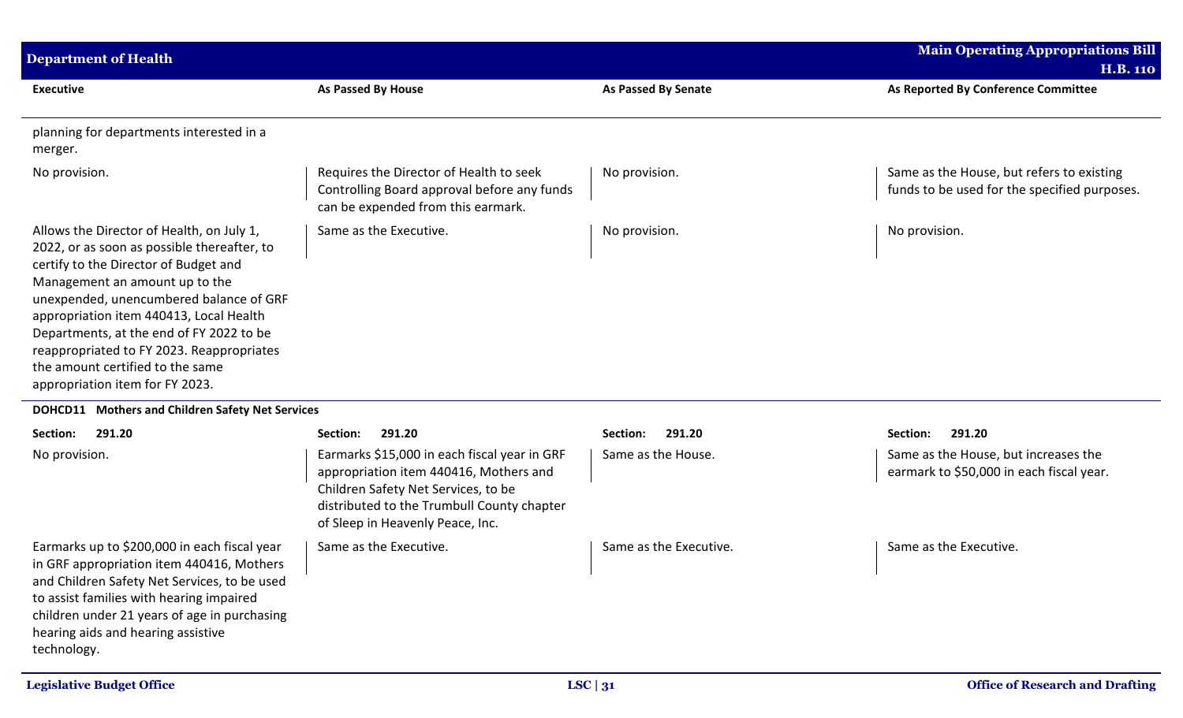| Executive | As Passed By House | As Passed By Senate | As Reported By Conference Committee |
|---|---|---|---|
| planning for departments interested in a merger. | | | |
| No provision. | Requires the Director of Health to seek Controlling Board approval before any funds can be expended from this earmark. | No provision. | Same as the House, but refers to existing funds to be used for the specified purposes. |
| Allows the Director of Health, on July 1, 2022, or as soon as possible thereafter, to certify to the Director of Budget and Management an amount up to the unexpended, unencumbered balance of GRF appropriation item 440413, Local Health Departments, at the end of FY 2022 to be reappropriated to FY 2023. Reappropriates the amount certified to the same appropriation item for FY 2023. | Same as the Executive. | No provision. | No provision. |
| **DOHCD11 Mothers and Children Safety Net Services** | | | |
| **Section: 291.20** | **Section: 291.20** | **Section: 291.20** | **Section: 291.20** |
| No provision. | Earmarks $15,000 in each fiscal year in GRF appropriation item 440416, Mothers and Children Safety Net Services, to be distributed to the Trumbull County chapter of Sleep in Heavenly Peace, Inc. | Same as the House. | Same as the House, but increases the earmark to $50,000 in each fiscal year. |
| Earmarks up to $200,000 in each fiscal year in GRF appropriation item 440416, Mothers and Children Safety Net Services, to be used to assist families with hearing impaired children under 21 years of age in purchasing hearing aids and hearing assistive technology. | Same as the Executive. | Same as the Executive. | Same as the Executive. |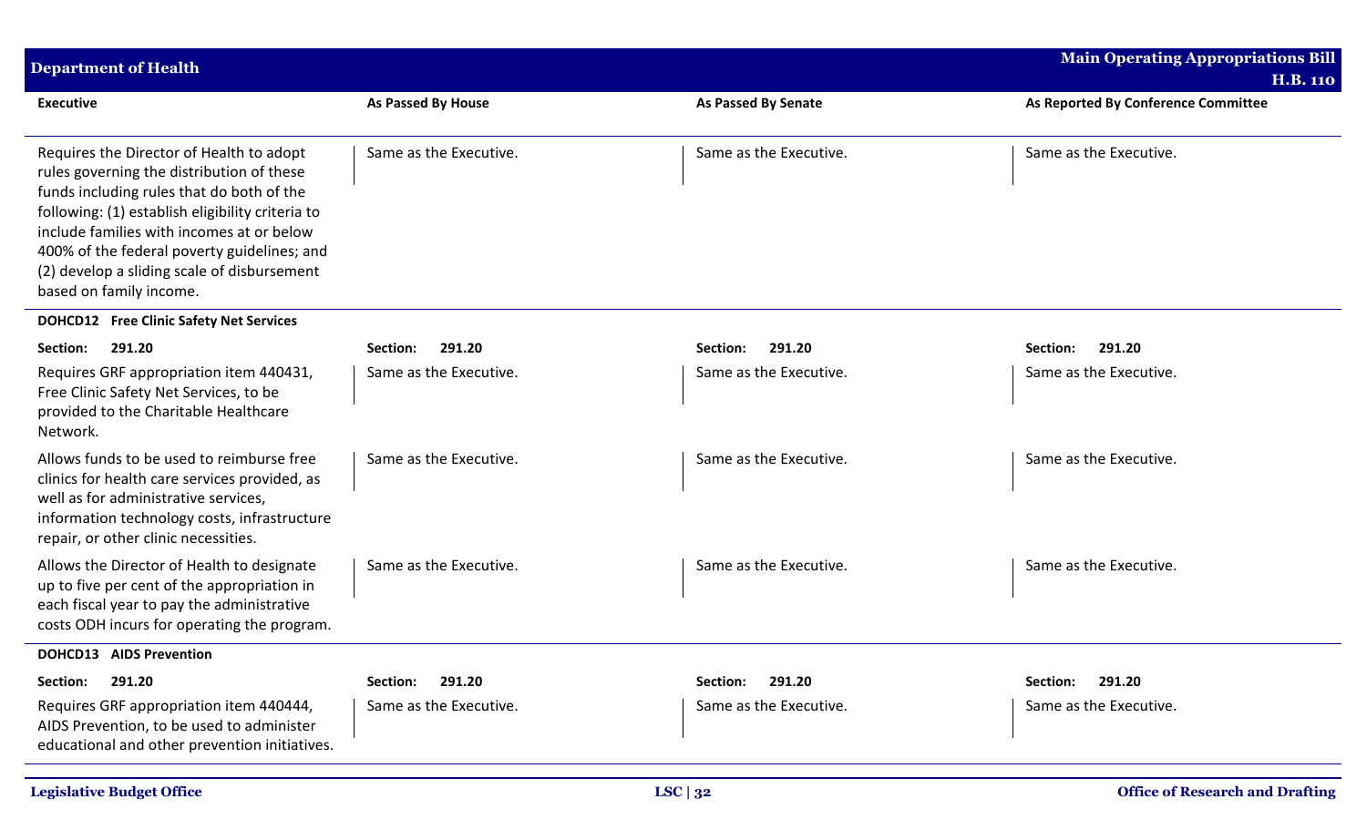| Executive | As Passed By House | As Passed By Senate | As Reported By Conference Committee |
|---|---|---|---|
| Requires the Director of Health to adopt rules governing the distribution of these funds including rules that do both of the following: (1) establish eligibility criteria to include families with incomes at or below 400% of the federal poverty guidelines; and (2) develop a sliding scale of disbursement based on family income. | Same as the Executive. | Same as the Executive. | Same as the Executive. |
| **DOHCD12 Free Clinic Safety Net Services** | | | |
| **Section: 291.20** | **Section: 291.20** | **Section: 291.20** | **Section: 291.20** |
| Requires GRF appropriation item 440431, Free Clinic Safety Net Services, to be provided to the Charitable Healthcare Network. | Same as the Executive. | Same as the Executive. | Same as the Executive. |
| Allows funds to be used to reimburse free clinics for health care services provided, as well as for administrative services, information technology costs, infrastructure repair, or other clinic necessities. | Same as the Executive. | Same as the Executive. | Same as the Executive. |
| Allows the Director of Health to designate up to five per cent of the appropriation in each fiscal year to pay the administrative costs ODH incurs for operating the program. | Same as the Executive. | Same as the Executive. | Same as the Executive. |
| **DOHCD13 AIDS Prevention** | | | |
| **Section: 291.20** | **Section: 291.20** | **Section: 291.20** | **Section: 291.20** |
| Requires GRF appropriation item 440444, AIDS Prevention, to be used to administer educational and other prevention initiatives. | Same as the Executive. | Same as the Executive. | Same as the Executive. |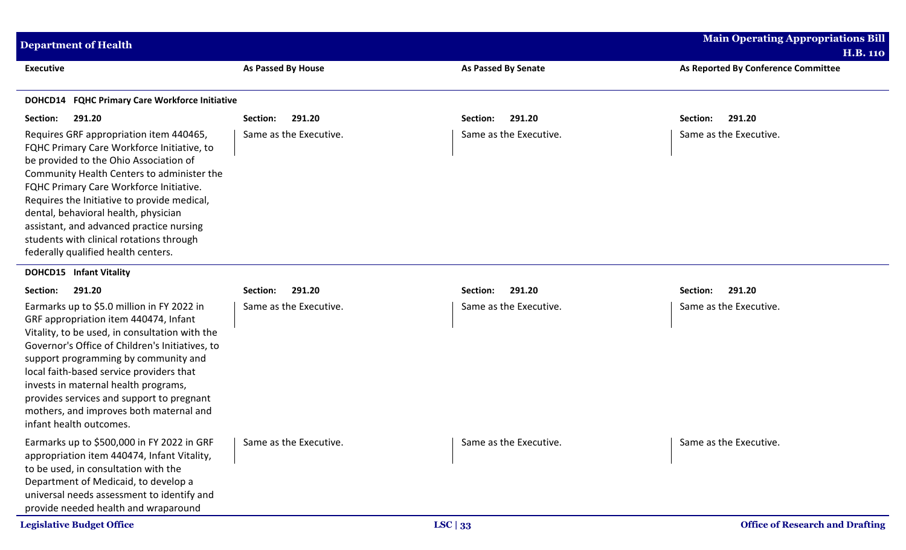| Executive | As Passed By House | As Passed By Senate | As Reported By Conference Committee |
|---|---|---|---|
| **DOHCD14 FQHC Primary Care Workforce Initiative** | | | |
| **Section: 291.20** | **Section: 291.20** | **Section: 291.20** | **Section: 291.20** |
| Requires GRF appropriation item 440465, FQHC Primary Care Workforce Initiative, to be provided to the Ohio Association of Community Health Centers to administer the FQHC Primary Care Workforce Initiative. Requires the Initiative to provide medical, dental, behavioral health, physician assistant, and advanced practice nursing students with clinical rotations through federally qualified health centers. | Same as the Executive. | Same as the Executive. | Same as the Executive. |
| **DOHCD15 Infant Vitality** | | | |
| **Section: 291.20** | **Section: 291.20** | **Section: 291.20** | **Section: 291.20** |
| Earmarks up to $5.0 million in FY 2022 in GRF appropriation item 440474, Infant Vitality, to be used, in consultation with the Governor's Office of Children's Initiatives, to support programming by community and local faith-based service providers that invests in maternal health programs, provides services and support to pregnant mothers, and improves both maternal and infant health outcomes. | Same as the Executive. | Same as the Executive. | Same as the Executive. |
| Earmarks up to $500,000 in FY 2022 in GRF appropriation item 440474, Infant Vitality, to be used, in consultation with the Department of Medicaid, to develop a universal needs assessment to identify and provide needed health and wraparound | Same as the Executive. | Same as the Executive. | Same as the Executive. |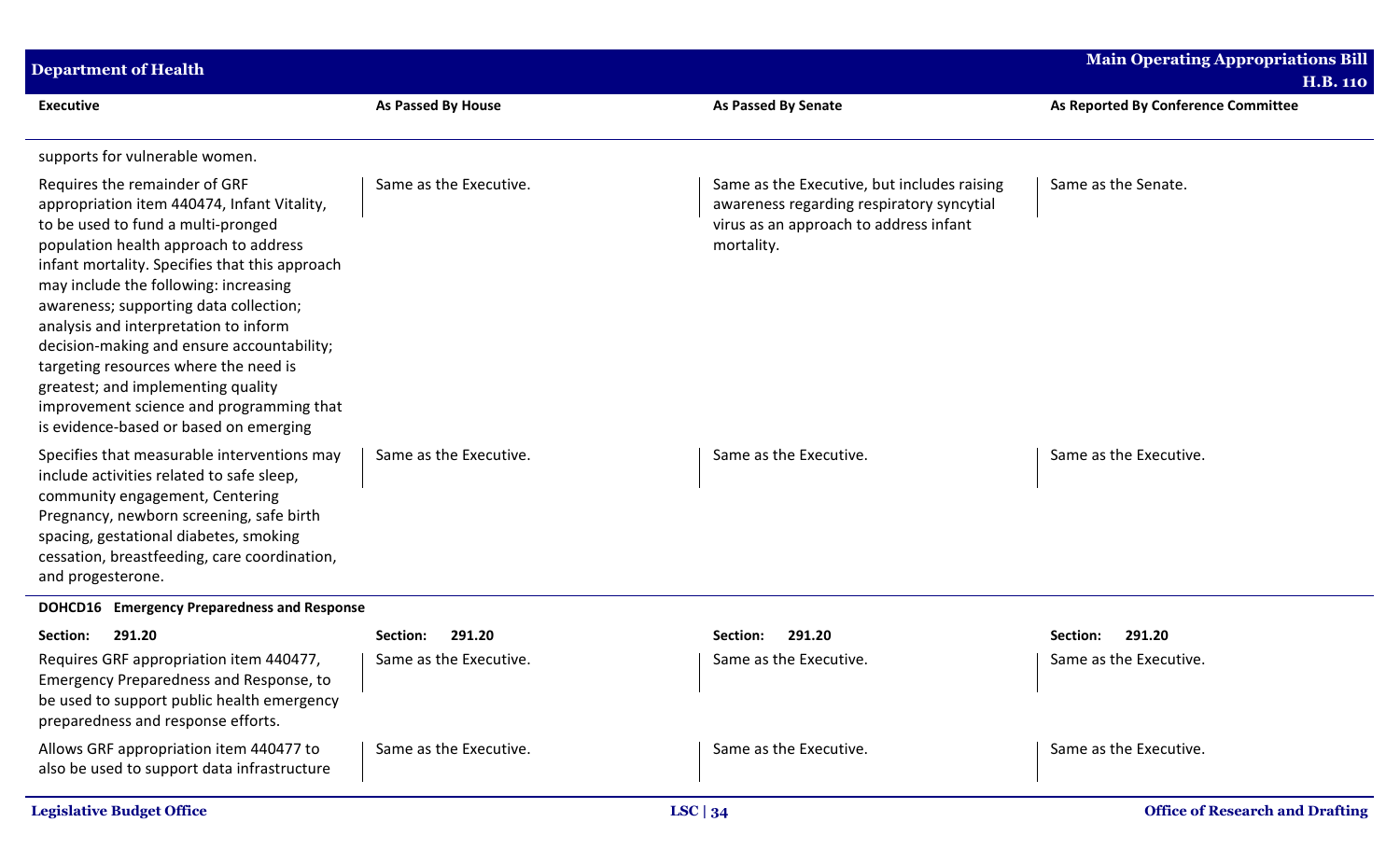| Executive | As Passed By House | As Passed By Senate | As Reported By Conference Committee |
|---|---|---|---|
| supports for vulnerable women. | | | |
| Requires the remainder of GRF appropriation item 440474, Infant Vitality, to be used to fund a multi-pronged population health approach to address infant mortality. Specifies that this approach may include the following: increasing awareness; supporting data collection; analysis and interpretation to inform decision-making and ensure accountability; targeting resources where the need is greatest; and implementing quality improvement science and programming that is evidence-based or based on emerging | Same as the Executive. | Same as the Executive, but includes raising awareness regarding respiratory syncytial virus as an approach to address infant mortality. | Same as the Senate. |
| Specifies that measurable interventions may include activities related to safe sleep, community engagement, Centering Pregnancy, newborn screening, safe birth spacing, gestational diabetes, smoking cessation, breastfeeding, care coordination, and progesterone. | Same as the Executive. | Same as the Executive. | Same as the Executive. |
| **DOHCD16 Emergency Preparedness and Response** | | | |
| **Section: 291.20** | **Section: 291.20** | **Section: 291.20** | **Section: 291.20** |
| Requires GRF appropriation item 440477, Emergency Preparedness and Response, to be used to support public health emergency preparedness and response efforts. | Same as the Executive. | Same as the Executive. | Same as the Executive. |
| Allows GRF appropriation item 440477 to also be used to support data infrastructure | Same as the Executive. | Same as the Executive. | Same as the Executive. |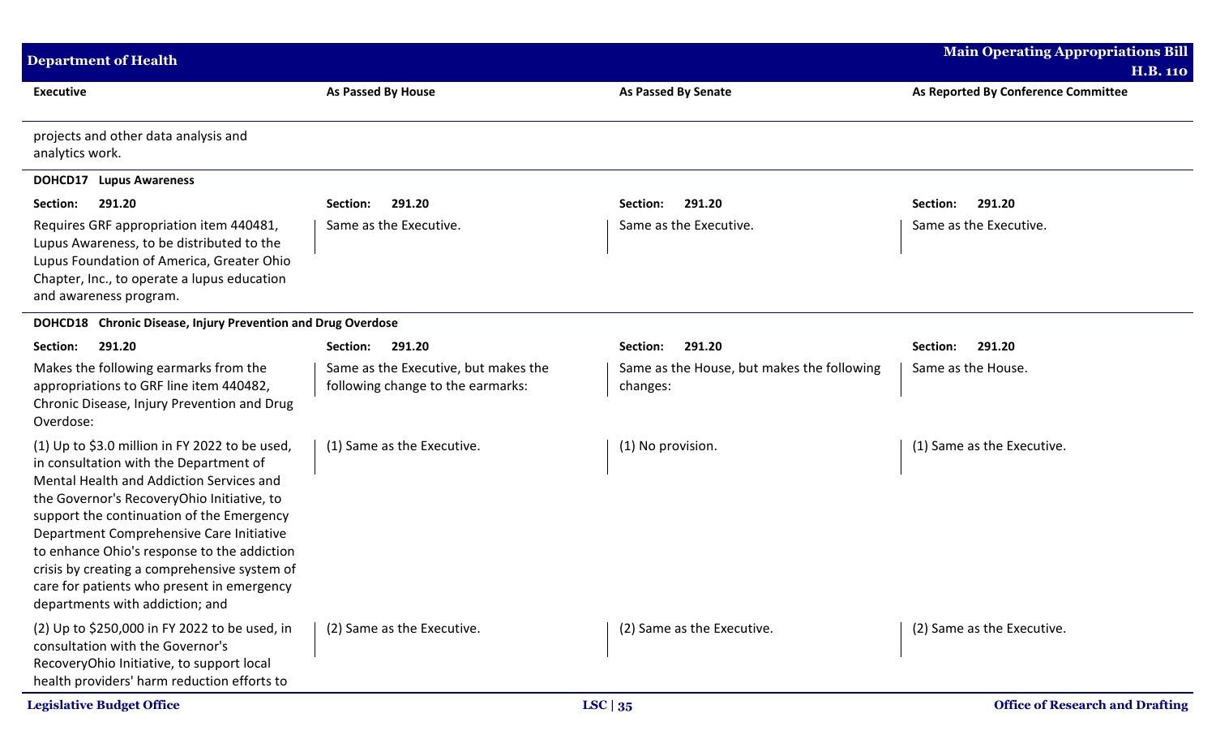| Executive | As Passed By House | As Passed By Senate | As Reported By Conference Committee |
|---|---|---|---|
| projects and other data analysis and analytics work. | | | |
| **DOHCD17 Lupus Awareness** | | | |
| **Section: 291.20** | **Section: 291.20** | **Section: 291.20** | **Section: 291.20** |
| Requires GRF appropriation item 440481, Lupus Awareness, to be distributed to the Lupus Foundation of America, Greater Ohio Chapter, Inc., to operate a lupus education and awareness program. | Same as the Executive. | Same as the Executive. | Same as the Executive. |
| **DOHCD18 Chronic Disease, Injury Prevention and Drug Overdose** | | | |
| **Section: 291.20** | **Section: 291.20** | **Section: 291.20** | **Section: 291.20** |
| Makes the following earmarks from the appropriations to GRF line item 440482, Chronic Disease, Injury Prevention and Drug Overdose: | Same as the Executive, but makes the following change to the earmarks: | Same as the House, but makes the following changes: | Same as the House. |
| (1) Up to $3.0 million in FY 2022 to be used, in consultation with the Department of Mental Health and Addiction Services and the Governor's RecoveryOhio Initiative, to support the continuation of the Emergency Department Comprehensive Care Initiative to enhance Ohio's response to the addiction crisis by creating a comprehensive system of care for patients who present in emergency departments with addiction; and | (1) Same as the Executive. | (1) No provision. | (1) Same as the Executive. |
| (2) Up to $250,000 in FY 2022 to be used, in consultation with the Governor's RecoveryOhio Initiative, to support local health providers' harm reduction efforts to | (2) Same as the Executive. | (2) Same as the Executive. | (2) Same as the Executive. |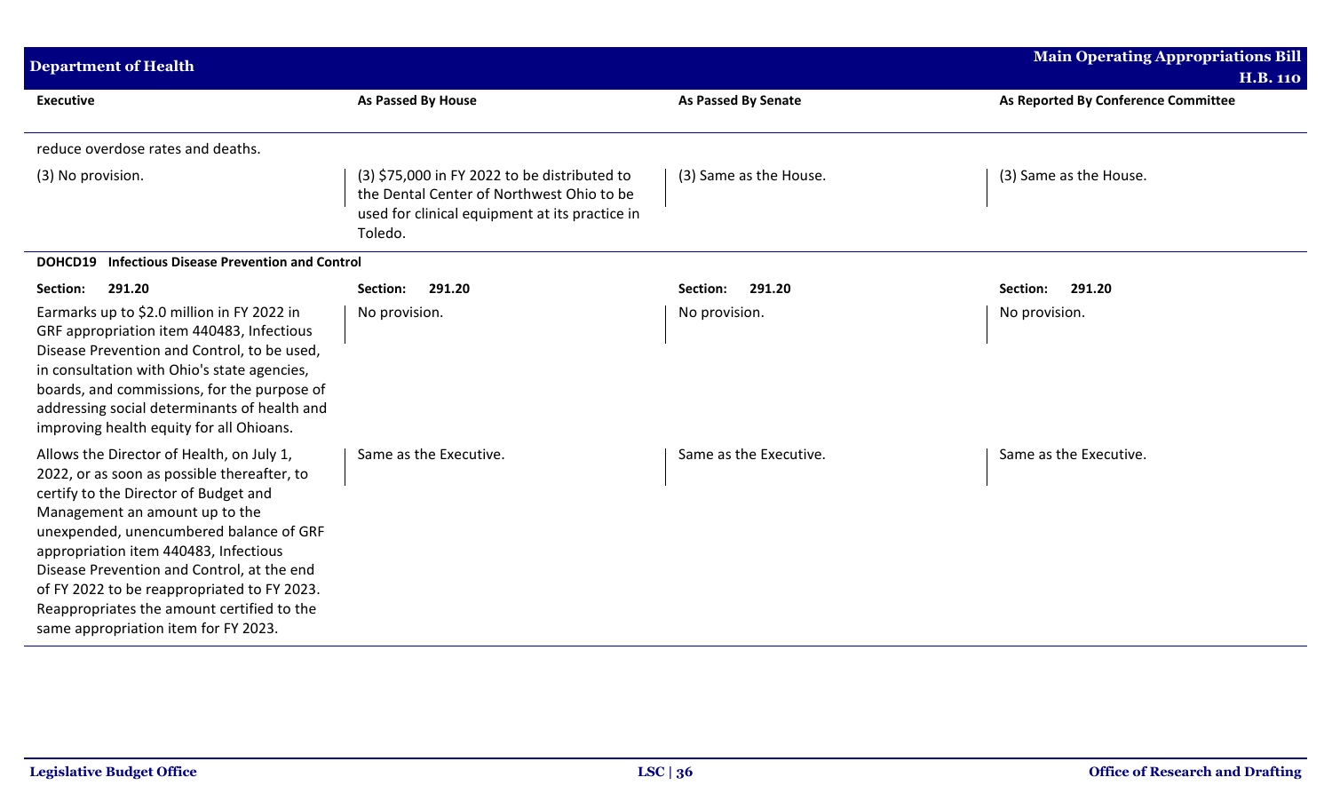| Executive | As Passed By House | As Passed By Senate | As Reported By Conference Committee |
|---|---|---|---|
| reduce overdose rates and deaths. | | | |
| (3) No provision. | (3) $75,000 in FY 2022 to be distributed to the Dental Center of Northwest Ohio to be used for clinical equipment at its practice in Toledo. | (3) Same as the House. | (3) Same as the House. |
| **DOHCD19 Infectious Disease Prevention and Control** | | | |
| **Section: 291.20** | **Section: 291.20** | **Section: 291.20** | **Section: 291.20** |
| Earmarks up to $2.0 million in FY 2022 in GRF appropriation item 440483, Infectious Disease Prevention and Control, to be used, in consultation with Ohio's state agencies, boards, and commissions, for the purpose of addressing social determinants of health and improving health equity for all Ohioans. | No provision. | No provision. | No provision. |
| Allows the Director of Health, on July 1, 2022, or as soon as possible thereafter, to certify to the Director of Budget and Management an amount up to the unexpended, unencumbered balance of GRF appropriation item 440483, Infectious Disease Prevention and Control, at the end of FY 2022 to be reappropriated to FY 2023. Reappropriates the amount certified to the same appropriation item for FY 2023. | Same as the Executive. | Same as the Executive. | Same as the Executive. |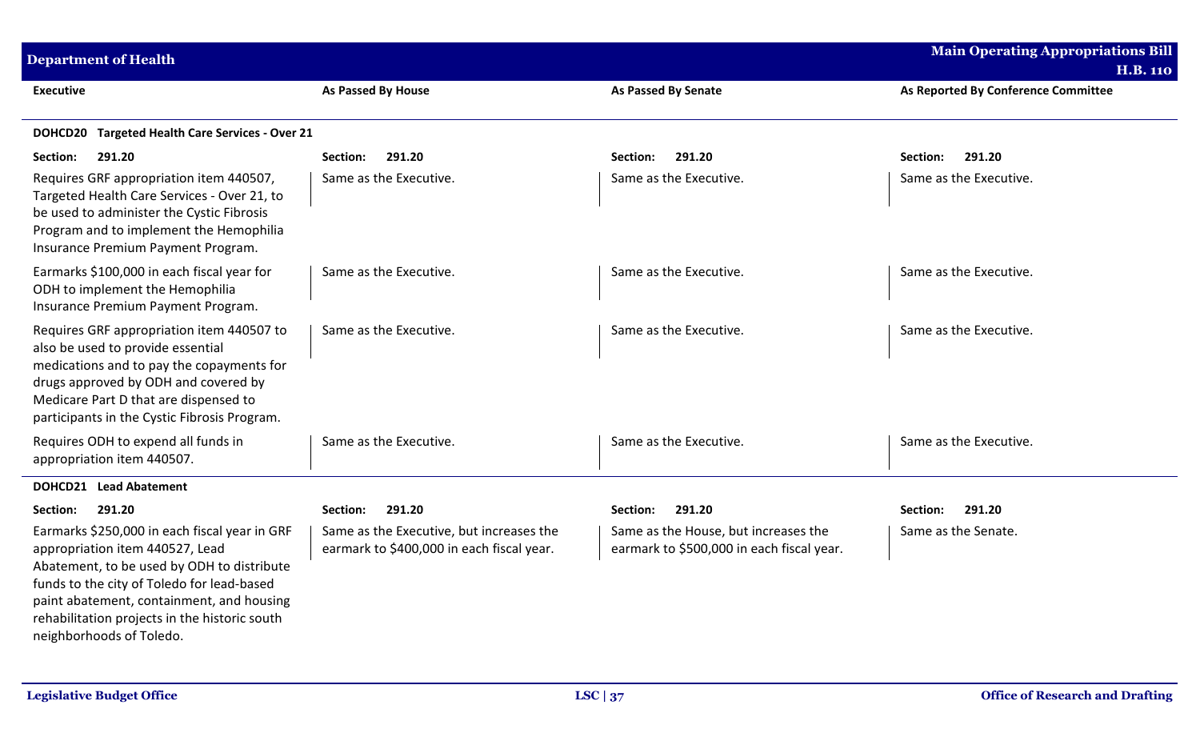| Executive | As Passed By House | As Passed By Senate | As Reported By Conference Committee |
|---|---|---|---|
| **DOHCD20 Targeted Health Care Services - Over 21** | | | |
| **Section: 291.20** | **Section: 291.20** | **Section: 291.20** | **Section: 291.20** |
| Requires GRF appropriation item 440507, Targeted Health Care Services - Over 21, to be used to administer the Cystic Fibrosis Program and to implement the Hemophilia Insurance Premium Payment Program. | Same as the Executive. | Same as the Executive. | Same as the Executive. |
| Earmarks $100,000 in each fiscal year for ODH to implement the Hemophilia Insurance Premium Payment Program. | Same as the Executive. | Same as the Executive. | Same as the Executive. |
| Requires GRF appropriation item 440507 to also be used to provide essential medications and to pay the copayments for drugs approved by ODH and covered by Medicare Part D that are dispensed to participants in the Cystic Fibrosis Program. | Same as the Executive. | Same as the Executive. | Same as the Executive. |
| Requires ODH to expend all funds in appropriation item 440507. | Same as the Executive. | Same as the Executive. | Same as the Executive. |
| **DOHCD21 Lead Abatement** | | | |
| **Section: 291.20** | **Section: 291.20** | **Section: 291.20** | **Section: 291.20** |
| Earmarks $250,000 in each fiscal year in GRF appropriation item 440527, Lead Abatement, to be used by ODH to distribute funds to the city of Toledo for lead-based paint abatement, containment, and housing rehabilitation projects in the historic south neighborhoods of Toledo. | Same as the Executive, but increases the earmark to $400,000 in each fiscal year. | Same as the House, but increases the earmark to $500,000 in each fiscal year. | Same as the Senate. |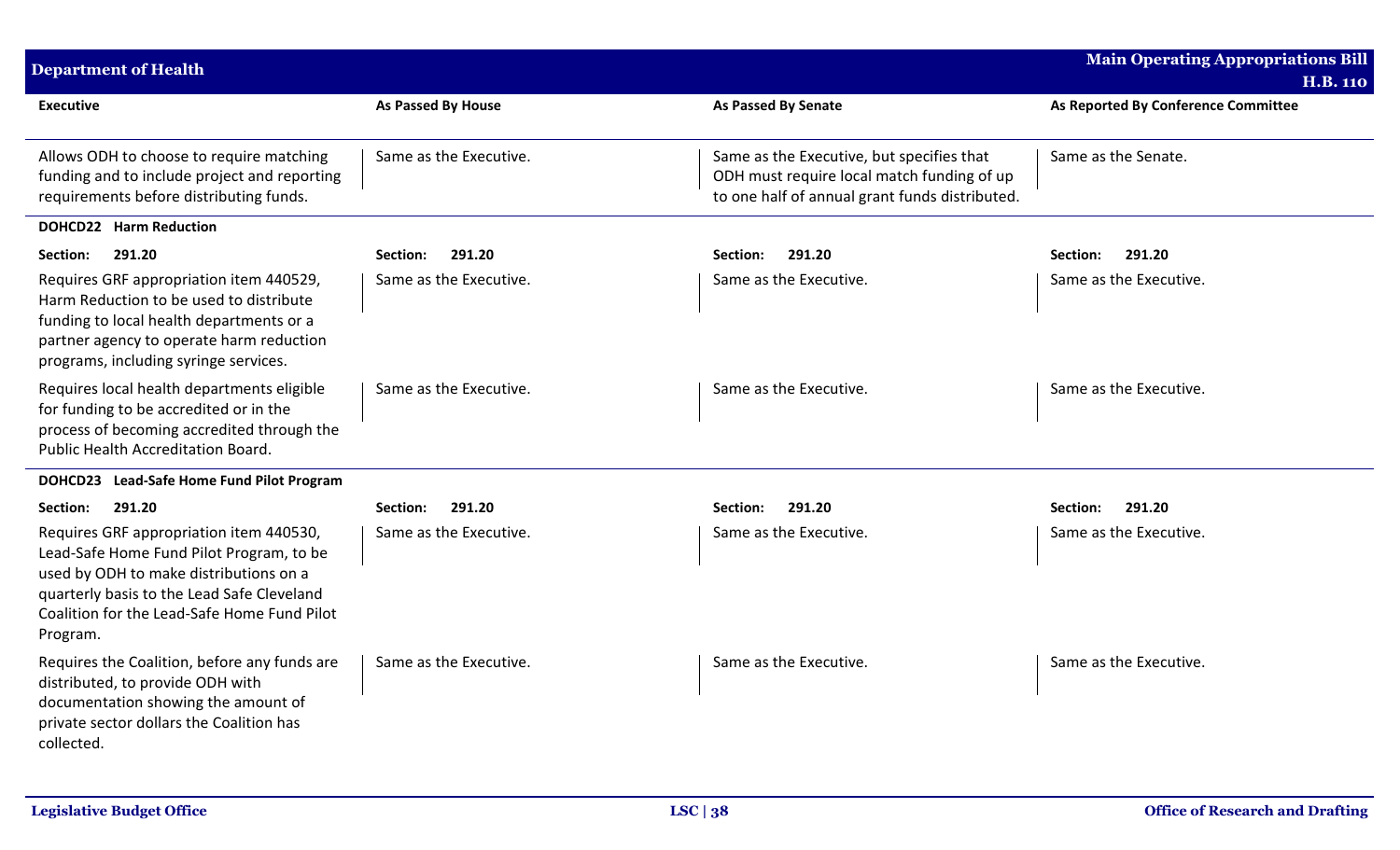| Executive | As Passed By House | As Passed By Senate | As Reported By Conference Committee |
| --- | --- | --- | --- |
| Allows ODH to choose to require matching funding and to include project and reporting requirements before distributing funds. | Same as the Executive. | Same as the Executive, but specifies that ODH must require local match funding of up to one half of annual grant funds distributed. | Same as the Senate. |
| **DOHCD22 Harm Reduction** | | | |
| **Section: 291.20** | **Section: 291.20** | **Section: 291.20** | **Section: 291.20** |
| Requires GRF appropriation item 440529, Harm Reduction to be used to distribute funding to local health departments or a partner agency to operate harm reduction programs, including syringe services. | Same as the Executive. | Same as the Executive. | Same as the Executive. |
| Requires local health departments eligible for funding to be accredited or in the process of becoming accredited through the Public Health Accreditation Board. | Same as the Executive. | Same as the Executive. | Same as the Executive. |
| **DOHCD23 Lead-Safe Home Fund Pilot Program** | | | |
| **Section: 291.20** | **Section: 291.20** | **Section: 291.20** | **Section: 291.20** |
| Requires GRF appropriation item 440530, Lead-Safe Home Fund Pilot Program, to be used by ODH to make distributions on a quarterly basis to the Lead Safe Cleveland Coalition for the Lead-Safe Home Fund Pilot Program. | Same as the Executive. | Same as the Executive. | Same as the Executive. |
| Requires the Coalition, before any funds are distributed, to provide ODH with documentation showing the amount of private sector dollars the Coalition has collected. | Same as the Executive. | Same as the Executive. | Same as the Executive. |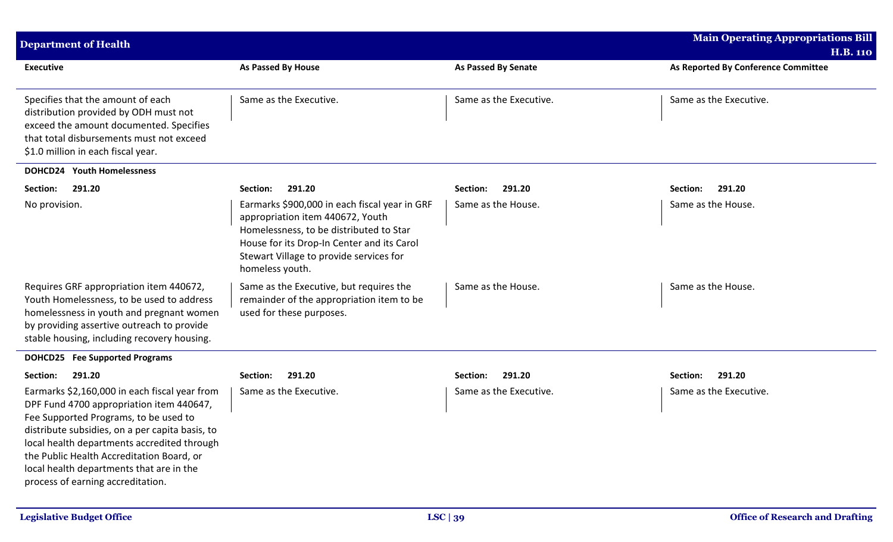| Executive | As Passed By House | As Passed By Senate | As Reported By Conference Committee |
|---|---|---|---|
| Specifies that the amount of each distribution provided by ODH must not exceed the amount documented. Specifies that total disbursements must not exceed $1.0 million in each fiscal year. | Same as the Executive. | Same as the Executive. | Same as the Executive. |
| **DOHCD24 Youth Homelessness** | | | |
| **Section: 291.20** | **Section: 291.20** | **Section: 291.20** | **Section: 291.20** |
| No provision. | Earmarks $900,000 in each fiscal year in GRF appropriation item 440672, Youth Homelessness, to be distributed to Star House for its Drop-In Center and its Carol Stewart Village to provide services for homeless youth. | Same as the House. | Same as the House. |
| Requires GRF appropriation item 440672, Youth Homelessness, to be used to address homelessness in youth and pregnant women by providing assertive outreach to provide stable housing, including recovery housing. | Same as the Executive, but requires the remainder of the appropriation item to be used for these purposes. | Same as the House. | Same as the House. |
| **DOHCD25 Fee Supported Programs** | | | |
| **Section: 291.20** | **Section: 291.20** | **Section: 291.20** | **Section: 291.20** |
| Earmarks $2,160,000 in each fiscal year from DPF Fund 4700 appropriation item 440647, Fee Supported Programs, to be used to distribute subsidies, on a per capita basis, to local health departments accredited through the Public Health Accreditation Board, or local health departments that are in the process of earning accreditation. | Same as the Executive. | Same as the Executive. | Same as the Executive. |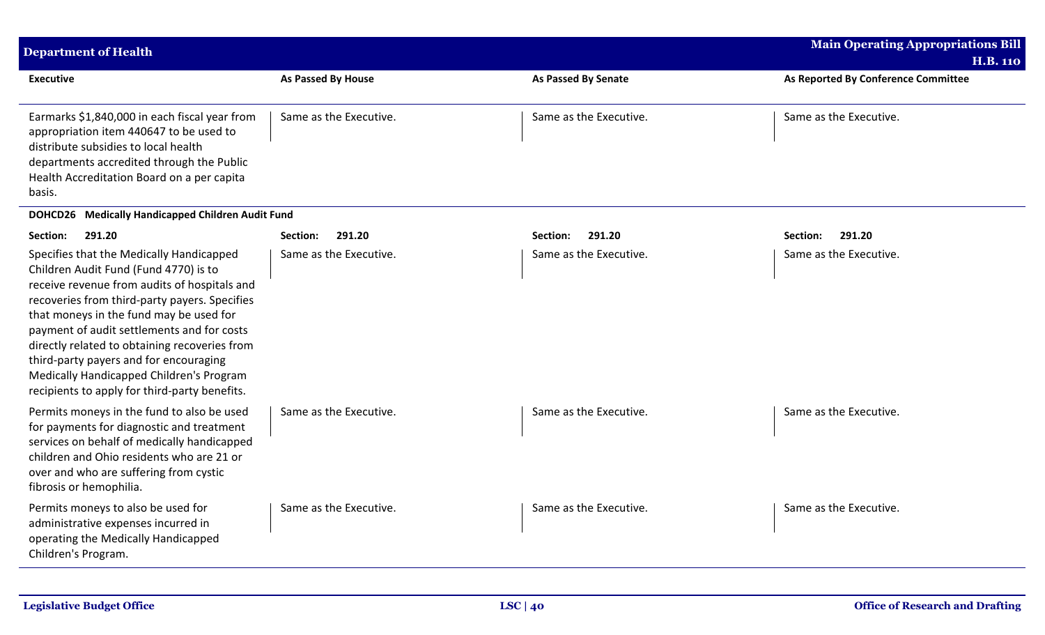| Executive | As Passed By House | As Passed By Senate | As Reported By Conference Committee |
|---|---|---|---|
| Earmarks $1,840,000 in each fiscal year from appropriation item 440647 to be used to distribute subsidies to local health departments accredited through the Public Health Accreditation Board on a per capita basis. | Same as the Executive. | Same as the Executive. | Same as the Executive. |
| **DOHCD26 Medically Handicapped Children Audit Fund** | | | |
| **Section: 291.20** | **Section: 291.20** | **Section: 291.20** | **Section: 291.20** |
| Specifies that the Medically Handicapped Children Audit Fund (Fund 4770) is to receive revenue from audits of hospitals and recoveries from third-party payers. Specifies that moneys in the fund may be used for payment of audit settlements and for costs directly related to obtaining recoveries from third-party payers and for encouraging Medically Handicapped Children's Program recipients to apply for third-party benefits. | Same as the Executive. | Same as the Executive. | Same as the Executive. |
| Permits moneys in the fund to also be used for payments for diagnostic and treatment services on behalf of medically handicapped children and Ohio residents who are 21 or over and who are suffering from cystic fibrosis or hemophilia. | Same as the Executive. | Same as the Executive. | Same as the Executive. |
| Permits moneys to also be used for administrative expenses incurred in operating the Medically Handicapped Children's Program. | Same as the Executive. | Same as the Executive. | Same as the Executive. |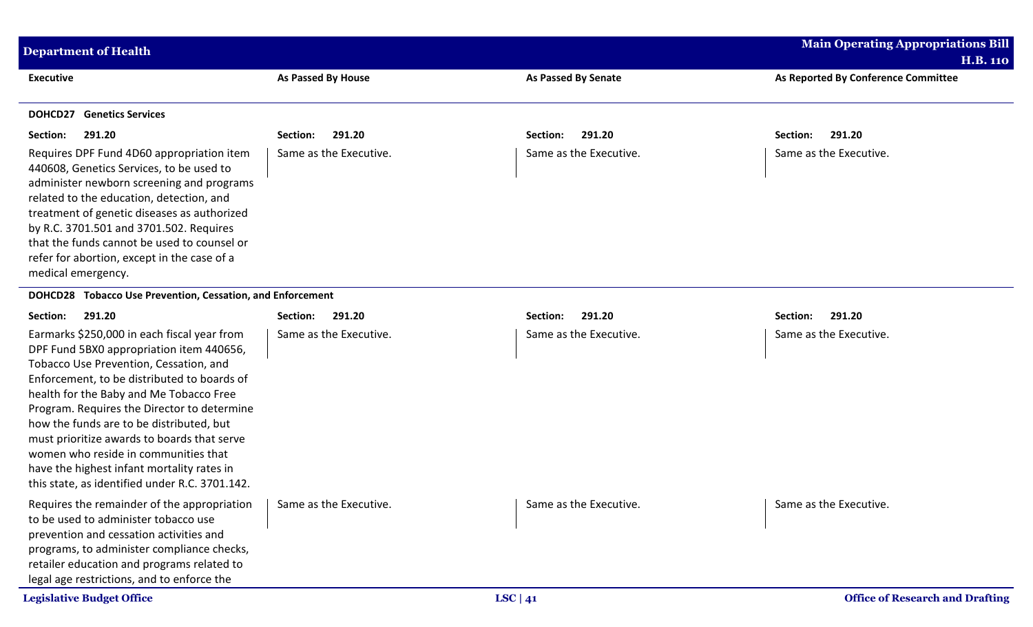| Executive | As Passed By House | As Passed By Senate | As Reported By Conference Committee |
|---|---|---|---|
| **DOHCD27 Genetics Services** | | | |
| **Section: 291.20** | **Section: 291.20** | **Section: 291.20** | **Section: 291.20** |
| Requires DPF Fund 4D60 appropriation item 440608, Genetics Services, to be used to administer newborn screening and programs related to the education, detection, and treatment of genetic diseases as authorized by R.C. 3701.501 and 3701.502. Requires that the funds cannot be used to counsel or refer for abortion, except in the case of a medical emergency. | Same as the Executive. | Same as the Executive. | Same as the Executive. |
| **DOHCD28 Tobacco Use Prevention, Cessation, and Enforcement** | | | |
| **Section: 291.20** | **Section: 291.20** | **Section: 291.20** | **Section: 291.20** |
| Earmarks $250,000 in each fiscal year from DPF Fund 5BX0 appropriation item 440656, Tobacco Use Prevention, Cessation, and Enforcement, to be distributed to boards of health for the Baby and Me Tobacco Free Program. Requires the Director to determine how the funds are to be distributed, but must prioritize awards to boards that serve women who reside in communities that have the highest infant mortality rates in this state, as identified under R.C. 3701.142. | Same as the Executive. | Same as the Executive. | Same as the Executive. |
| Requires the remainder of the appropriation to be used to administer tobacco use prevention and cessation activities and programs, to administer compliance checks, retailer education and programs related to legal age restrictions, and to enforce the | Same as the Executive. | Same as the Executive. | Same as the Executive. |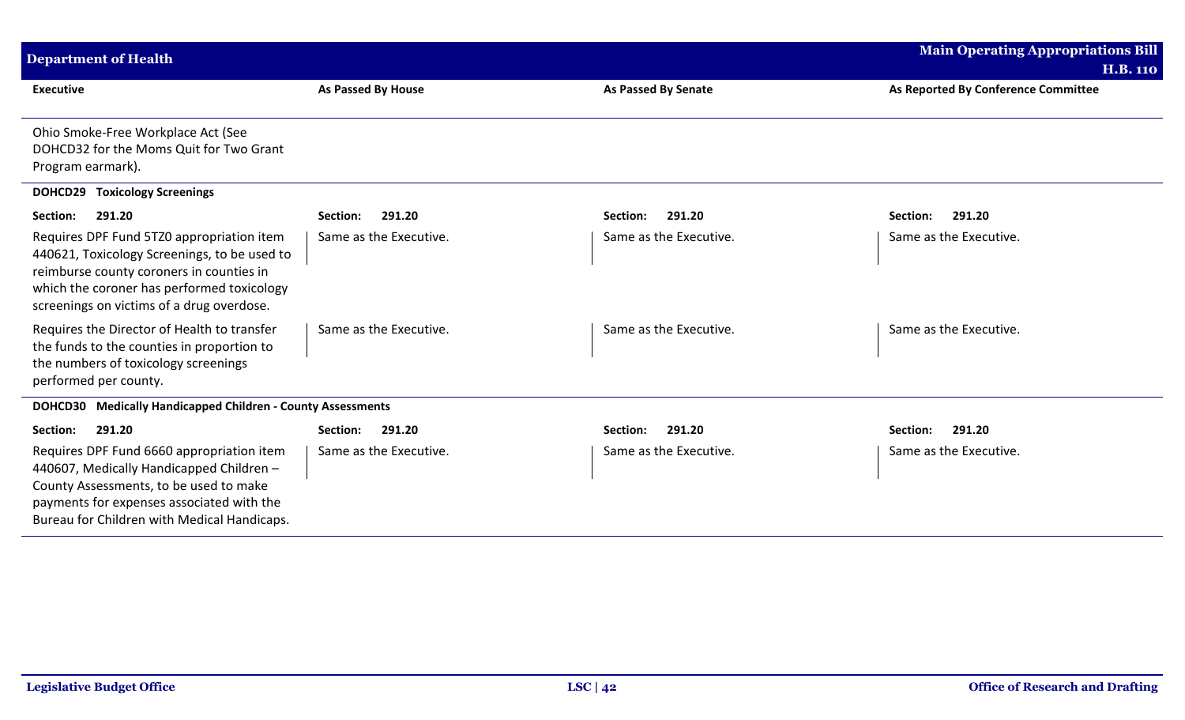| Executive | As Passed By House | As Passed By Senate | As Reported By Conference Committee |
|---|---|---|---|
| Ohio Smoke-Free Workplace Act (See DOHCD32 for the Moms Quit for Two Grant Program earmark). | | | |
| **DOHCD29 Toxicology Screenings** | | | |
| **Section: 291.20** | **Section: 291.20** | **Section: 291.20** | **Section: 291.20** |
| Requires DPF Fund 5TZ0 appropriation item 440621, Toxicology Screenings, to be used to reimburse county coroners in counties in which the coroner has performed toxicology screenings on victims of a drug overdose. | Same as the Executive. | Same as the Executive. | Same as the Executive. |
| Requires the Director of Health to transfer the funds to the counties in proportion to the numbers of toxicology screenings performed per county. | Same as the Executive. | Same as the Executive. | Same as the Executive. |
| **DOHCD30 Medically Handicapped Children - County Assessments** | | | |
| **Section: 291.20** | **Section: 291.20** | **Section: 291.20** | **Section: 291.20** |
| Requires DPF Fund 6660 appropriation item 440607, Medically Handicapped Children – County Assessments, to be used to make payments for expenses associated with the Bureau for Children with Medical Handicaps. | Same as the Executive. | Same as the Executive. | Same as the Executive. |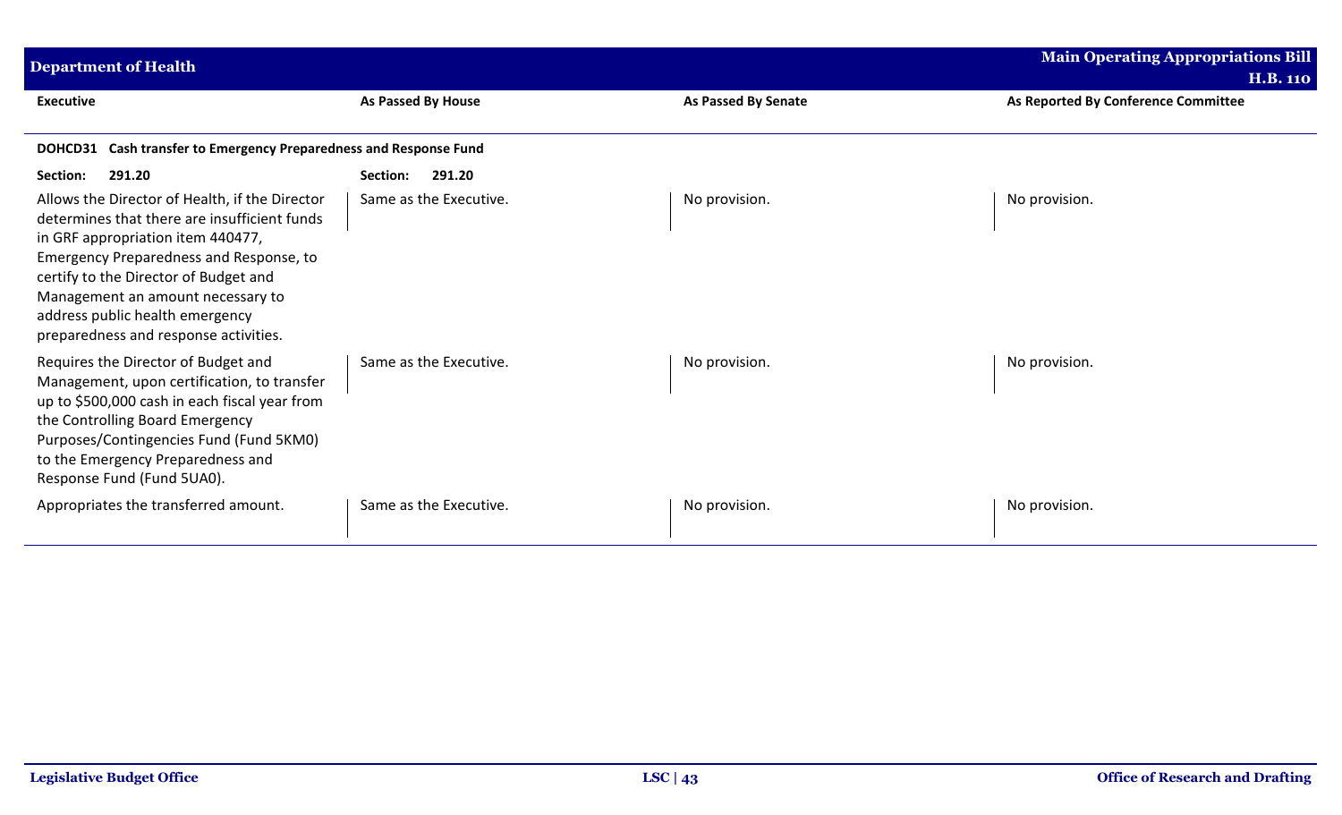| Executive | As Passed By House | As Passed By Senate | As Reported By Conference Committee |
|---|---|---|---|
| **DOHCD31 Cash transfer to Emergency Preparedness and Response Fund** | | | |
| **Section: 291.20** | **Section: 291.20** | | |
| Allows the Director of Health, if the Director determines that there are insufficient funds in GRF appropriation item 440477, Emergency Preparedness and Response, to certify to the Director of Budget and Management an amount necessary to address public health emergency preparedness and response activities. | Same as the Executive. | No provision. | No provision. |
| Requires the Director of Budget and Management, upon certification, to transfer up to $500,000 cash in each fiscal year from the Controlling Board Emergency Purposes/Contingencies Fund (Fund 5KM0) to the Emergency Preparedness and Response Fund (Fund 5UA0). | Same as the Executive. | No provision. | No provision. |
| Appropriates the transferred amount. | Same as the Executive. | No provision. | No provision. |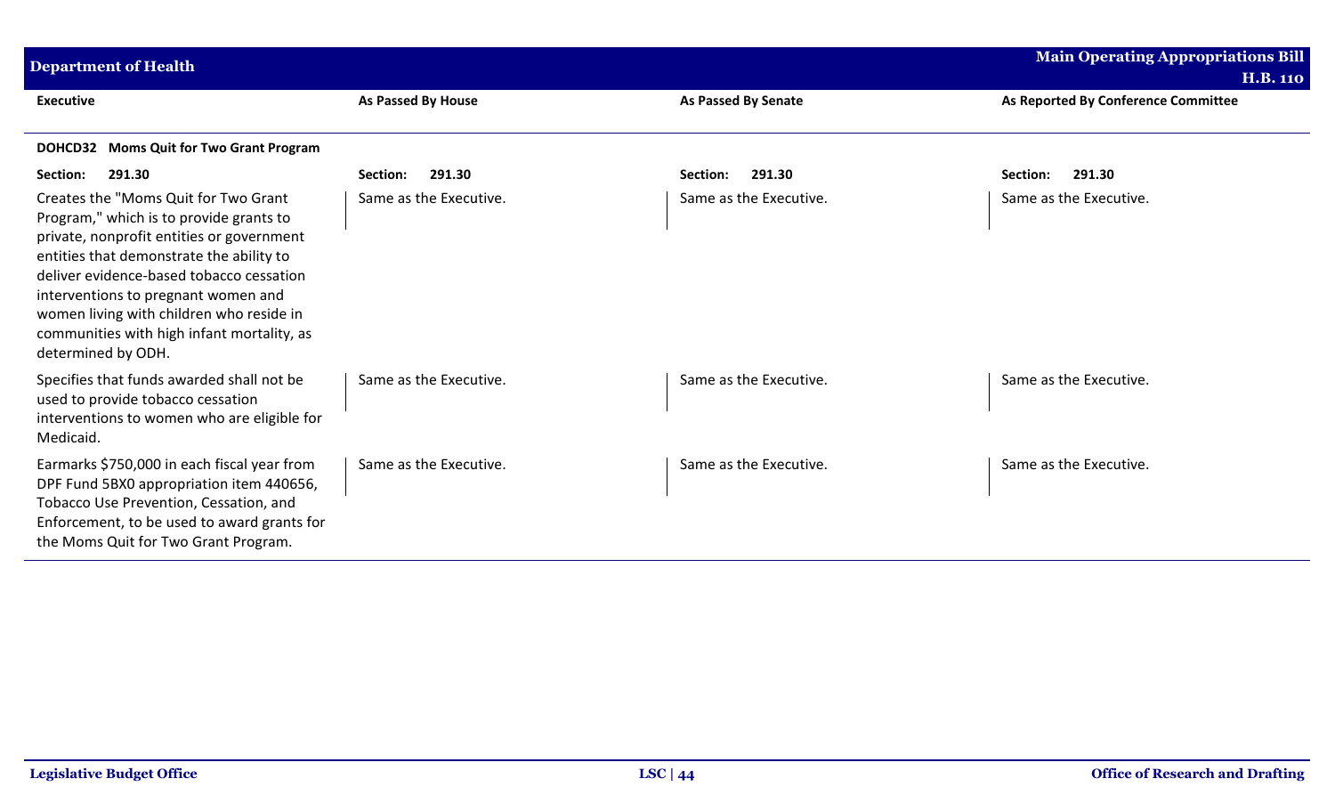| Executive | As Passed By House | As Passed By Senate | As Reported By Conference Committee |
|---|---|---|---|
| **DOHCD32 Moms Quit for Two Grant Program** | | | |
| **Section: 291.30** | **Section: 291.30** | **Section: 291.30** | **Section: 291.30** |
| Creates the "Moms Quit for Two Grant Program," which is to provide grants to private, nonprofit entities or government entities that demonstrate the ability to deliver evidence-based tobacco cessation interventions to pregnant women and women living with children who reside in communities with high infant mortality, as determined by ODH. | Same as the Executive. | Same as the Executive. | Same as the Executive. |
| Specifies that funds awarded shall not be used to provide tobacco cessation interventions to women who are eligible for Medicaid. | Same as the Executive. | Same as the Executive. | Same as the Executive. |
| Earmarks $750,000 in each fiscal year from DPF Fund 5BX0 appropriation item 440656, Tobacco Use Prevention, Cessation, and Enforcement, to be used to award grants for the Moms Quit for Two Grant Program. | Same as the Executive. | Same as the Executive. | Same as the Executive. |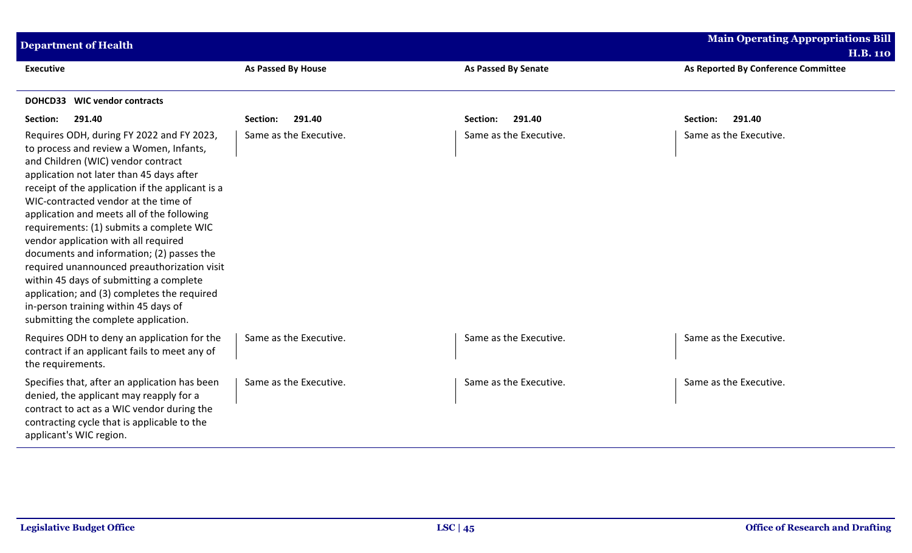| Executive | As Passed By House | As Passed By Senate | As Reported By Conference Committee |
|---|---|---|---|
| **DOHCD33 WIC vendor contracts** | | | |
| **Section: 291.40** | **Section: 291.40** | **Section: 291.40** | **Section: 291.40** |
| Requires ODH, during FY 2022 and FY 2023, to process and review a Women, Infants, and Children (WIC) vendor contract application not later than 45 days after receipt of the application if the applicant is a WIC-contracted vendor at the time of application and meets all of the following requirements: (1) submits a complete WIC vendor application with all required documents and information; (2) passes the required unannounced preauthorization visit within 45 days of submitting a complete application; and (3) completes the required in-person training within 45 days of submitting the complete application. | Same as the Executive. | Same as the Executive. | Same as the Executive. |
| Requires ODH to deny an application for the contract if an applicant fails to meet any of the requirements. | Same as the Executive. | Same as the Executive. | Same as the Executive. |
| Specifies that, after an application has been denied, the applicant may reapply for a contract to act as a WIC vendor during the contracting cycle that is applicable to the applicant's WIC region. | Same as the Executive. | Same as the Executive. | Same as the Executive. |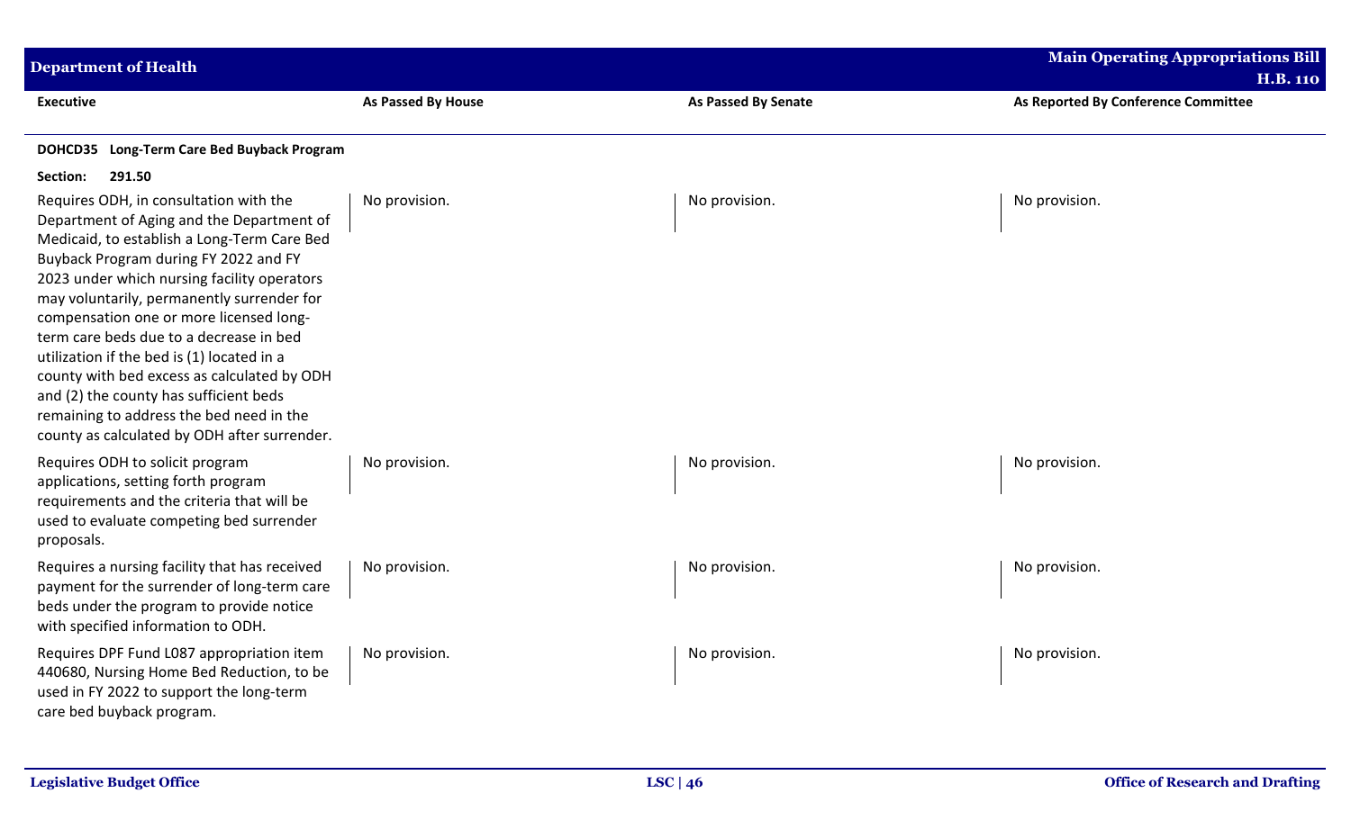| Executive | As Passed By House | As Passed By Senate | As Reported By Conference Committee |
|---|---|---|---|
| **DOHCD35 Long-Term Care Bed Buyback Program** | | | |
| **Section: 291.50** | | | |
| Requires ODH, in consultation with the Department of Aging and the Department of Medicaid, to establish a Long-Term Care Bed Buyback Program during FY 2022 and FY 2023 under which nursing facility operators may voluntarily, permanently surrender for compensation one or more licensed long-term care beds due to a decrease in bed utilization if the bed is (1) located in a county with bed excess as calculated by ODH and (2) the county has sufficient beds remaining to address the bed need in the county as calculated by ODH after surrender. | No provision. | No provision. | No provision. |
| Requires ODH to solicit program applications, setting forth program requirements and the criteria that will be used to evaluate competing bed surrender proposals. | No provision. | No provision. | No provision. |
| Requires a nursing facility that has received payment for the surrender of long-term care beds under the program to provide notice with specified information to ODH. | No provision. | No provision. | No provision. |
| Requires DPF Fund L087 appropriation item 440680, Nursing Home Bed Reduction, to be used in FY 2022 to support the long-term care bed buyback program. | No provision. | No provision. | No provision. |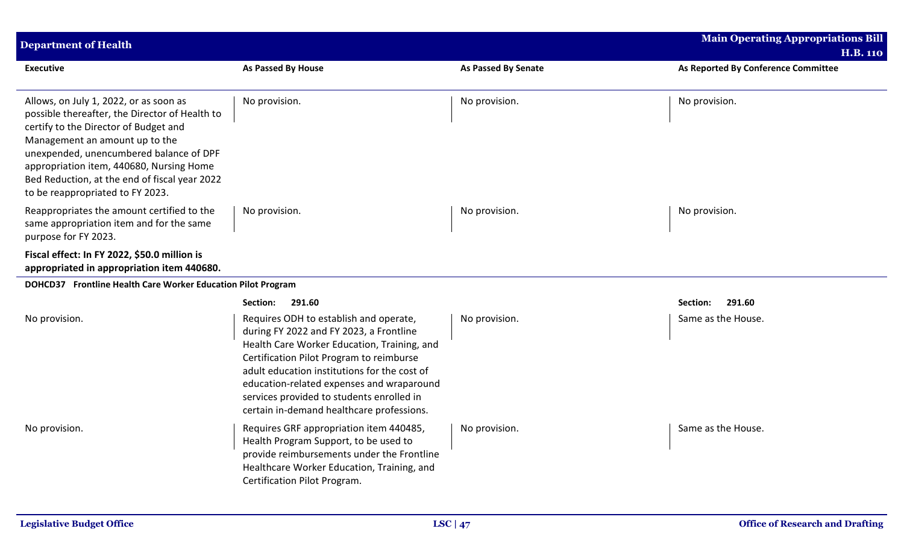| Executive | As Passed By House | As Passed By Senate | As Reported By Conference Committee |
|---|---|---|---|
| Allows, on July 1, 2022, or as soon as possible thereafter, the Director of Health to certify to the Director of Budget and Management an amount up to the unexpended, unencumbered balance of DPF appropriation item, 440680, Nursing Home Bed Reduction, at the end of fiscal year 2022 to be reappropriated to FY 2023. | No provision. | No provision. | No provision. |
| Reappropriates the amount certified to the same appropriation item and for the same purpose for FY 2023. | No provision. | No provision. | No provision. |
| **Fiscal effect: In FY 2022, $50.0 million is appropriated in appropriation item 440680.** | | | |
| **DOHCD37 Frontline Health Care Worker Education Pilot Program** | | | |
| | **Section: 291.60** | | **Section: 291.60** |
| No provision. | Requires ODH to establish and operate, during FY 2022 and FY 2023, a Frontline Health Care Worker Education, Training, and Certification Pilot Program to reimburse adult education institutions for the cost of education-related expenses and wraparound services provided to students enrolled in certain in-demand healthcare professions. | No provision. | Same as the House. |
| No provision. | Requires GRF appropriation item 440485, Health Program Support, to be used to provide reimbursements under the Frontline Healthcare Worker Education, Training, and Certification Pilot Program. | No provision. | Same as the House. |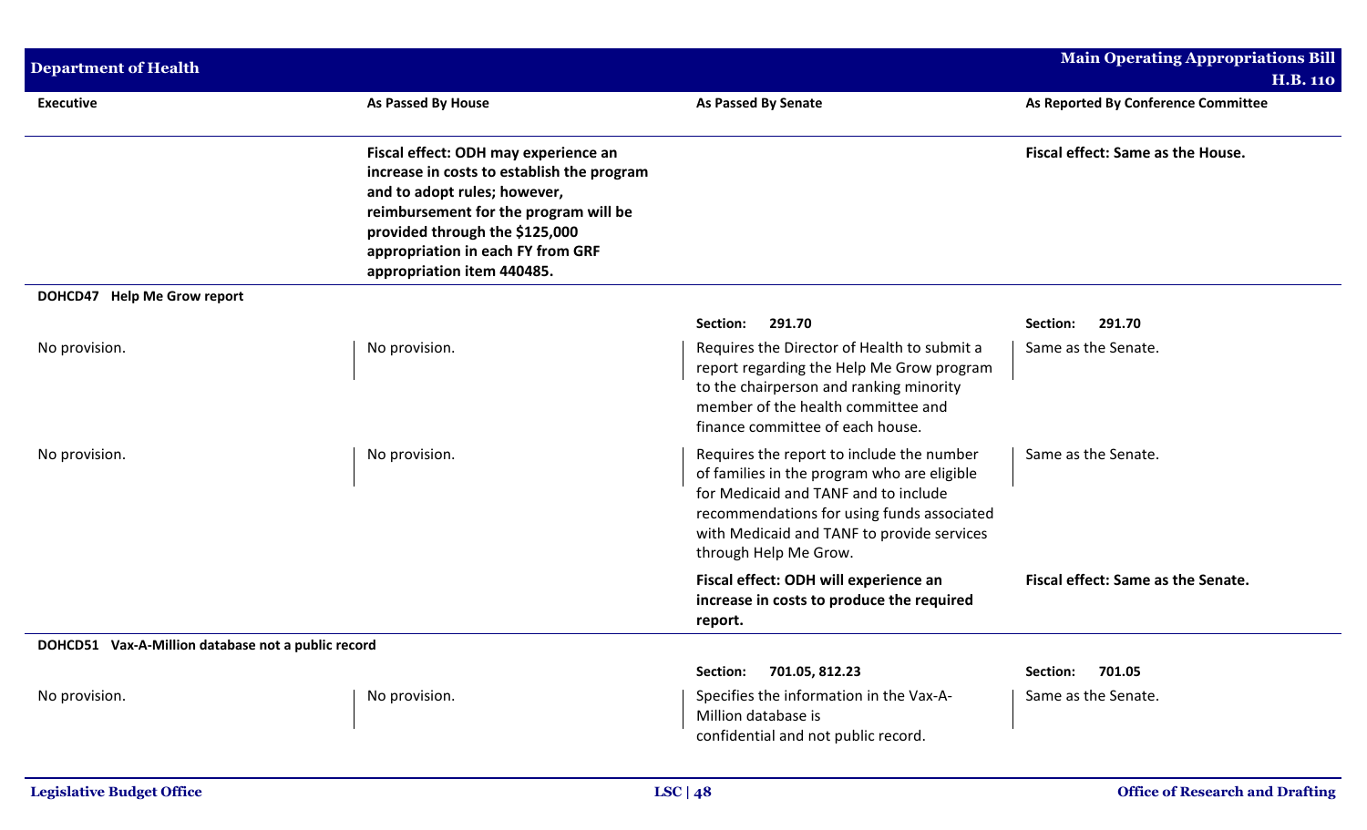| Executive | As Passed By House | As Passed By Senate | As Reported By Conference Committee |
|---|---|---|---|
| | **Fiscal effect: ODH may experience an increase in costs to establish the program and to adopt rules; however, reimbursement for the program will be provided through the $125,000 appropriation in each FY from GRF appropriation item 440485.** | | **Fiscal effect: Same as the House.** |
| **DOHCD47 Help Me Grow report** | | | |
| | | **Section: 291.70** | **Section: 291.70** |
| No provision. | No provision. | Requires the Director of Health to submit a report regarding the Help Me Grow program to the chairperson and ranking minority member of the health committee and finance committee of each house. | Same as the Senate. |
| No provision. | No provision. | Requires the report to include the number of families in the program who are eligible for Medicaid and TANF and to include recommendations for using funds associated with Medicaid and TANF to provide services through Help Me Grow. | Same as the Senate. |
| | | **Fiscal effect: ODH will experience an increase in costs to produce the required report.** | **Fiscal effect: Same as the Senate.** |
| **DOHCD51 Vax-A-Million database not a public record** | | | |
| | | **Section: 701.05, 812.23** | **Section: 701.05** |
| No provision. | No provision. | Specifies the information in the Vax-A-Million database is confidential and not public record. | Same as the Senate. |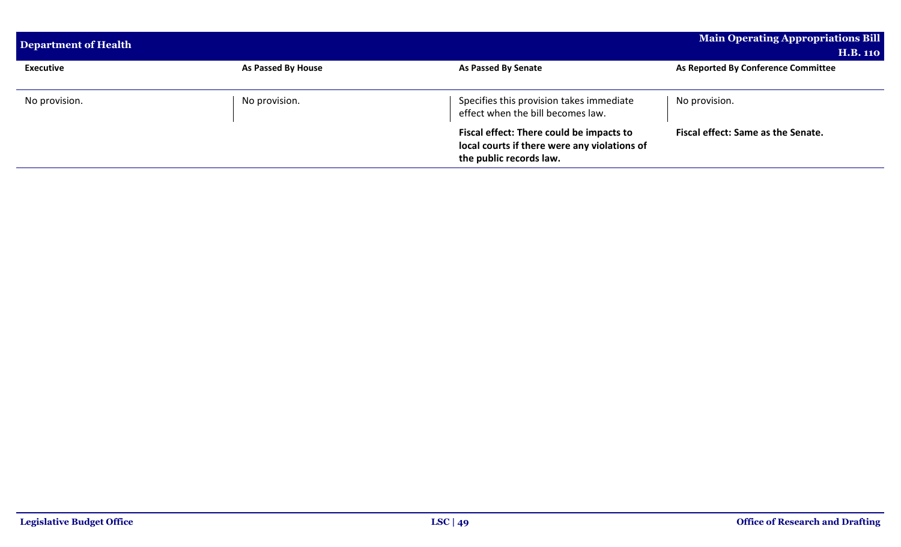| Executive | As Passed By House | As Passed By Senate | As Reported By Conference Committee |
|---|---|---|---|
| No provision. | No provision. | Specifies this provision takes immediate effect when the bill becomes law. | No provision. |
| | | **Fiscal effect: There could be impacts to local courts if there were any violations of the public records law.** | **Fiscal effect: Same as the Senate.** |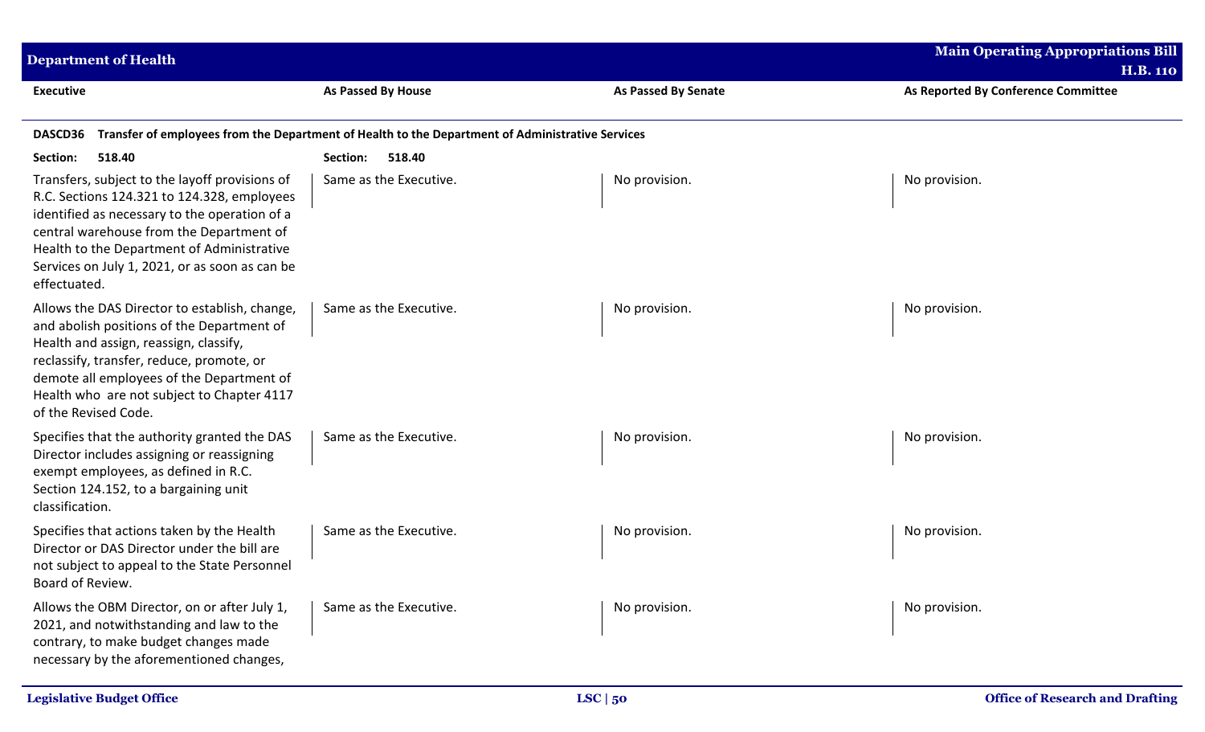| Executive | As Passed By House | As Passed By Senate | As Reported By Conference Committee |
|---|---|---|---|
| **DASCD36 Transfer of employees from the Department of Health to the Department of Administrative Services** | | | |
| **Section: 518.40** | **Section: 518.40** | | |
| Transfers, subject to the layoff provisions of R.C. Sections 124.321 to 124.328, employees identified as necessary to the operation of a central warehouse from the Department of Health to the Department of Administrative Services on July 1, 2021, or as soon as can be effectuated. | Same as the Executive. | No provision. | No provision. |
| Allows the DAS Director to establish, change, and abolish positions of the Department of Health and assign, reassign, classify, reclassify, transfer, reduce, promote, or demote all employees of the Department of Health who are not subject to Chapter 4117 of the Revised Code. | Same as the Executive. | No provision. | No provision. |
| Specifies that the authority granted the DAS Director includes assigning or reassigning exempt employees, as defined in R.C. Section 124.152, to a bargaining unit classification. | Same as the Executive. | No provision. | No provision. |
| Specifies that actions taken by the Health Director or DAS Director under the bill are not subject to appeal to the State Personnel Board of Review. | Same as the Executive. | No provision. | No provision. |
| Allows the OBM Director, on or after July 1, 2021, and notwithstanding and law to the contrary, to make budget changes made necessary by the aforementioned changes, | Same as the Executive. | No provision. | No provision. |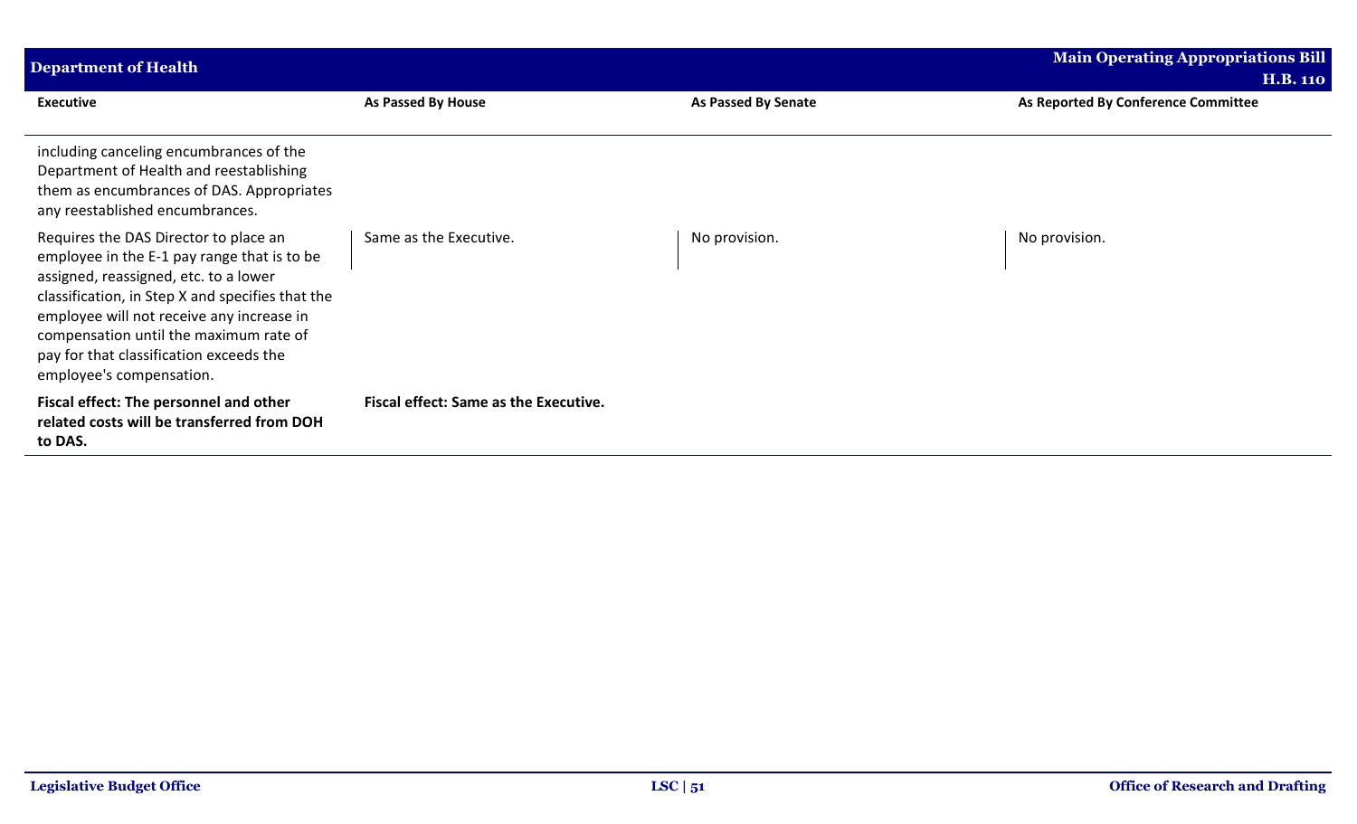| Executive | As Passed By House | As Passed By Senate | As Reported By Conference Committee |
|---|---|---|---|
| including canceling encumbrances of the Department of Health and reestablishing them as encumbrances of DAS. Appropriates any reestablished encumbrances. | | | |
| Requires the DAS Director to place an employee in the E-1 pay range that is to be assigned, reassigned, etc. to a lower classification, in Step X and specifies that the employee will not receive any increase in compensation until the maximum rate of pay for that classification exceeds the employee's compensation. | Same as the Executive. | No provision. | No provision. |
| **Fiscal effect: The personnel and other related costs will be transferred from DOH to DAS.** | **Fiscal effect: Same as the Executive.** | | |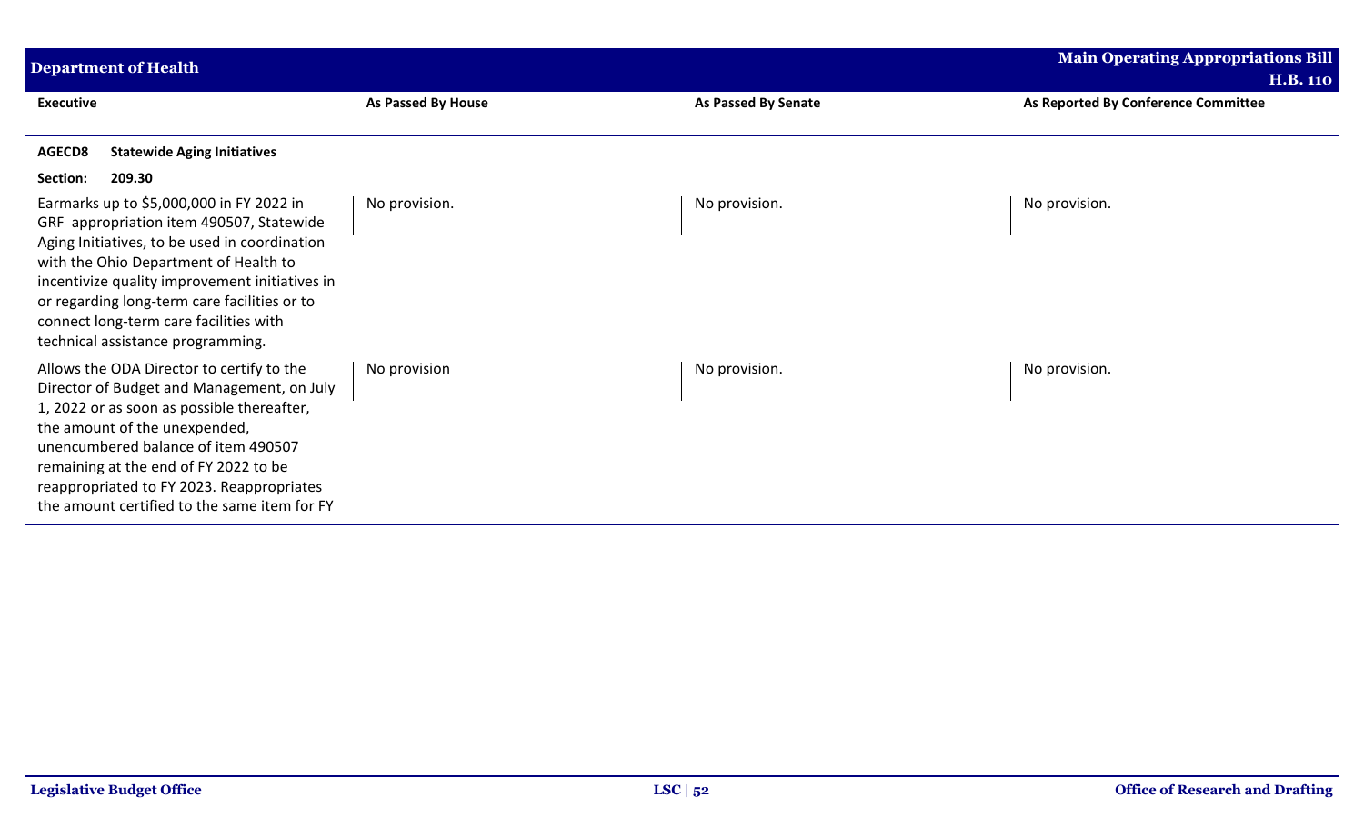| Executive | As Passed By House | As Passed By Senate | As Reported By Conference Committee |
|---|---|---|---|
| **AGECD8 Statewide Aging Initiatives** | | | |
| **Section: 209.30** | | | |
| Earmarks up to $5,000,000 in FY 2022 in GRF appropriation item 490507, Statewide Aging Initiatives, to be used in coordination with the Ohio Department of Health to incentivize quality improvement initiatives in or regarding long-term care facilities or to connect long-term care facilities with technical assistance programming. | No provision. | No provision. | No provision. |
| Allows the ODA Director to certify to the Director of Budget and Management, on July 1, 2022 or as soon as possible thereafter, the amount of the unexpended, unencumbered balance of item 490507 remaining at the end of FY 2022 to be reappropriated to FY 2023. Reappropriates the amount certified to the same item for FY | No provision | No provision. | No provision. |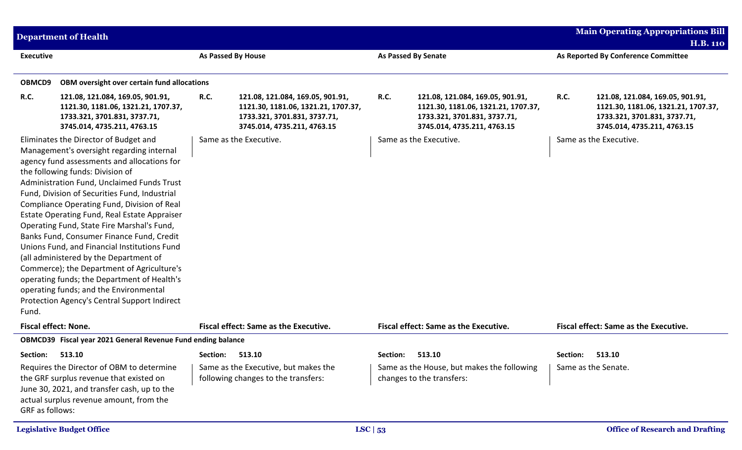| Executive | As Passed By House | As Passed By Senate | As Reported By Conference Committee |
|---|---|---|---|
| **OBMCD9 OBM oversight over certain fund allocations** | | | |
| **R.C. 121.08, 121.084, 169.05, 901.91, 1121.30, 1181.06, 1321.21, 1707.37, 1733.321, 3701.831, 3737.71, 3745.014, 4735.211, 4763.15** | **R.C. 121.08, 121.084, 169.05, 901.91, 1121.30, 1181.06, 1321.21, 1707.37, 1733.321, 3701.831, 3737.71, 3745.014, 4735.211, 4763.15** | **R.C. 121.08, 121.084, 169.05, 901.91, 1121.30, 1181.06, 1321.21, 1707.37, 1733.321, 3701.831, 3737.71, 3745.014, 4735.211, 4763.15** | **R.C. 121.08, 121.084, 169.05, 901.91, 1121.30, 1181.06, 1321.21, 1707.37, 1733.321, 3701.831, 3737.71, 3745.014, 4735.211, 4763.15** |
| Eliminates the Director of Budget and Management's oversight regarding internal agency fund assessments and allocations for the following funds: Division of Administration Fund, Unclaimed Funds Trust Fund, Division of Securities Fund, Industrial Compliance Operating Fund, Division of Real Estate Operating Fund, Real Estate Appraiser Operating Fund, State Fire Marshal's Fund, Banks Fund, Consumer Finance Fund, Credit Unions Fund, and Financial Institutions Fund (all administered by the Department of Commerce); the Department of Agriculture's operating funds; the Department of Health's operating funds; and the Environmental Protection Agency's Central Support Indirect Fund. | Same as the Executive. | Same as the Executive. | Same as the Executive. |
| **Fiscal effect: None.** | **Fiscal effect: Same as the Executive.** | **Fiscal effect: Same as the Executive.** | **Fiscal effect: Same as the Executive.** |
| **OBMCD39 Fiscal year 2021 General Revenue Fund ending balance** | | | |
| **Section: 513.10** | **Section: 513.10** | **Section: 513.10** | **Section: 513.10** |
| Requires the Director of OBM to determine the GRF surplus revenue that existed on June 30, 2021, and transfer cash, up to the actual surplus revenue amount, from the GRF as follows: | Same as the Executive, but makes the following changes to the transfers: | Same as the House, but makes the following changes to the transfers: | Same as the Senate. |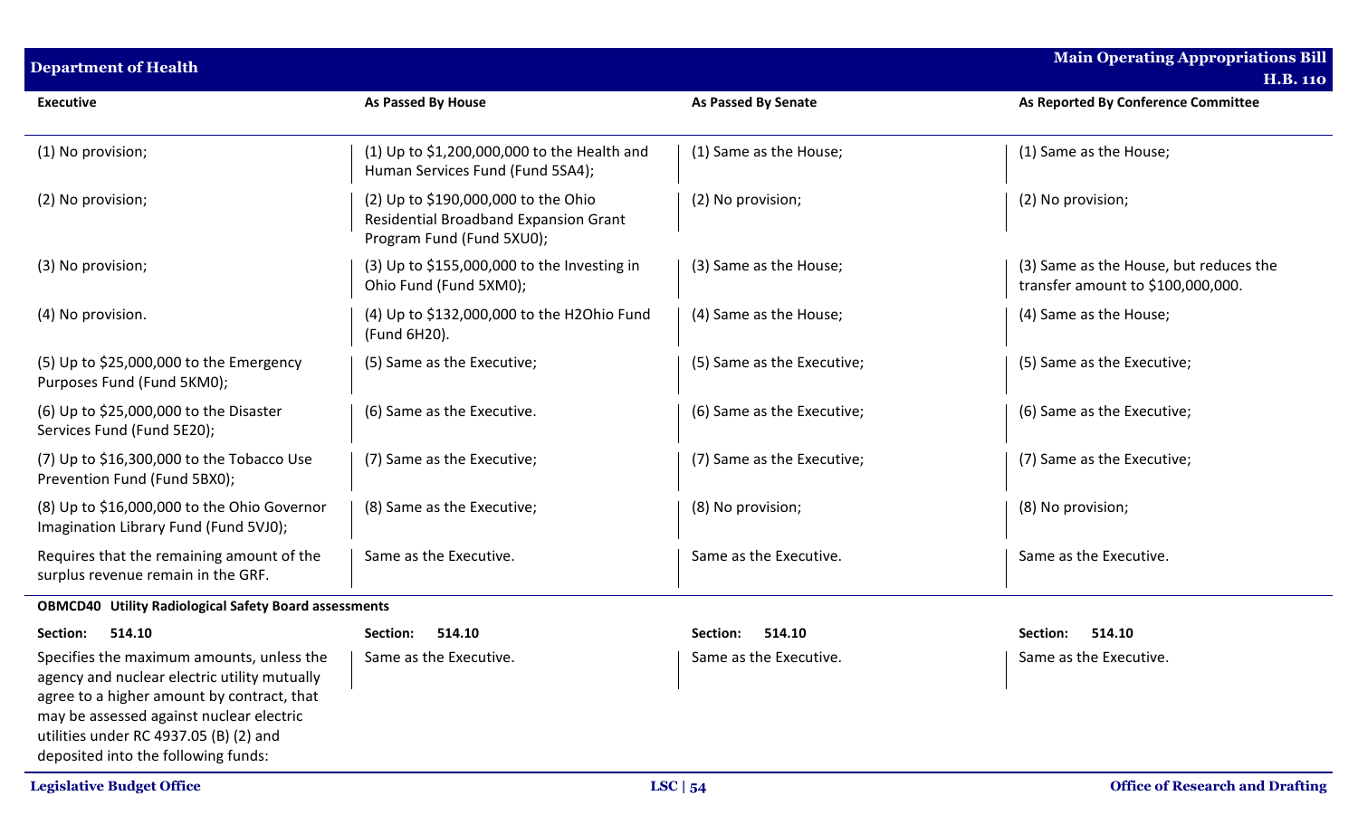| Executive | As Passed By House | As Passed By Senate | As Reported By Conference Committee |
|---|---|---|---|
| (1) No provision; | (1) Up to $1,200,000,000 to the Health and Human Services Fund (Fund 5SA4); | (1) Same as the House; | (1) Same as the House; |
| (2) No provision; | (2) Up to $190,000,000 to the Ohio Residential Broadband Expansion Grant Program Fund (Fund 5XU0); | (2) No provision; | (2) No provision; |
| (3) No provision; | (3) Up to $155,000,000 to the Investing in Ohio Fund (Fund 5XM0); | (3) Same as the House; | (3) Same as the House, but reduces the transfer amount to $100,000,000. |
| (4) No provision. | (4) Up to $132,000,000 to the H2Ohio Fund (Fund 6H20). | (4) Same as the House; | (4) Same as the House; |
| (5) Up to $25,000,000 to the Emergency Purposes Fund (Fund 5KM0); | (5) Same as the Executive; | (5) Same as the Executive; | (5) Same as the Executive; |
| (6) Up to $25,000,000 to the Disaster Services Fund (Fund 5E20); | (6) Same as the Executive. | (6) Same as the Executive; | (6) Same as the Executive; |
| (7) Up to $16,300,000 to the Tobacco Use Prevention Fund (Fund 5BX0); | (7) Same as the Executive; | (7) Same as the Executive; | (7) Same as the Executive; |
| (8) Up to $16,000,000 to the Ohio Governor Imagination Library Fund (Fund 5VJ0); | (8) Same as the Executive; | (8) No provision; | (8) No provision; |
| Requires that the remaining amount of the surplus revenue remain in the GRF. | Same as the Executive. | Same as the Executive. | Same as the Executive. |
| **OBMCD40 Utility Radiological Safety Board assessments** | | | |
| **Section: 514.10** | **Section: 514.10** | **Section: 514.10** | **Section: 514.10** |
| Specifies the maximum amounts, unless the agency and nuclear electric utility mutually agree to a higher amount by contract, that may be assessed against nuclear electric utilities under RC 4937.05 (B) (2) and deposited into the following funds: | Same as the Executive. | Same as the Executive. | Same as the Executive. |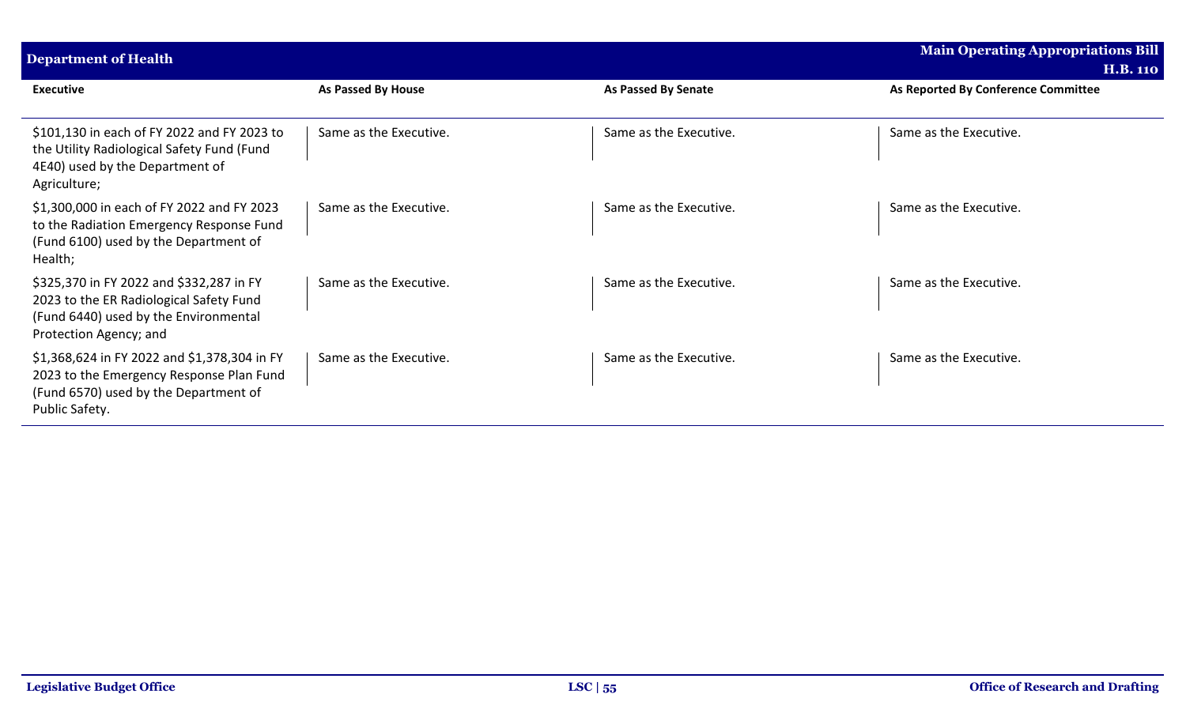| Executive | As Passed By House | As Passed By Senate | As Reported By Conference Committee |
|---|---|---|---|
| $101,130 in each of FY 2022 and FY 2023 to the Utility Radiological Safety Fund (Fund 4E40) used by the Department of Agriculture; | Same as the Executive. | Same as the Executive. | Same as the Executive. |
| $1,300,000 in each of FY 2022 and FY 2023 to the Radiation Emergency Response Fund (Fund 6100) used by the Department of Health; | Same as the Executive. | Same as the Executive. | Same as the Executive. |
| $325,370 in FY 2022 and $332,287 in FY 2023 to the ER Radiological Safety Fund (Fund 6440) used by the Environmental Protection Agency; and | Same as the Executive. | Same as the Executive. | Same as the Executive. |
| $1,368,624 in FY 2022 and $1,378,304 in FY 2023 to the Emergency Response Plan Fund (Fund 6570) used by the Department of Public Safety. | Same as the Executive. | Same as the Executive. | Same as the Executive. |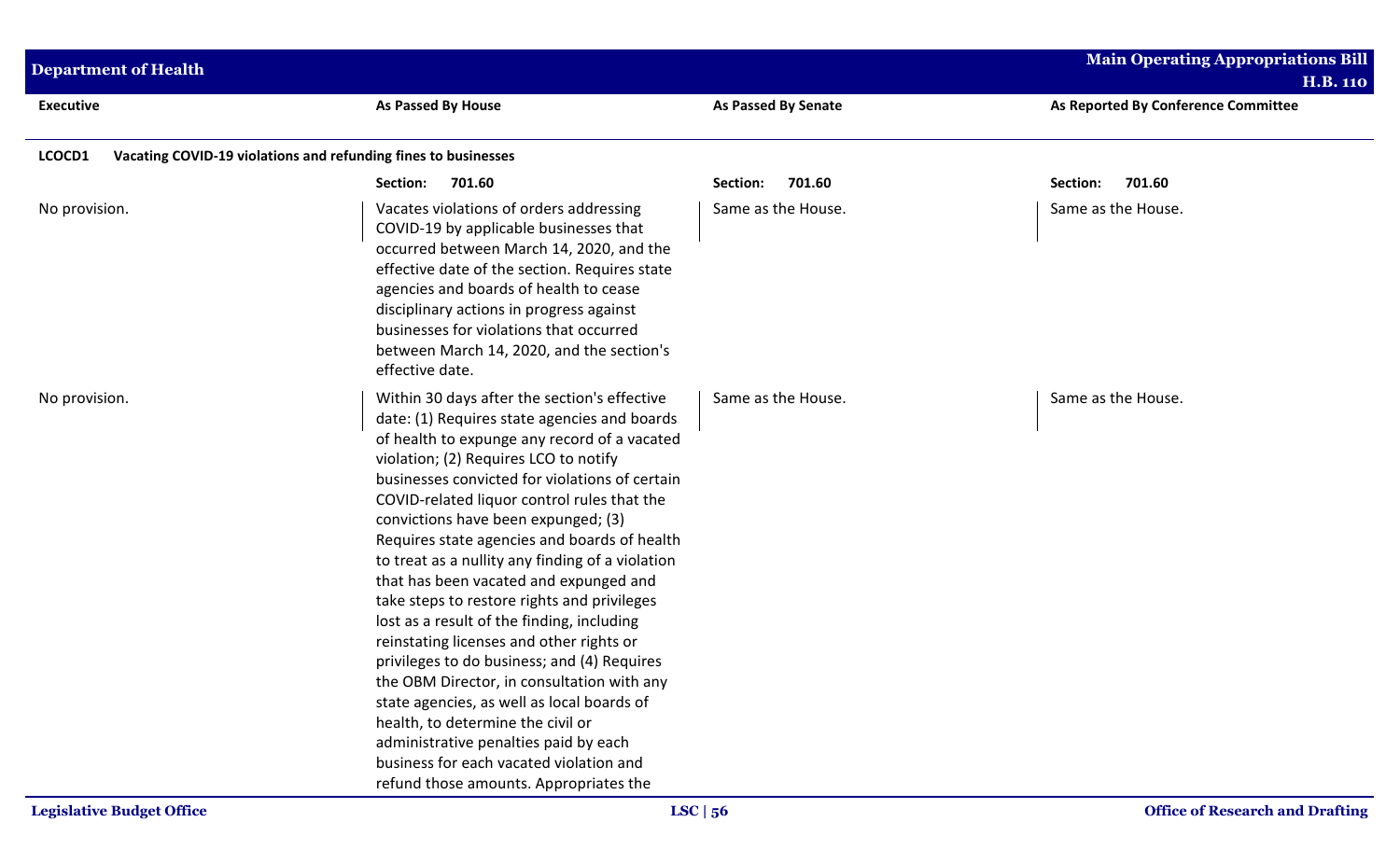| Executive | As Passed By House | As Passed By Senate | As Reported By Conference Committee |
|---|---|---|---|
| **LCOCD1 Vacating COVID-19 violations and refunding fines to businesses** | | | |
| | **Section: 701.60** | **Section: 701.60** | **Section: 701.60** |
| No provision. | Vacates violations of orders addressing COVID-19 by applicable businesses that occurred between March 14, 2020, and the effective date of the section. Requires state agencies and boards of health to cease disciplinary actions in progress against businesses for violations that occurred between March 14, 2020, and the section's effective date. | Same as the House. | Same as the House. |
| No provision. | Within 30 days after the section's effective date: (1) Requires state agencies and boards of health to expunge any record of a vacated violation; (2) Requires LCO to notify businesses convicted for violations of certain COVID-related liquor control rules that the convictions have been expunged; (3) Requires state agencies and boards of health to treat as a nullity any finding of a violation that has been vacated and expunged and take steps to restore rights and privileges lost as a result of the finding, including reinstating licenses and other rights or privileges to do business; and (4) Requires the OBM Director, in consultation with any state agencies, as well as local boards of health, to determine the civil or administrative penalties paid by each business for each vacated violation and refund those amounts. Appropriates the | Same as the House. | Same as the House. |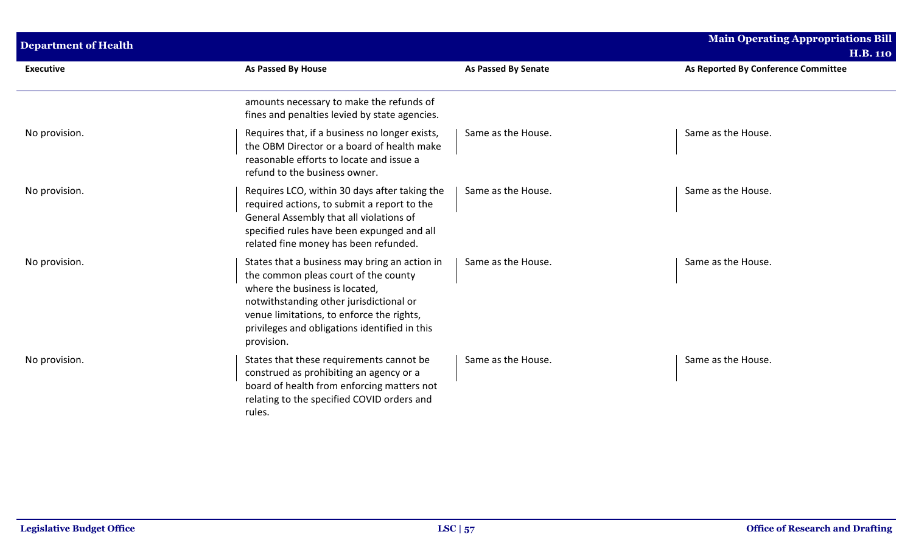| Executive | As Passed By House | As Passed By Senate | As Reported By Conference Committee |
|---|---|---|---|
| | amounts necessary to make the refunds of fines and penalties levied by state agencies. | | |
| No provision. | Requires that, if a business no longer exists, the OBM Director or a board of health make reasonable efforts to locate and issue a refund to the business owner. | Same as the House. | Same as the House. |
| No provision. | Requires LCO, within 30 days after taking the required actions, to submit a report to the General Assembly that all violations of specified rules have been expunged and all related fine money has been refunded. | Same as the House. | Same as the House. |
| No provision. | States that a business may bring an action in the common pleas court of the county where the business is located, notwithstanding other jurisdictional or venue limitations, to enforce the rights, privileges and obligations identified in this provision. | Same as the House. | Same as the House. |
| No provision. | States that these requirements cannot be construed as prohibiting an agency or a board of health from enforcing matters not relating to the specified COVID orders and rules. | Same as the House. | Same as the House. |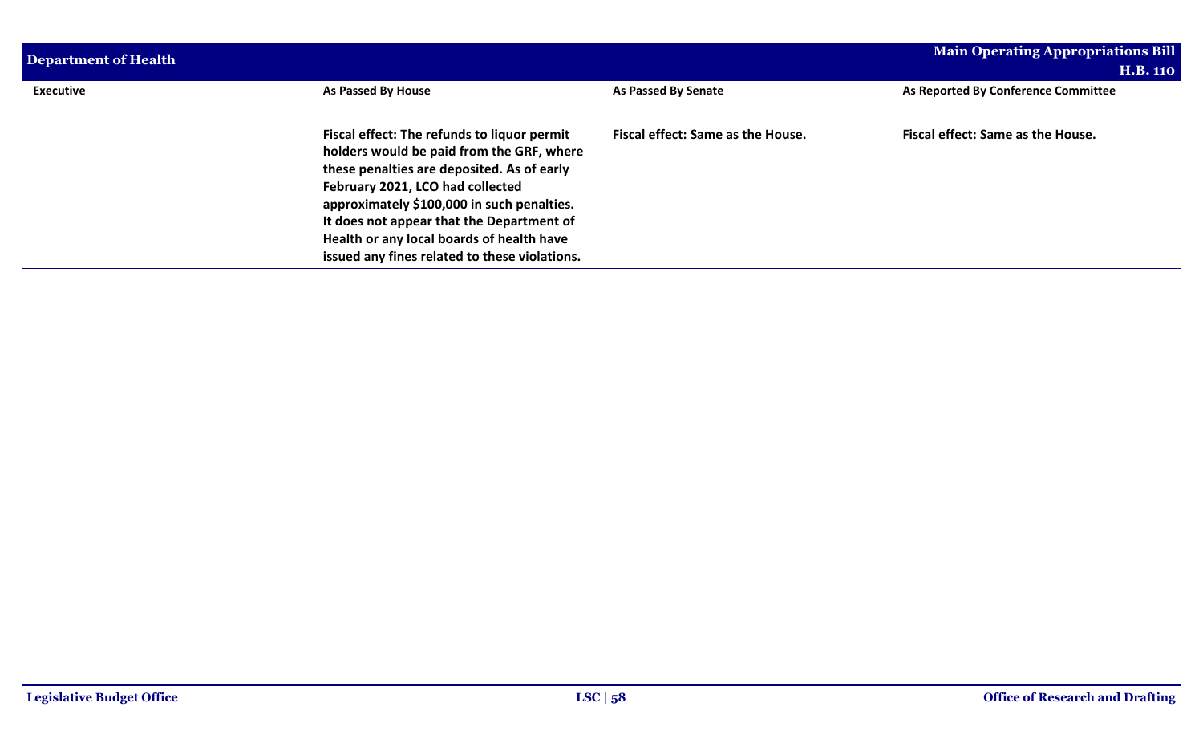| Executive | As Passed By House | As Passed By Senate | As Reported By Conference Committee |
|---|---|---|---|
| | **Fiscal effect: The refunds to liquor permit holders would be paid from the GRF, where these penalties are deposited. As of early February 2021, LCO had collected approximately $100,000 in such penalties. It does not appear that the Department of Health or any local boards of health have issued any fines related to these violations.** | **Fiscal effect: Same as the House.** | **Fiscal effect: Same as the House.** |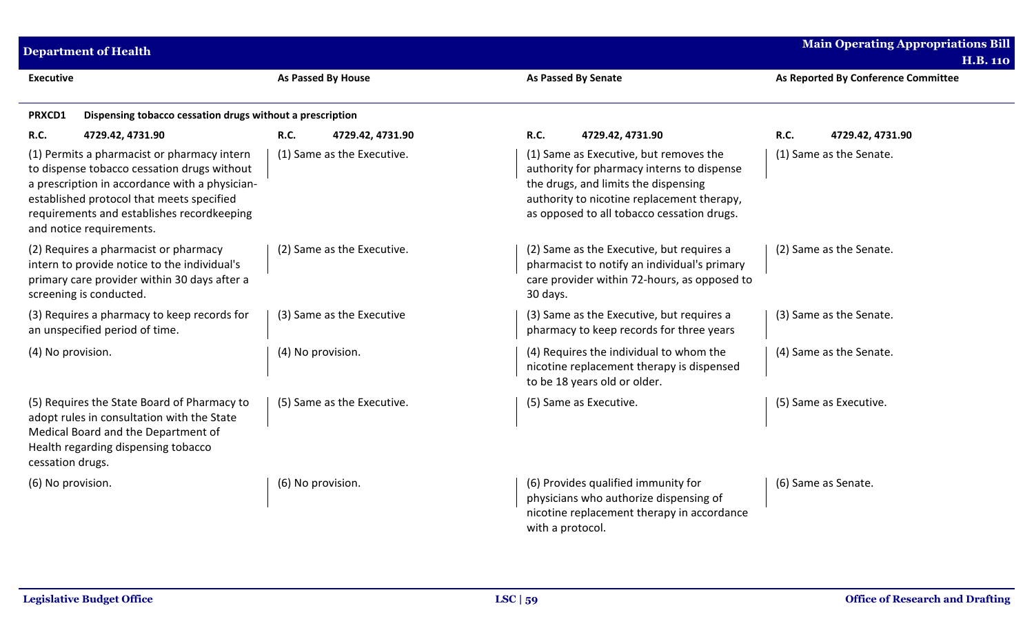| Executive | As Passed By House | As Passed By Senate | As Reported By Conference Committee |
|---|---|---|---|
| **PRXCD1 Dispensing tobacco cessation drugs without a prescription** | | | |
| **R.C. 4729.42, 4731.90** | **R.C. 4729.42, 4731.90** | **R.C. 4729.42, 4731.90** | **R.C. 4729.42, 4731.90** |
| (1) Permits a pharmacist or pharmacy intern to dispense tobacco cessation drugs without a prescription in accordance with a physician-established protocol that meets specified requirements and establishes recordkeeping and notice requirements. | (1) Same as the Executive. | (1) Same as Executive, but removes the authority for pharmacy interns to dispense the drugs, and limits the dispensing authority to nicotine replacement therapy, as opposed to all tobacco cessation drugs. | (1) Same as the Senate. |
| (2) Requires a pharmacist or pharmacy intern to provide notice to the individual's primary care provider within 30 days after a screening is conducted. | (2) Same as the Executive. | (2) Same as the Executive, but requires a pharmacist to notify an individual's primary care provider within 72-hours, as opposed to 30 days. | (2) Same as the Senate. |
| (3) Requires a pharmacy to keep records for an unspecified period of time. | (3) Same as the Executive | (3) Same as the Executive, but requires a pharmacy to keep records for three years | (3) Same as the Senate. |
| (4) No provision. | (4) No provision. | (4) Requires the individual to whom the nicotine replacement therapy is dispensed to be 18 years old or older. | (4) Same as the Senate. |
| (5) Requires the State Board of Pharmacy to adopt rules in consultation with the State Medical Board and the Department of Health regarding dispensing tobacco cessation drugs. | (5) Same as the Executive. | (5) Same as Executive. | (5) Same as Executive. |
| (6) No provision. | (6) No provision. | (6) Provides qualified immunity for physicians who authorize dispensing of nicotine replacement therapy in accordance with a protocol. | (6) Same as Senate. |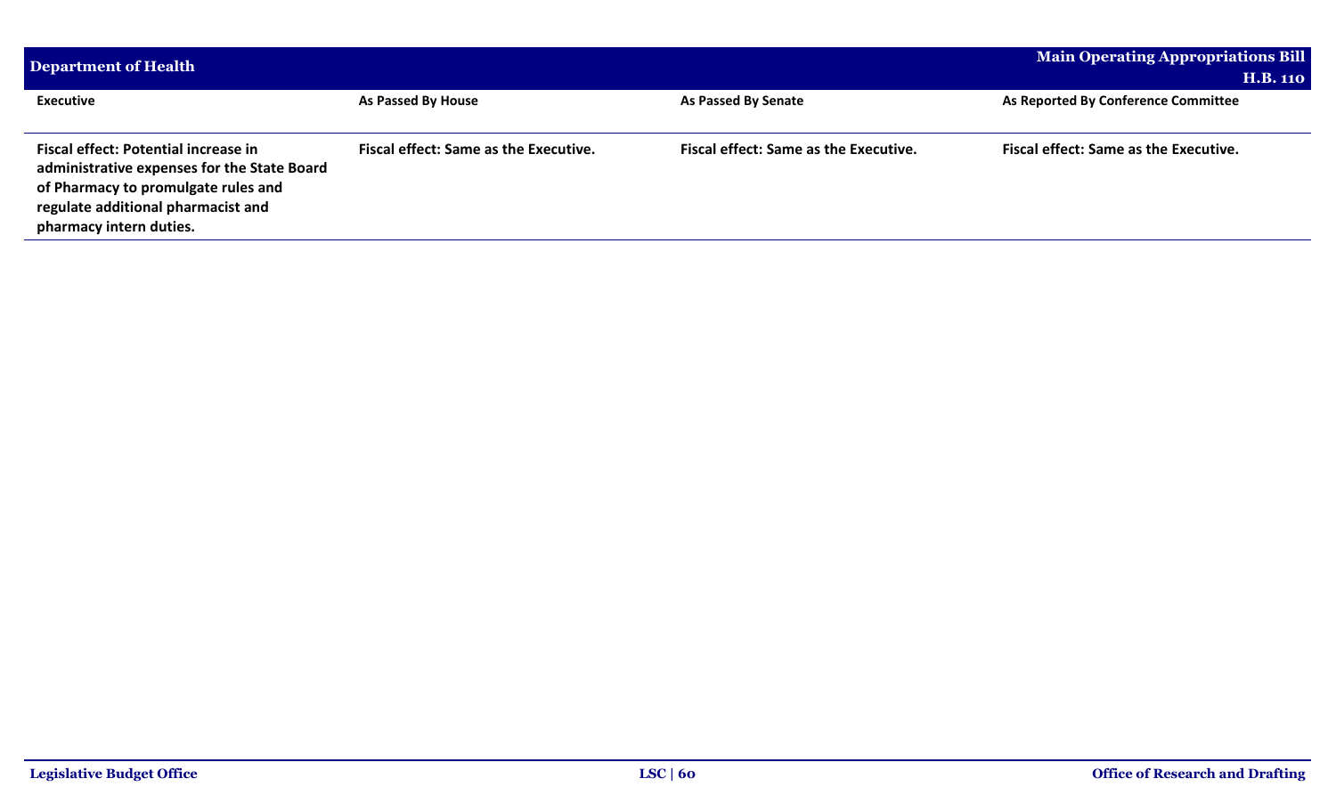| Executive | As Passed By House | As Passed By Senate | As Reported By Conference Committee |
|---|---|---|---|
| **Fiscal effect: Potential increase in administrative expenses for the State Board of Pharmacy to promulgate rules and regulate additional pharmacist and pharmacy intern duties.** | **Fiscal effect: Same as the Executive.** | **Fiscal effect: Same as the Executive.** | **Fiscal effect: Same as the Executive.** |